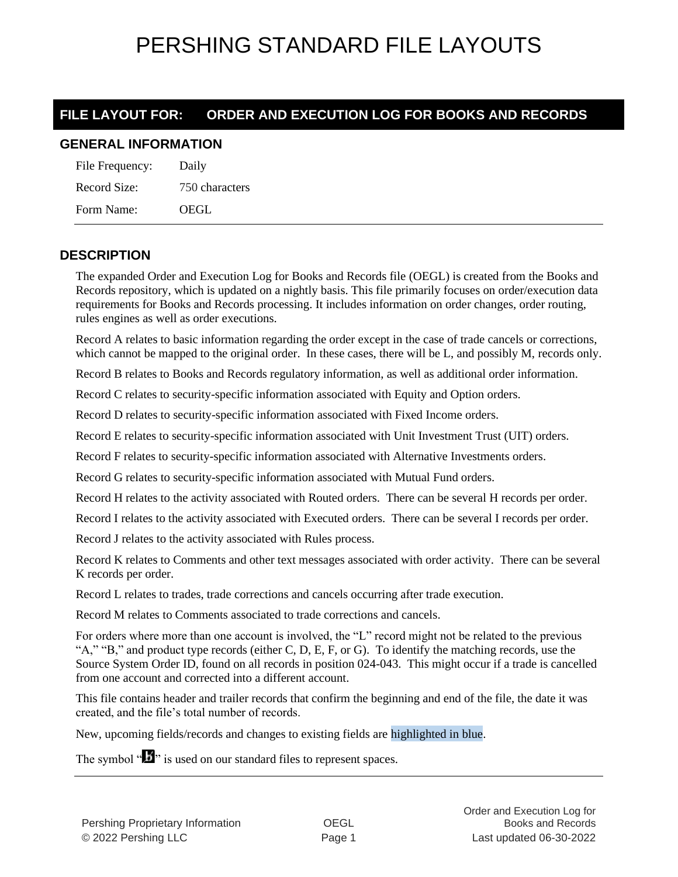# PERSHING STANDARD FILE LAYOUTS

## FILE LAYOUT FOR: ORDER AND EXECUTION LOG FOR BOOKS AND RECORDS

### GENERAL INFORMATION

| | |
|---|---|
| File Frequency: | Daily |
| Record Size: | 750 characters |
| Form Name: | OEGL |

### DESCRIPTION

The expanded Order and Execution Log for Books and Records file (OEGL) is created from the Books and Records repository, which is updated on a nightly basis. This file primarily focuses on order/execution data requirements for Books and Records processing. It includes information on order changes, order routing, rules engines as well as order executions.

Record A relates to basic information regarding the order except in the case of trade cancels or corrections, which cannot be mapped to the original order. In these cases, there will be L, and possibly M, records only.

Record B relates to Books and Records regulatory information, as well as additional order information.

Record C relates to security-specific information associated with Equity and Option orders.

Record D relates to security-specific information associated with Fixed Income orders.

Record E relates to security-specific information associated with Unit Investment Trust (UIT) orders.

Record F relates to security-specific information associated with Alternative Investments orders.

Record G relates to security-specific information associated with Mutual Fund orders.

Record H relates to the activity associated with Routed orders. There can be several H records per order.

Record I relates to the activity associated with Executed orders. There can be several I records per order.

Record J relates to the activity associated with Rules process.

Record K relates to Comments and other text messages associated with order activity. There can be several K records per order.

Record L relates to trades, trade corrections and cancels occurring after trade execution.

Record M relates to Comments associated to trade corrections and cancels.

For orders where more than one account is involved, the “L” record might not be related to the previous “A,” “B,” and product type records (either C, D, E, F, or G). To identify the matching records, use the Source System Order ID, found on all records in position 024-043. This might occur if a trade is cancelled from one account and corrected into a different account.

This file contains header and trailer records that confirm the beginning and end of the file, the date it was created, and the file’s total number of records.

New, upcoming fields/records and changes to existing fields are highlighted in blue.

The symbol “b̸” is used on our standard files to represent spaces.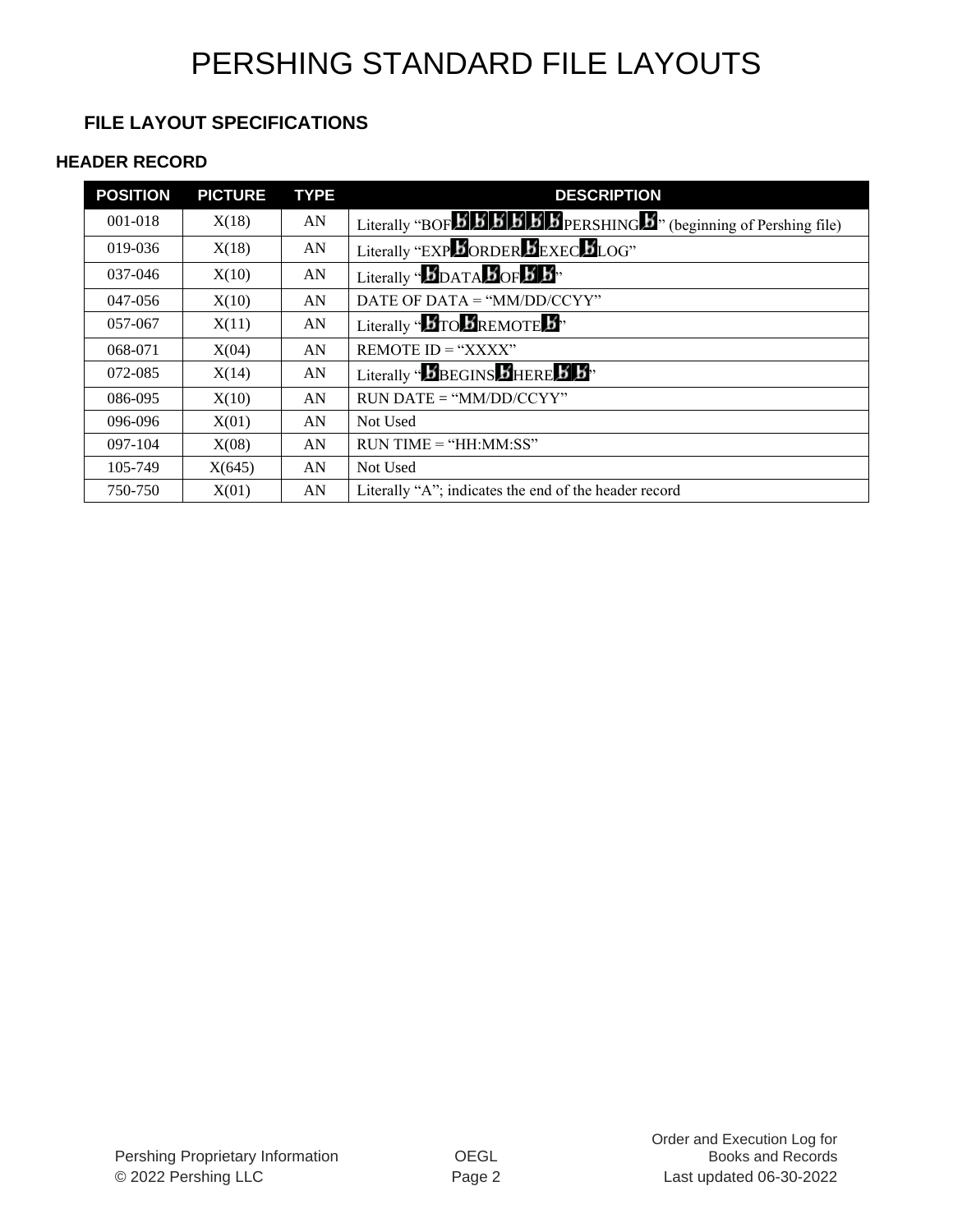## FILE LAYOUT SPECIFICATIONS

### HEADER RECORD

| POSITION | PICTURE | TYPE | DESCRIPTION |
|---|---|---|---|
| 001-018 | X(18) | AN | Literally "BOFb̸b̸b̸b̸b̸b̸PERSHINGb̸" (beginning of Pershing file) |
| 019-036 | X(18) | AN | Literally "EXPb̸ORDERb̸EXECb̸LOG" |
| 037-046 | X(10) | AN | Literally "b̸DATAb̸OFb̸b̸" |
| 047-056 | X(10) | AN | DATE OF DATA = "MM/DD/CCYY" |
| 057-067 | X(11) | AN | Literally "b̸TOb̸REMOTEb̸" |
| 068-071 | X(04) | AN | REMOTE ID = "XXXX" |
| 072-085 | X(14) | AN | Literally "b̸BEGINSb̸HEREb̸b̸" |
| 086-095 | X(10) | AN | RUN DATE = "MM/DD/CCYY" |
| 096-096 | X(01) | AN | Not Used |
| 097-104 | X(08) | AN | RUN TIME = "HH:MM:SS" |
| 105-749 | X(645) | AN | Not Used |
| 750-750 | X(01) | AN | Literally "A"; indicates the end of the header record |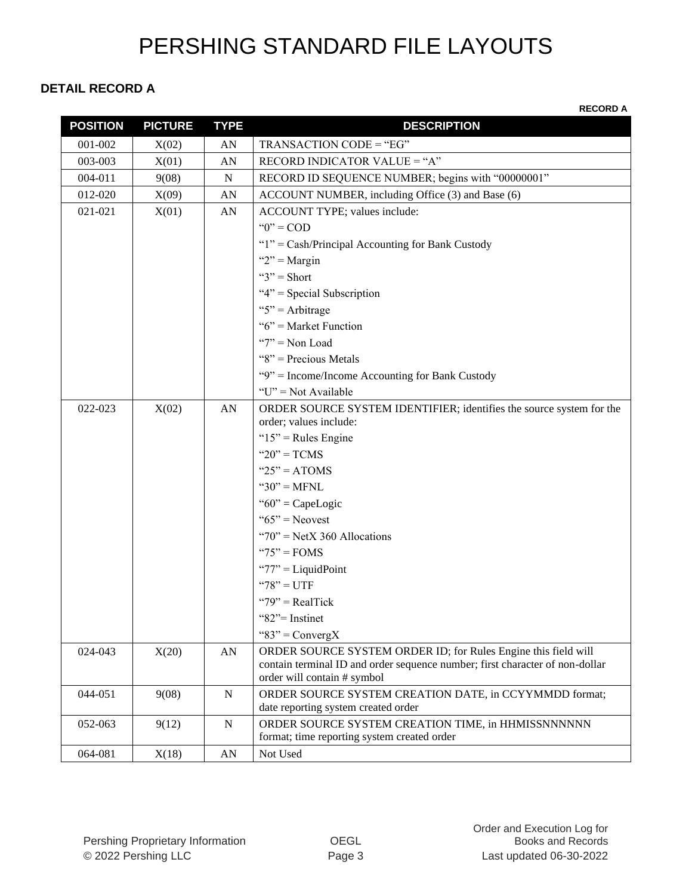# PERSHING STANDARD FILE LAYOUTS

## DETAIL RECORD A

**RECORD A**

| POSITION | PICTURE | TYPE | DESCRIPTION |
|---|---|---|---|
| 001-002 | X(02) | AN | TRANSACTION CODE = "EG" |
| 003-003 | X(01) | AN | RECORD INDICATOR VALUE = "A" |
| 004-011 | 9(08) | N | RECORD ID SEQUENCE NUMBER; begins with "00000001" |
| 012-020 | X(09) | AN | ACCOUNT NUMBER, including Office (3) and Base (6) |
| 021-021 | X(01) | AN | ACCOUNT TYPE; values include:<br>"0" = COD<br>"1" = Cash/Principal Accounting for Bank Custody<br>"2" = Margin<br>"3" = Short<br>"4" = Special Subscription<br>"5" = Arbitrage<br>"6" = Market Function<br>"7" = Non Load<br>"8" = Precious Metals<br>"9" = Income/Income Accounting for Bank Custody<br>"U" = Not Available |
| 022-023 | X(02) | AN | ORDER SOURCE SYSTEM IDENTIFIER; identifies the source system for the order; values include:<br>"15" = Rules Engine<br>"20" = TCMS<br>"25" = ATOMS<br>"30" = MFNL<br>"60" = CapeLogic<br>"65" = Neovest<br>"70" = NetX 360 Allocations<br>"75" = FOMS<br>"77" = LiquidPoint<br>"78" = UTF<br>"79" = RealTick<br>"82"= Instinet<br>"83" = ConvergX |
| 024-043 | X(20) | AN | ORDER SOURCE SYSTEM ORDER ID; for Rules Engine this field will contain terminal ID and order sequence number; first character of non-dollar order will contain # symbol |
| 044-051 | 9(08) | N | ORDER SOURCE SYSTEM CREATION DATE, in CCYYMMDD format; date reporting system created order |
| 052-063 | 9(12) | N | ORDER SOURCE SYSTEM CREATION TIME, in HHMISSNNNNNN format; time reporting system created order |
| 064-081 | X(18) | AN | Not Used |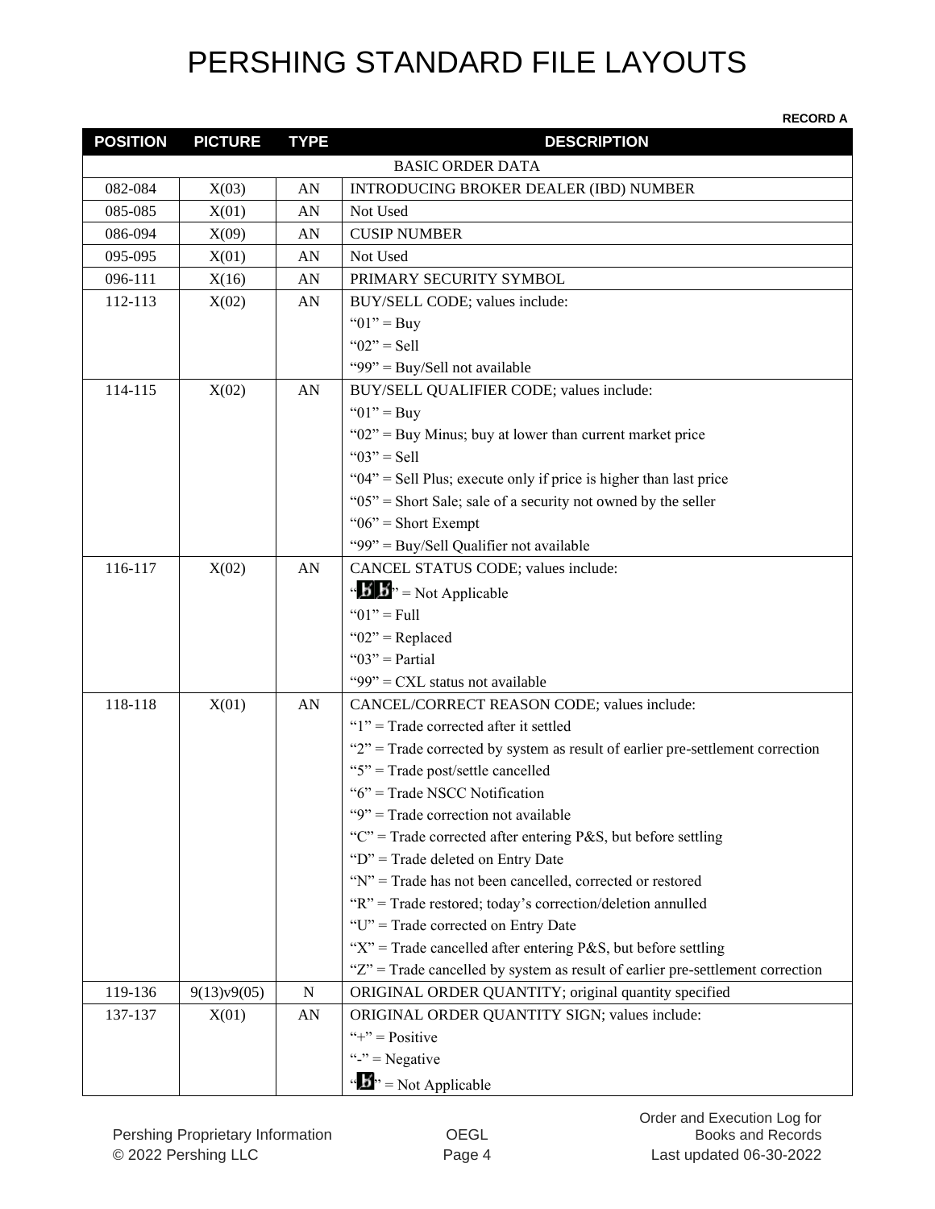# PERSHING STANDARD FILE LAYOUTS

**RECORD A**

| POSITION | PICTURE | TYPE | DESCRIPTION |
|---|---|---|---|
| | | | BASIC ORDER DATA |
| 082-084 | X(03) | AN | INTRODUCING BROKER DEALER (IBD) NUMBER |
| 085-085 | X(01) | AN | Not Used |
| 086-094 | X(09) | AN | CUSIP NUMBER |
| 095-095 | X(01) | AN | Not Used |
| 096-111 | X(16) | AN | PRIMARY SECURITY SYMBOL |
| 112-113 | X(02) | AN | BUY/SELL CODE; values include:<br>“01” = Buy<br>“02” = Sell<br>“99” = Buy/Sell not available |
| 114-115 | X(02) | AN | BUY/SELL QUALIFIER CODE; values include:<br>“01” = Buy<br>“02” = Buy Minus; buy at lower than current market price<br>“03” = Sell<br>“04” = Sell Plus; execute only if price is higher than last price<br>“05” = Short Sale; sale of a security not owned by the seller<br>“06” = Short Exempt<br>“99” = Buy/Sell Qualifier not available |
| 116-117 | X(02) | AN | CANCEL STATUS CODE; values include:<br>“ƀƀ” = Not Applicable<br>“01” = Full<br>“02” = Replaced<br>“03” = Partial<br>“99” = CXL status not available |
| 118-118 | X(01) | AN | CANCEL/CORRECT REASON CODE; values include:<br>“1” = Trade corrected after it settled<br>“2” = Trade corrected by system as result of earlier pre-settlement correction<br>“5” = Trade post/settle cancelled<br>“6” = Trade NSCC Notification<br>“9” = Trade correction not available<br>“C” = Trade corrected after entering P&S, but before settling<br>“D” = Trade deleted on Entry Date<br>“N” = Trade has not been cancelled, corrected or restored<br>“R” = Trade restored; today’s correction/deletion annulled<br>“U” = Trade corrected on Entry Date<br>“X” = Trade cancelled after entering P&S, but before settling<br>“Z” = Trade cancelled by system as result of earlier pre-settlement correction |
| 119-136 | 9(13)v9(05) | N | ORIGINAL ORDER QUANTITY; original quantity specified |
| 137-137 | X(01) | AN | ORIGINAL ORDER QUANTITY SIGN; values include:<br>“+” = Positive<br>“-” = Negative<br>“ƀ” = Not Applicable |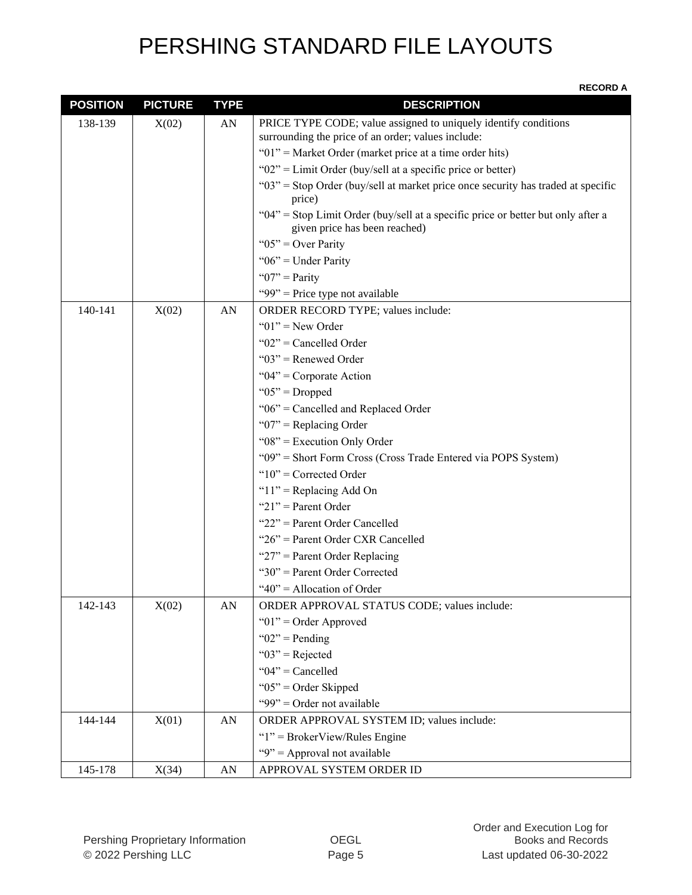**RECORD A**

| POSITION | PICTURE | TYPE | DESCRIPTION |
|---|---|---|---|
| 138-139 | X(02) | AN | PRICE TYPE CODE; value assigned to uniquely identify conditions surrounding the price of an order; values include:<br>"01" = Market Order (market price at a time order hits)<br>"02" = Limit Order (buy/sell at a specific price or better)<br>"03" = Stop Order (buy/sell at market price once security has traded at specific price)<br>"04" = Stop Limit Order (buy/sell at a specific price or better but only after a given price has been reached)<br>"05" = Over Parity<br>"06" = Under Parity<br>"07" = Parity<br>"99" = Price type not available |
| 140-141 | X(02) | AN | ORDER RECORD TYPE; values include:<br>"01" = New Order<br>"02" = Cancelled Order<br>"03" = Renewed Order<br>"04" = Corporate Action<br>"05" = Dropped<br>"06" = Cancelled and Replaced Order<br>"07" = Replacing Order<br>"08" = Execution Only Order<br>"09" = Short Form Cross (Cross Trade Entered via POPS System)<br>"10" = Corrected Order<br>"11" = Replacing Add On<br>"21" = Parent Order<br>"22" = Parent Order Cancelled<br>"26" = Parent Order CXR Cancelled<br>"27" = Parent Order Replacing<br>"30" = Parent Order Corrected<br>"40" = Allocation of Order |
| 142-143 | X(02) | AN | ORDER APPROVAL STATUS CODE; values include:<br>"01" = Order Approved<br>"02" = Pending<br>"03" = Rejected<br>"04" = Cancelled<br>"05" = Order Skipped<br>"99" = Order not available |
| 144-144 | X(01) | AN | ORDER APPROVAL SYSTEM ID; values include:<br>"1" = BrokerView/Rules Engine<br>"9" = Approval not available |
| 145-178 | X(34) | AN | APPROVAL SYSTEM ORDER ID |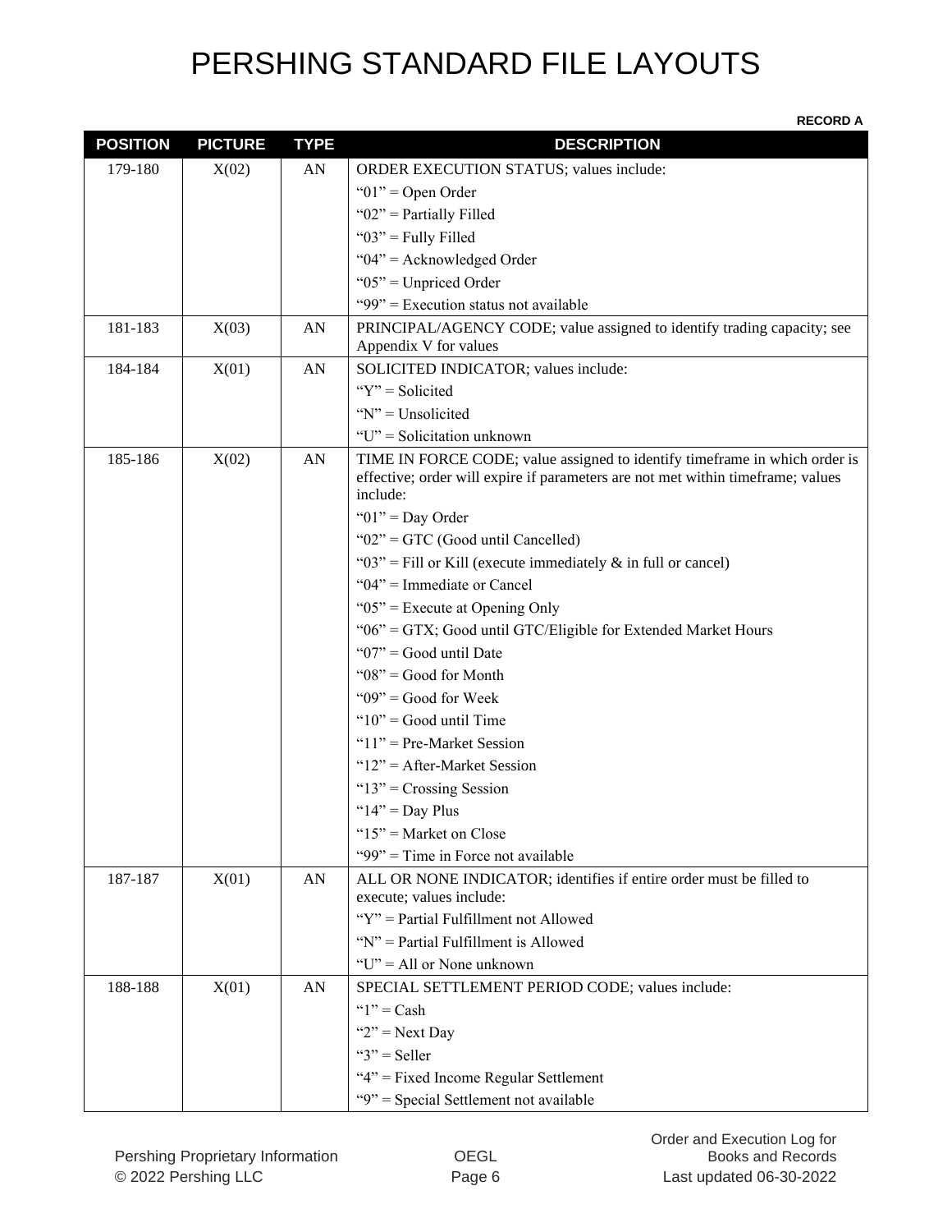# PERSHING STANDARD FILE LAYOUTS

**RECORD A**

| POSITION | PICTURE | TYPE | DESCRIPTION |
|---|---|---|---|
| 179-180 | X(02) | AN | ORDER EXECUTION STATUS; values include:<br>"01" = Open Order<br>"02" = Partially Filled<br>"03" = Fully Filled<br>"04" = Acknowledged Order<br>"05" = Unpriced Order<br>"99" = Execution status not available |
| 181-183 | X(03) | AN | PRINCIPAL/AGENCY CODE; value assigned to identify trading capacity; see Appendix V for values |
| 184-184 | X(01) | AN | SOLICITED INDICATOR; values include:<br>"Y" = Solicited<br>"N" = Unsolicited<br>"U" = Solicitation unknown |
| 185-186 | X(02) | AN | TIME IN FORCE CODE; value assigned to identify timeframe in which order is effective; order will expire if parameters are not met within timeframe; values include:<br>"01" = Day Order<br>"02" = GTC (Good until Cancelled)<br>"03" = Fill or Kill (execute immediately & in full or cancel)<br>"04" = Immediate or Cancel<br>"05" = Execute at Opening Only<br>"06" = GTX; Good until GTC/Eligible for Extended Market Hours<br>"07" = Good until Date<br>"08" = Good for Month<br>"09" = Good for Week<br>"10" = Good until Time<br>"11" = Pre-Market Session<br>"12" = After-Market Session<br>"13" = Crossing Session<br>"14" = Day Plus<br>"15" = Market on Close<br>"99" = Time in Force not available |
| 187-187 | X(01) | AN | ALL OR NONE INDICATOR; identifies if entire order must be filled to execute; values include:<br>"Y" = Partial Fulfillment not Allowed<br>"N" = Partial Fulfillment is Allowed<br>"U" = All or None unknown |
| 188-188 | X(01) | AN | SPECIAL SETTLEMENT PERIOD CODE; values include:<br>"1" = Cash<br>"2" = Next Day<br>"3" = Seller<br>"4" = Fixed Income Regular Settlement<br>"9" = Special Settlement not available |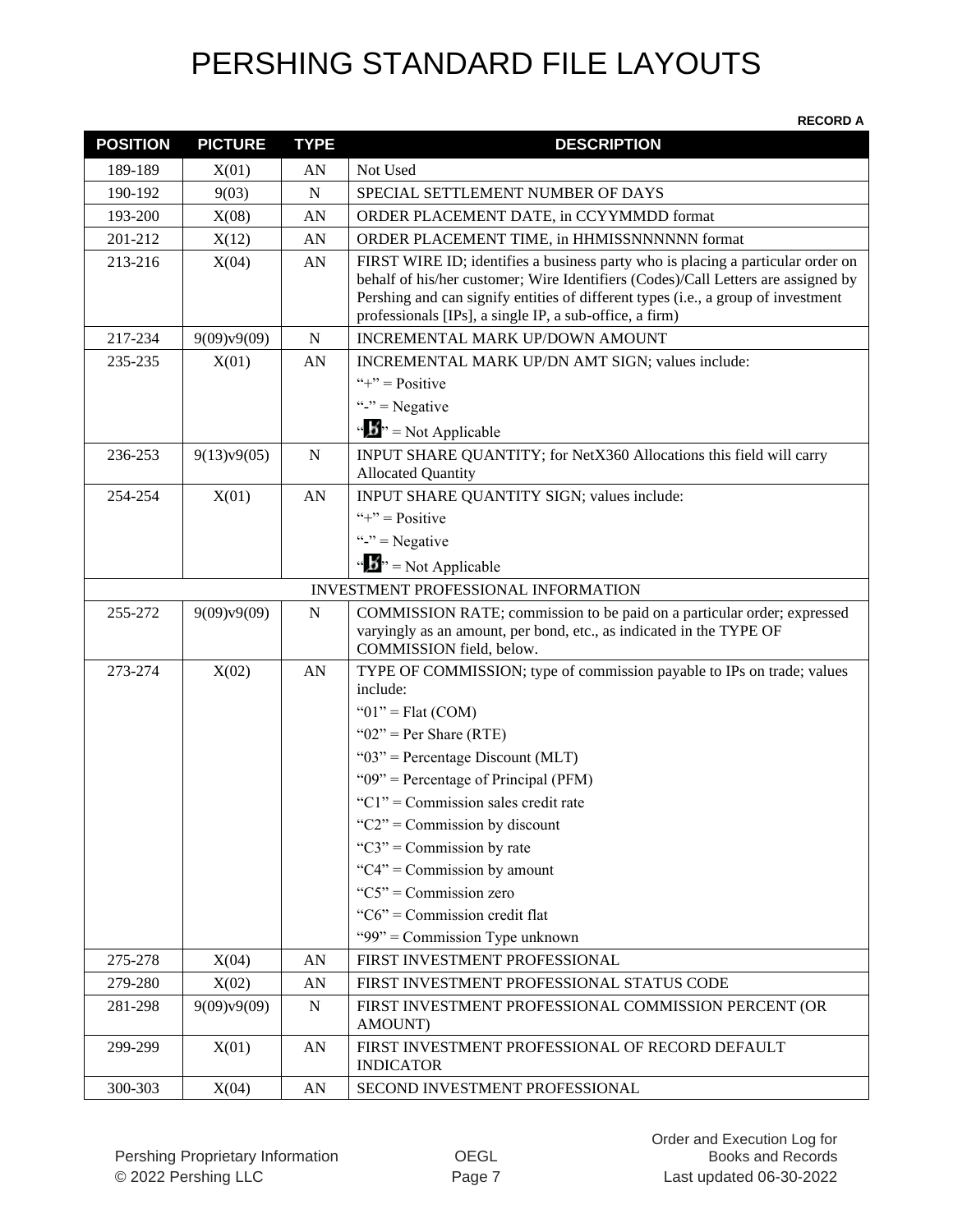# PERSHING STANDARD FILE LAYOUTS

**RECORD A**

| POSITION | PICTURE | TYPE | DESCRIPTION |
|---|---|---|---|
| 189-189 | X(01) | AN | Not Used |
| 190-192 | 9(03) | N | SPECIAL SETTLEMENT NUMBER OF DAYS |
| 193-200 | X(08) | AN | ORDER PLACEMENT DATE, in CCYYMMDD format |
| 201-212 | X(12) | AN | ORDER PLACEMENT TIME, in HHMISSNNNNNN format |
| 213-216 | X(04) | AN | FIRST WIRE ID; identifies a business party who is placing a particular order on behalf of his/her customer; Wire Identifiers (Codes)/Call Letters are assigned by Pershing and can signify entities of different types (i.e., a group of investment professionals [IPs], a single IP, a sub-office, a firm) |
| 217-234 | 9(09)v9(09) | N | INCREMENTAL MARK UP/DOWN AMOUNT |
| 235-235 | X(01) | AN | INCREMENTAL MARK UP/DN AMT SIGN; values include:<br>"+" = Positive<br>"-" = Negative<br>"b̸" = Not Applicable |
| 236-253 | 9(13)v9(05) | N | INPUT SHARE QUANTITY; for NetX360 Allocations this field will carry Allocated Quantity |
| 254-254 | X(01) | AN | INPUT SHARE QUANTITY SIGN; values include:<br>"+" = Positive<br>"-" = Negative<br>"b̸" = Not Applicable |
| | | | INVESTMENT PROFESSIONAL INFORMATION |
| 255-272 | 9(09)v9(09) | N | COMMISSION RATE; commission to be paid on a particular order; expressed varyingly as an amount, per bond, etc., as indicated in the TYPE OF COMMISSION field, below. |
| 273-274 | X(02) | AN | TYPE OF COMMISSION; type of commission payable to IPs on trade; values include:<br>"01" = Flat (COM)<br>"02" = Per Share (RTE)<br>"03" = Percentage Discount (MLT)<br>"09" = Percentage of Principal (PFM)<br>"C1" = Commission sales credit rate<br>"C2" = Commission by discount<br>"C3" = Commission by rate<br>"C4" = Commission by amount<br>"C5" = Commission zero<br>"C6" = Commission credit flat<br>"99" = Commission Type unknown |
| 275-278 | X(04) | AN | FIRST INVESTMENT PROFESSIONAL |
| 279-280 | X(02) | AN | FIRST INVESTMENT PROFESSIONAL STATUS CODE |
| 281-298 | 9(09)v9(09) | N | FIRST INVESTMENT PROFESSIONAL COMMISSION PERCENT (OR AMOUNT) |
| 299-299 | X(01) | AN | FIRST INVESTMENT PROFESSIONAL OF RECORD DEFAULT INDICATOR |
| 300-303 | X(04) | AN | SECOND INVESTMENT PROFESSIONAL |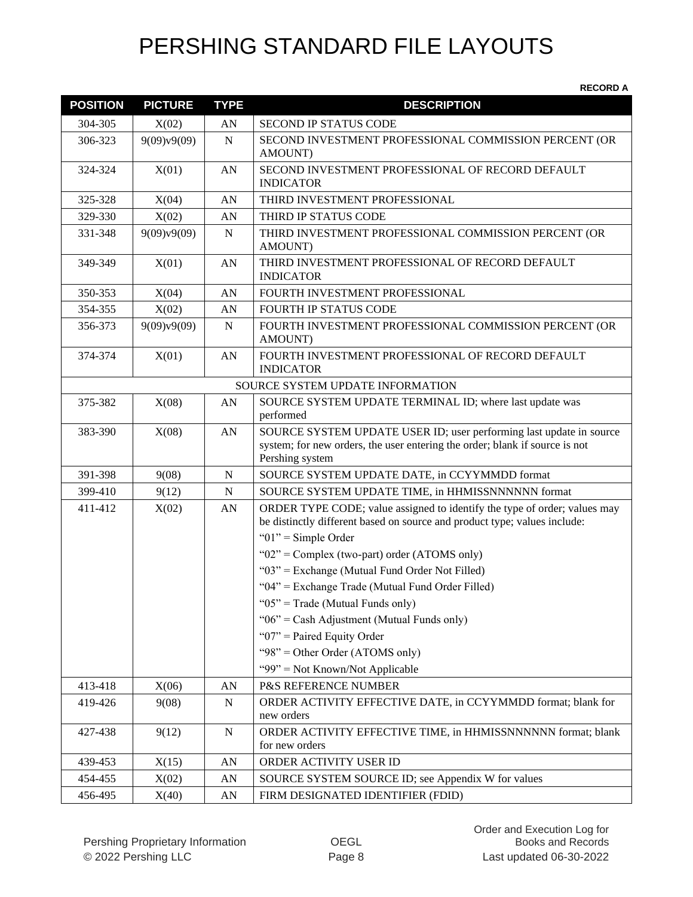# PERSHING STANDARD FILE LAYOUTS

**RECORD A**

| POSITION | PICTURE | TYPE | DESCRIPTION |
|---|---|---|---|
| 304-305 | X(02) | AN | SECOND IP STATUS CODE |
| 306-323 | 9(09)v9(09) | N | SECOND INVESTMENT PROFESSIONAL COMMISSION PERCENT (OR AMOUNT) |
| 324-324 | X(01) | AN | SECOND INVESTMENT PROFESSIONAL OF RECORD DEFAULT INDICATOR |
| 325-328 | X(04) | AN | THIRD INVESTMENT PROFESSIONAL |
| 329-330 | X(02) | AN | THIRD IP STATUS CODE |
| 331-348 | 9(09)v9(09) | N | THIRD INVESTMENT PROFESSIONAL COMMISSION PERCENT (OR AMOUNT) |
| 349-349 | X(01) | AN | THIRD INVESTMENT PROFESSIONAL OF RECORD DEFAULT INDICATOR |
| 350-353 | X(04) | AN | FOURTH INVESTMENT PROFESSIONAL |
| 354-355 | X(02) | AN | FOURTH IP STATUS CODE |
| 356-373 | 9(09)v9(09) | N | FOURTH INVESTMENT PROFESSIONAL COMMISSION PERCENT (OR AMOUNT) |
| 374-374 | X(01) | AN | FOURTH INVESTMENT PROFESSIONAL OF RECORD DEFAULT INDICATOR |
| | | | SOURCE SYSTEM UPDATE INFORMATION |
| 375-382 | X(08) | AN | SOURCE SYSTEM UPDATE TERMINAL ID; where last update was performed |
| 383-390 | X(08) | AN | SOURCE SYSTEM UPDATE USER ID; user performing last update in source system; for new orders, the user entering the order; blank if source is not Pershing system |
| 391-398 | 9(08) | N | SOURCE SYSTEM UPDATE DATE, in CCYYMMDD format |
| 399-410 | 9(12) | N | SOURCE SYSTEM UPDATE TIME, in HHMISSNNNNNN format |
| 411-412 | X(02) | AN | ORDER TYPE CODE; value assigned to identify the type of order; values may be distinctly different based on source and product type; values include:<br>"01" = Simple Order<br>"02" = Complex (two-part) order (ATOMS only)<br>"03" = Exchange (Mutual Fund Order Not Filled)<br>"04" = Exchange Trade (Mutual Fund Order Filled)<br>"05" = Trade (Mutual Funds only)<br>"06" = Cash Adjustment (Mutual Funds only)<br>"07" = Paired Equity Order<br>"98" = Other Order (ATOMS only)<br>"99" = Not Known/Not Applicable |
| 413-418 | X(06) | AN | P&S REFERENCE NUMBER |
| 419-426 | 9(08) | N | ORDER ACTIVITY EFFECTIVE DATE, in CCYYMMDD format; blank for new orders |
| 427-438 | 9(12) | N | ORDER ACTIVITY EFFECTIVE TIME, in HHMISSNNNNNN format; blank for new orders |
| 439-453 | X(15) | AN | ORDER ACTIVITY USER ID |
| 454-455 | X(02) | AN | SOURCE SYSTEM SOURCE ID; see Appendix W for values |
| 456-495 | X(40) | AN | FIRM DESIGNATED IDENTIFIER (FDID) |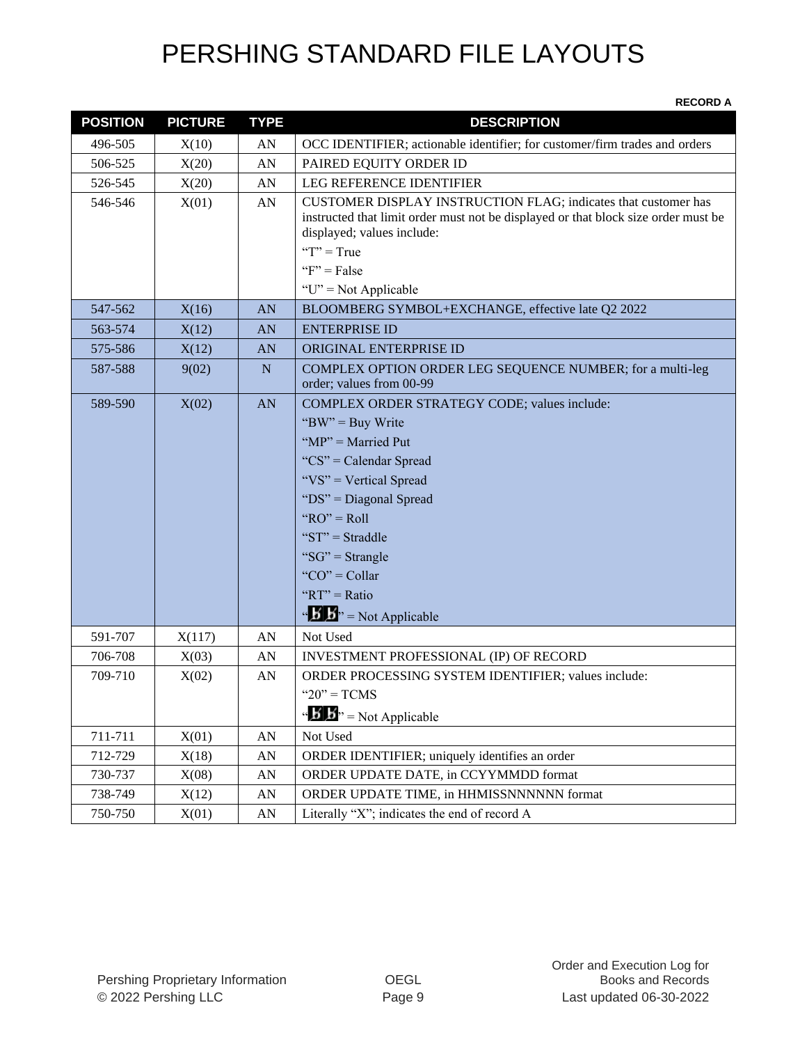# PERSHING STANDARD FILE LAYOUTS

**RECORD A**

| POSITION | PICTURE | TYPE | DESCRIPTION |
|---|---|---|---|
| 496-505 | X(10) | AN | OCC IDENTIFIER; actionable identifier; for customer/firm trades and orders |
| 506-525 | X(20) | AN | PAIRED EQUITY ORDER ID |
| 526-545 | X(20) | AN | LEG REFERENCE IDENTIFIER |
| 546-546 | X(01) | AN | CUSTOMER DISPLAY INSTRUCTION FLAG; indicates that customer has instructed that limit order must not be displayed or that block size order must be displayed; values include:<br>"T" = True<br>"F" = False<br>"U" = Not Applicable |
| 547-562 | X(16) | AN | BLOOMBERG SYMBOL+EXCHANGE, effective late Q2 2022 |
| 563-574 | X(12) | AN | ENTERPRISE ID |
| 575-586 | X(12) | AN | ORIGINAL ENTERPRISE ID |
| 587-588 | 9(02) | N | COMPLEX OPTION ORDER LEG SEQUENCE NUMBER; for a multi-leg order; values from 00-99 |
| 589-590 | X(02) | AN | COMPLEX ORDER STRATEGY CODE; values include:<br>"BW" = Buy Write<br>"MP" = Married Put<br>"CS" = Calendar Spread<br>"VS" = Vertical Spread<br>"DS" = Diagonal Spread<br>"RO" = Roll<br>"ST" = Straddle<br>"SG" = Strangle<br>"CO" = Collar<br>"RT" = Ratio<br>"ƀƀ" = Not Applicable |
| 591-707 | X(117) | AN | Not Used |
| 706-708 | X(03) | AN | INVESTMENT PROFESSIONAL (IP) OF RECORD |
| 709-710 | X(02) | AN | ORDER PROCESSING SYSTEM IDENTIFIER; values include:<br>"20" = TCMS<br>"ƀƀ" = Not Applicable |
| 711-711 | X(01) | AN | Not Used |
| 712-729 | X(18) | AN | ORDER IDENTIFIER; uniquely identifies an order |
| 730-737 | X(08) | AN | ORDER UPDATE DATE, in CCYYMMDD format |
| 738-749 | X(12) | AN | ORDER UPDATE TIME, in HHMISSNNNNNN format |
| 750-750 | X(01) | AN | Literally "X"; indicates the end of record A |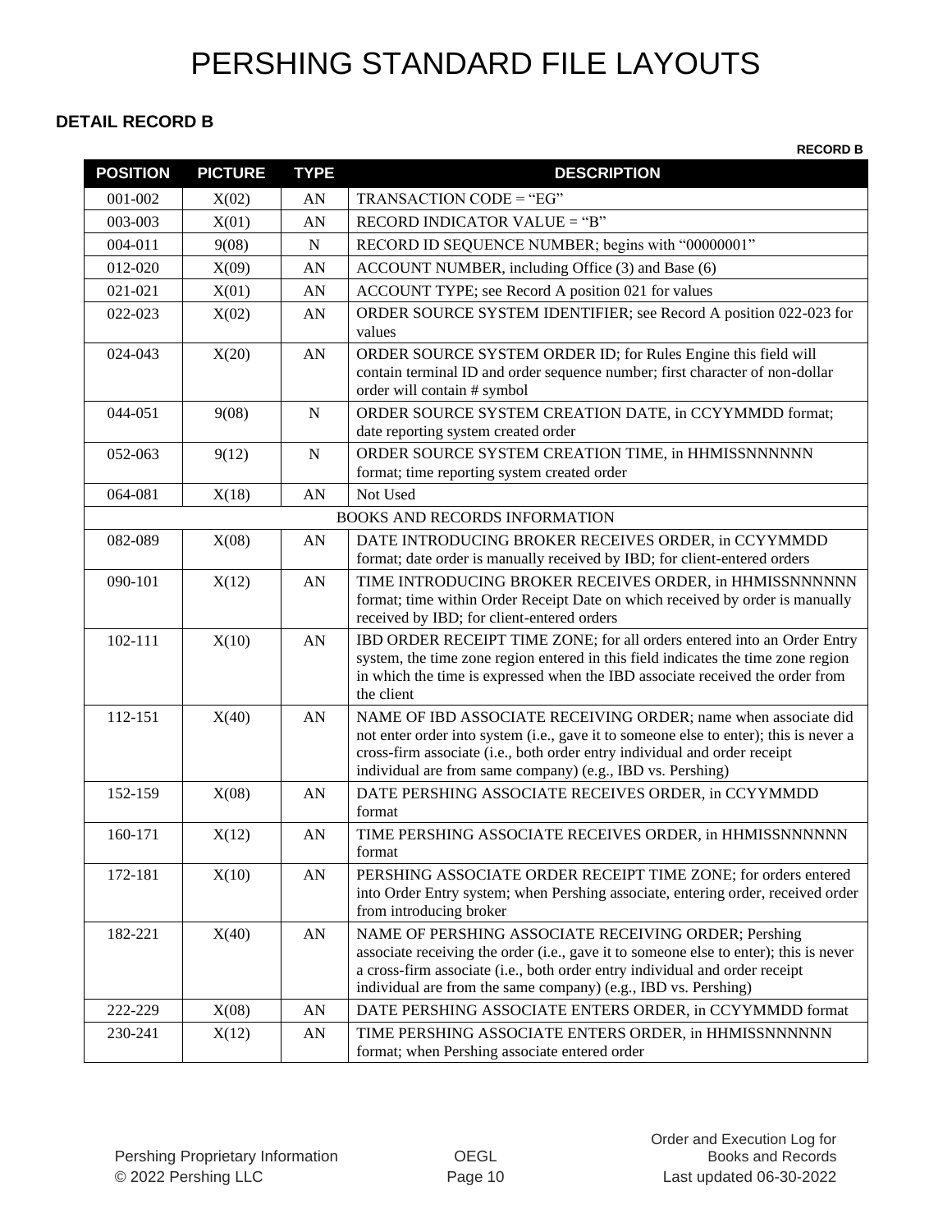# PERSHING STANDARD FILE LAYOUTS

**DETAIL RECORD B**

**RECORD B**

| POSITION | PICTURE | TYPE | DESCRIPTION |
|---|---|---|---|
| 001-002 | X(02) | AN | TRANSACTION CODE = "EG" |
| 003-003 | X(01) | AN | RECORD INDICATOR VALUE = "B" |
| 004-011 | 9(08) | N | RECORD ID SEQUENCE NUMBER; begins with "00000001" |
| 012-020 | X(09) | AN | ACCOUNT NUMBER, including Office (3) and Base (6) |
| 021-021 | X(01) | AN | ACCOUNT TYPE; see Record A position 021 for values |
| 022-023 | X(02) | AN | ORDER SOURCE SYSTEM IDENTIFIER; see Record A position 022-023 for values |
| 024-043 | X(20) | AN | ORDER SOURCE SYSTEM ORDER ID; for Rules Engine this field will contain terminal ID and order sequence number; first character of non-dollar order will contain # symbol |
| 044-051 | 9(08) | N | ORDER SOURCE SYSTEM CREATION DATE, in CCYYMMDD format; date reporting system created order |
| 052-063 | 9(12) | N | ORDER SOURCE SYSTEM CREATION TIME, in HHMISSNNNNNN format; time reporting system created order |
| 064-081 | X(18) | AN | Not Used |
| | | | BOOKS AND RECORDS INFORMATION |
| 082-089 | X(08) | AN | DATE INTRODUCING BROKER RECEIVES ORDER, in CCYYMMDD format; date order is manually received by IBD; for client-entered orders |
| 090-101 | X(12) | AN | TIME INTRODUCING BROKER RECEIVES ORDER, in HHMISSNNNNNN format; time within Order Receipt Date on which received by order is manually received by IBD; for client-entered orders |
| 102-111 | X(10) | AN | IBD ORDER RECEIPT TIME ZONE; for all orders entered into an Order Entry system, the time zone region entered in this field indicates the time zone region in which the time is expressed when the IBD associate received the order from the client |
| 112-151 | X(40) | AN | NAME OF IBD ASSOCIATE RECEIVING ORDER; name when associate did not enter order into system (i.e., gave it to someone else to enter); this is never a cross-firm associate (i.e., both order entry individual and order receipt individual are from same company) (e.g., IBD vs. Pershing) |
| 152-159 | X(08) | AN | DATE PERSHING ASSOCIATE RECEIVES ORDER, in CCYYMMDD format |
| 160-171 | X(12) | AN | TIME PERSHING ASSOCIATE RECEIVES ORDER, in HHMISSNNNNNN format |
| 172-181 | X(10) | AN | PERSHING ASSOCIATE ORDER RECEIPT TIME ZONE; for orders entered into Order Entry system; when Pershing associate, entering order, received order from introducing broker |
| 182-221 | X(40) | AN | NAME OF PERSHING ASSOCIATE RECEIVING ORDER; Pershing associate receiving the order (i.e., gave it to someone else to enter); this is never a cross-firm associate (i.e., both order entry individual and order receipt individual are from the same company) (e.g., IBD vs. Pershing) |
| 222-229 | X(08) | AN | DATE PERSHING ASSOCIATE ENTERS ORDER, in CCYYMMDD format |
| 230-241 | X(12) | AN | TIME PERSHING ASSOCIATE ENTERS ORDER, in HHMISSNNNNNN format; when Pershing associate entered order |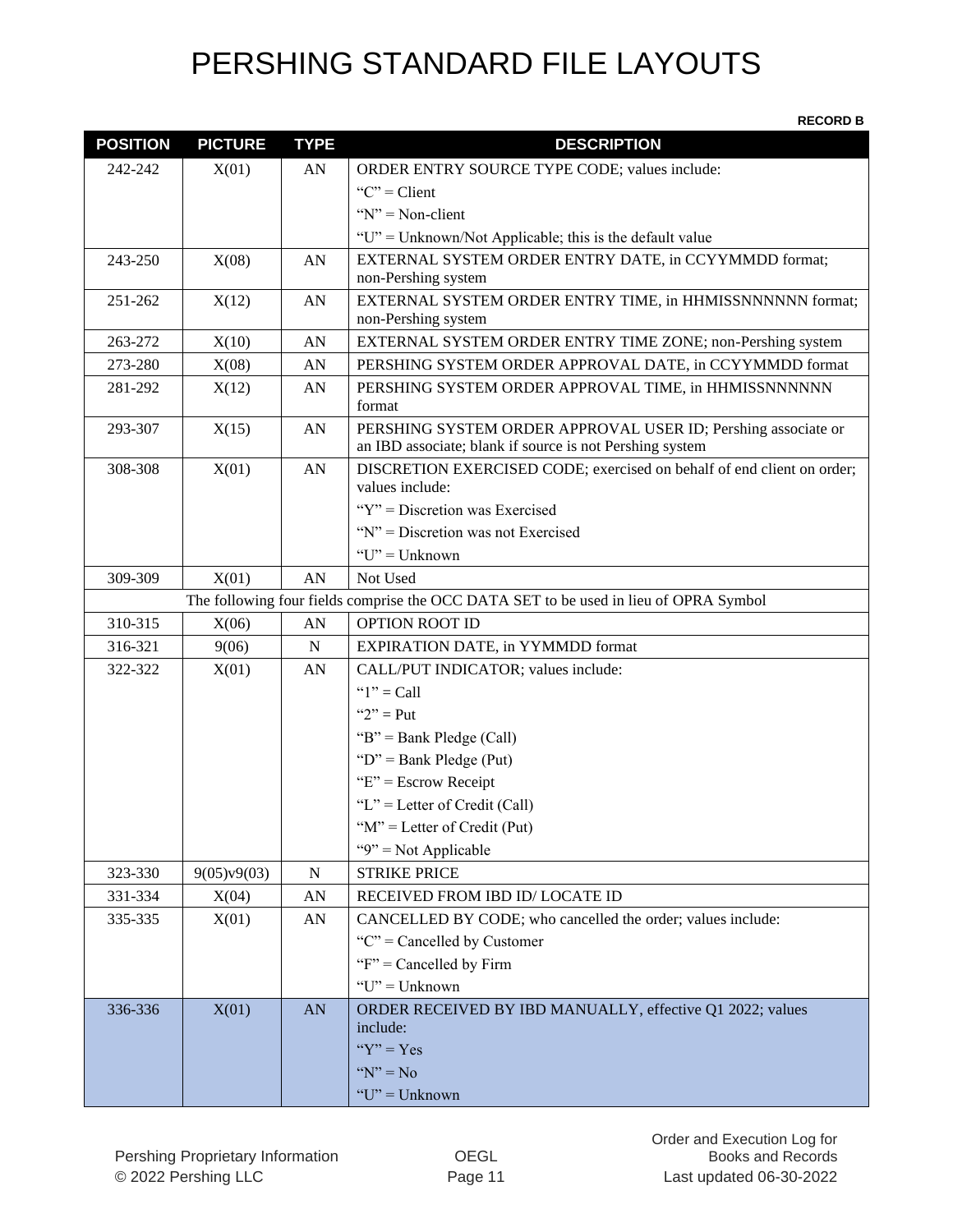# PERSHING STANDARD FILE LAYOUTS

**RECORD B**

| POSITION | PICTURE | TYPE | DESCRIPTION |
|---|---|---|---|
| 242-242 | X(01) | AN | ORDER ENTRY SOURCE TYPE CODE; values include:<br>"C" = Client<br>"N" = Non-client<br>"U" = Unknown/Not Applicable; this is the default value |
| 243-250 | X(08) | AN | EXTERNAL SYSTEM ORDER ENTRY DATE, in CCYYMMDD format; non-Pershing system |
| 251-262 | X(12) | AN | EXTERNAL SYSTEM ORDER ENTRY TIME, in HHMISSNNNNNN format; non-Pershing system |
| 263-272 | X(10) | AN | EXTERNAL SYSTEM ORDER ENTRY TIME ZONE; non-Pershing system |
| 273-280 | X(08) | AN | PERSHING SYSTEM ORDER APPROVAL DATE, in CCYYMMDD format |
| 281-292 | X(12) | AN | PERSHING SYSTEM ORDER APPROVAL TIME, in HHMISSNNNNNN format |
| 293-307 | X(15) | AN | PERSHING SYSTEM ORDER APPROVAL USER ID; Pershing associate or an IBD associate; blank if source is not Pershing system |
| 308-308 | X(01) | AN | DISCRETION EXERCISED CODE; exercised on behalf of end client on order; values include:<br>"Y" = Discretion was Exercised<br>"N" = Discretion was not Exercised<br>"U" = Unknown |
| 309-309 | X(01) | AN | Not Used |
| The following four fields comprise the OCC DATA SET to be used in lieu of OPRA Symbol | | | |
| 310-315 | X(06) | AN | OPTION ROOT ID |
| 316-321 | 9(06) | N | EXPIRATION DATE, in YYMMDD format |
| 322-322 | X(01) | AN | CALL/PUT INDICATOR; values include:<br>"1" = Call<br>"2" = Put<br>"B" = Bank Pledge (Call)<br>"D" = Bank Pledge (Put)<br>"E" = Escrow Receipt<br>"L" = Letter of Credit (Call)<br>"M" = Letter of Credit (Put)<br>"9" = Not Applicable |
| 323-330 | 9(05)v9(03) | N | STRIKE PRICE |
| 331-334 | X(04) | AN | RECEIVED FROM IBD ID/ LOCATE ID |
| 335-335 | X(01) | AN | CANCELLED BY CODE; who cancelled the order; values include:<br>"C" = Cancelled by Customer<br>"F" = Cancelled by Firm<br>"U" = Unknown |
| 336-336 | X(01) | AN | ORDER RECEIVED BY IBD MANUALLY, effective Q1 2022; values include:<br>"Y" = Yes<br>"N" = No<br>"U" = Unknown |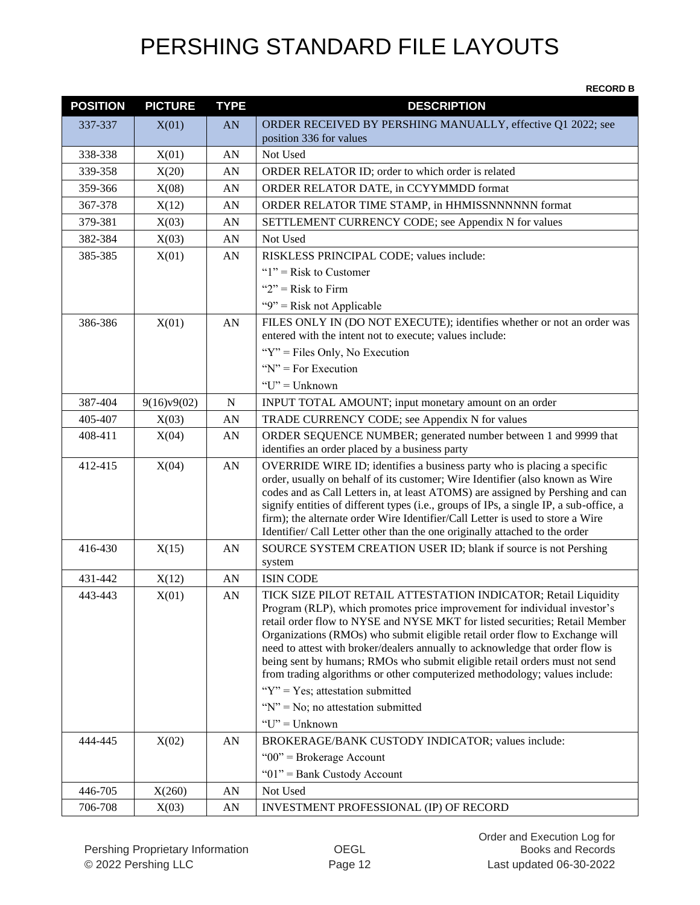# PERSHING STANDARD FILE LAYOUTS

**RECORD B**

| POSITION | PICTURE | TYPE | DESCRIPTION |
|---|---|---|---|
| 337-337 | X(01) | AN | ORDER RECEIVED BY PERSHING MANUALLY, effective Q1 2022; see position 336 for values |
| 338-338 | X(01) | AN | Not Used |
| 339-358 | X(20) | AN | ORDER RELATOR ID; order to which order is related |
| 359-366 | X(08) | AN | ORDER RELATOR DATE, in CCYYMMDD format |
| 367-378 | X(12) | AN | ORDER RELATOR TIME STAMP, in HHMISSNNNNNN format |
| 379-381 | X(03) | AN | SETTLEMENT CURRENCY CODE; see Appendix N for values |
| 382-384 | X(03) | AN | Not Used |
| 385-385 | X(01) | AN | RISKLESS PRINCIPAL CODE; values include:<br>"1" = Risk to Customer<br>"2" = Risk to Firm<br>"9" = Risk not Applicable |
| 386-386 | X(01) | AN | FILES ONLY IN (DO NOT EXECUTE); identifies whether or not an order was entered with the intent not to execute; values include:<br>"Y" = Files Only, No Execution<br>"N" = For Execution<br>"U" = Unknown |
| 387-404 | 9(16)v9(02) | N | INPUT TOTAL AMOUNT; input monetary amount on an order |
| 405-407 | X(03) | AN | TRADE CURRENCY CODE; see Appendix N for values |
| 408-411 | X(04) | AN | ORDER SEQUENCE NUMBER; generated number between 1 and 9999 that identifies an order placed by a business party |
| 412-415 | X(04) | AN | OVERRIDE WIRE ID; identifies a business party who is placing a specific order, usually on behalf of its customer; Wire Identifier (also known as Wire codes and as Call Letters in, at least ATOMS) are assigned by Pershing and can signify entities of different types (i.e., groups of IPs, a single IP, a sub-office, a firm); the alternate order Wire Identifier/Call Letter is used to store a Wire Identifier/ Call Letter other than the one originally attached to the order |
| 416-430 | X(15) | AN | SOURCE SYSTEM CREATION USER ID; blank if source is not Pershing system |
| 431-442 | X(12) | AN | ISIN CODE |
| 443-443 | X(01) | AN | TICK SIZE PILOT RETAIL ATTESTATION INDICATOR; Retail Liquidity Program (RLP), which promotes price improvement for individual investor's retail order flow to NYSE and NYSE MKT for listed securities; Retail Member Organizations (RMOs) who submit eligible retail order flow to Exchange will need to attest with broker/dealers annually to acknowledge that order flow is being sent by humans; RMOs who submit eligible retail orders must not send from trading algorithms or other computerized methodology; values include:<br>"Y" = Yes; attestation submitted<br>"N" = No; no attestation submitted<br>"U" = Unknown |
| 444-445 | X(02) | AN | BROKERAGE/BANK CUSTODY INDICATOR; values include:<br>"00" = Brokerage Account<br>"01" = Bank Custody Account |
| 446-705 | X(260) | AN | Not Used |
| 706-708 | X(03) | AN | INVESTMENT PROFESSIONAL (IP) OF RECORD |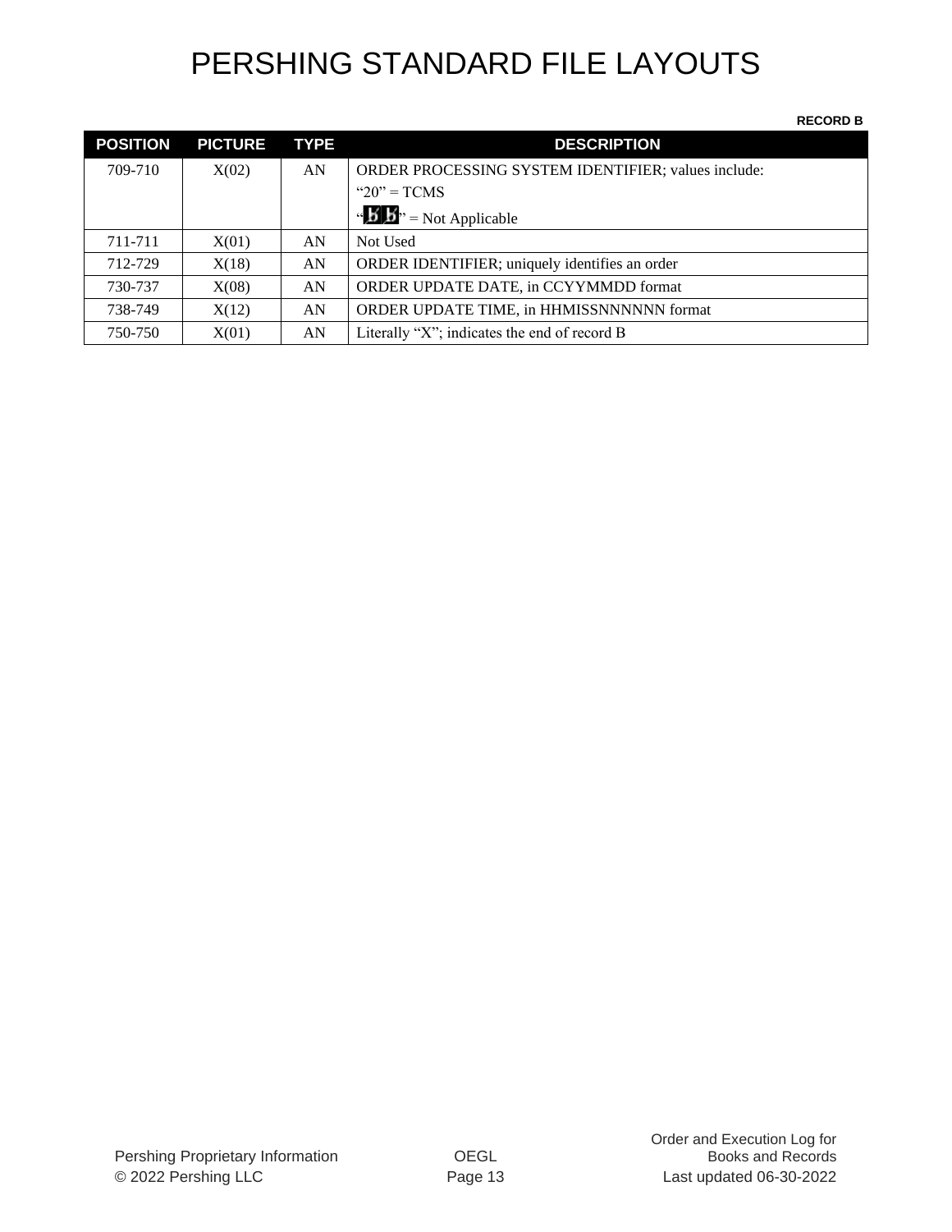# PERSHING STANDARD FILE LAYOUTS

**RECORD B**

| POSITION | PICTURE | TYPE | DESCRIPTION |
|---|---|---|---|
| 709-710 | X(02) | AN | ORDER PROCESSING SYSTEM IDENTIFIER; values include:<br>"20" = TCMS<br>"ƀƀ" = Not Applicable |
| 711-711 | X(01) | AN | Not Used |
| 712-729 | X(18) | AN | ORDER IDENTIFIER; uniquely identifies an order |
| 730-737 | X(08) | AN | ORDER UPDATE DATE, in CCYYMMDD format |
| 738-749 | X(12) | AN | ORDER UPDATE TIME, in HHMISSNNNNNN format |
| 750-750 | X(01) | AN | Literally "X"; indicates the end of record B |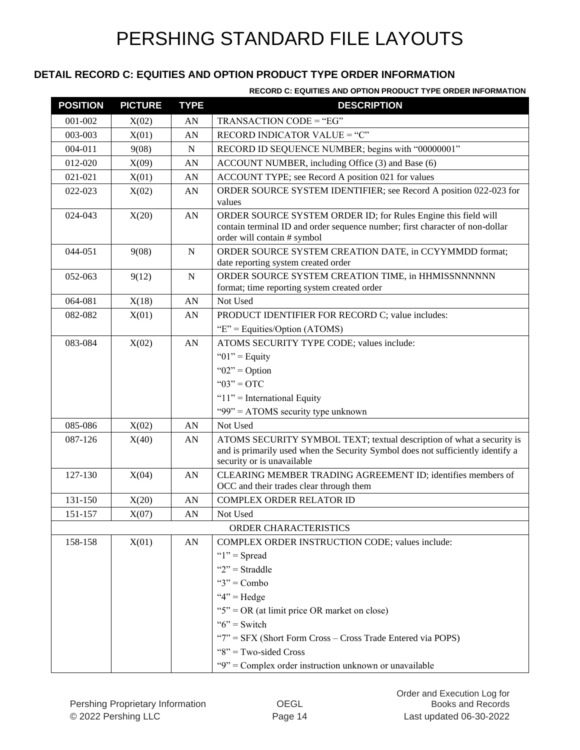# PERSHING STANDARD FILE LAYOUTS

## DETAIL RECORD C: EQUITIES AND OPTION PRODUCT TYPE ORDER INFORMATION

**RECORD C: EQUITIES AND OPTION PRODUCT TYPE ORDER INFORMATION**

| POSITION | PICTURE | TYPE | DESCRIPTION |
|---|---|---|---|
| 001-002 | X(02) | AN | TRANSACTION CODE = "EG" |
| 003-003 | X(01) | AN | RECORD INDICATOR VALUE = "C" |
| 004-011 | 9(08) | N | RECORD ID SEQUENCE NUMBER; begins with "00000001" |
| 012-020 | X(09) | AN | ACCOUNT NUMBER, including Office (3) and Base (6) |
| 021-021 | X(01) | AN | ACCOUNT TYPE; see Record A position 021 for values |
| 022-023 | X(02) | AN | ORDER SOURCE SYSTEM IDENTIFIER; see Record A position 022-023 for values |
| 024-043 | X(20) | AN | ORDER SOURCE SYSTEM ORDER ID; for Rules Engine this field will contain terminal ID and order sequence number; first character of non-dollar order will contain # symbol |
| 044-051 | 9(08) | N | ORDER SOURCE SYSTEM CREATION DATE, in CCYYMMDD format; date reporting system created order |
| 052-063 | 9(12) | N | ORDER SOURCE SYSTEM CREATION TIME, in HHMISSNNNNNN format; time reporting system created order |
| 064-081 | X(18) | AN | Not Used |
| 082-082 | X(01) | AN | PRODUCT IDENTIFIER FOR RECORD C; value includes:<br>"E" = Equities/Option (ATOMS) |
| 083-084 | X(02) | AN | ATOMS SECURITY TYPE CODE; values include:<br>"01" = Equity<br>"02" = Option<br>"03" = OTC<br>"11" = International Equity<br>"99" = ATOMS security type unknown |
| 085-086 | X(02) | AN | Not Used |
| 087-126 | X(40) | AN | ATOMS SECURITY SYMBOL TEXT; textual description of what a security is and is primarily used when the Security Symbol does not sufficiently identify a security or is unavailable |
| 127-130 | X(04) | AN | CLEARING MEMBER TRADING AGREEMENT ID; identifies members of OCC and their trades clear through them |
| 131-150 | X(20) | AN | COMPLEX ORDER RELATOR ID |
| 151-157 | X(07) | AN | Not Used |
| ORDER CHARACTERISTICS | | | |
| 158-158 | X(01) | AN | COMPLEX ORDER INSTRUCTION CODE; values include:<br>"1" = Spread<br>"2" = Straddle<br>"3" = Combo<br>"4" = Hedge<br>"5" = OR (at limit price OR market on close)<br>"6" = Switch<br>"7" = SFX (Short Form Cross – Cross Trade Entered via POPS)<br>"8" = Two-sided Cross<br>"9" = Complex order instruction unknown or unavailable |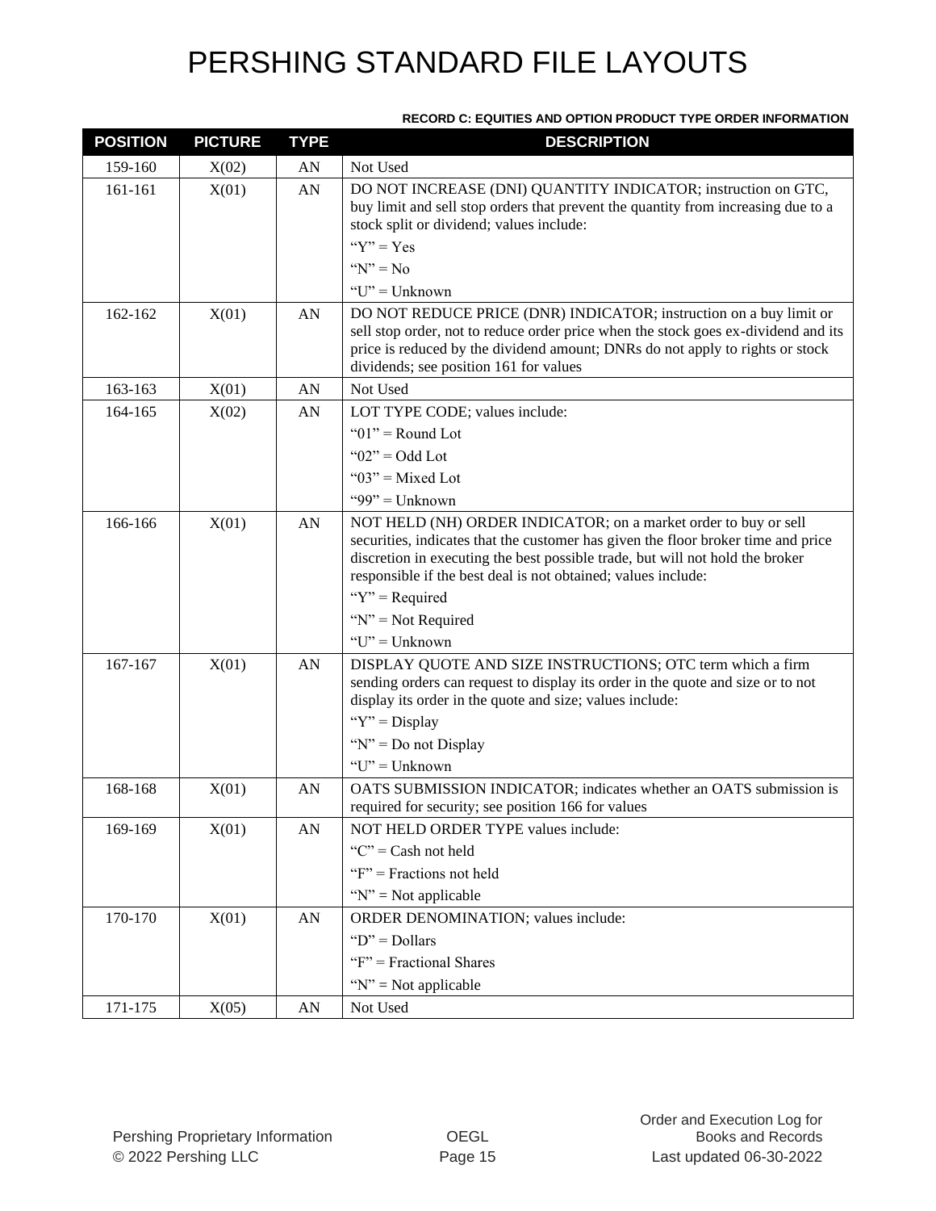# PERSHING STANDARD FILE LAYOUTS

**RECORD C: EQUITIES AND OPTION PRODUCT TYPE ORDER INFORMATION**

| POSITION | PICTURE | TYPE | DESCRIPTION |
|---|---|---|---|
| 159-160 | X(02) | AN | Not Used |
| 161-161 | X(01) | AN | DO NOT INCREASE (DNI) QUANTITY INDICATOR; instruction on GTC, buy limit and sell stop orders that prevent the quantity from increasing due to a stock split or dividend; values include:<br>"Y" = Yes<br>"N" = No<br>"U" = Unknown |
| 162-162 | X(01) | AN | DO NOT REDUCE PRICE (DNR) INDICATOR; instruction on a buy limit or sell stop order, not to reduce order price when the stock goes ex-dividend and its price is reduced by the dividend amount; DNRs do not apply to rights or stock dividends; see position 161 for values |
| 163-163 | X(01) | AN | Not Used |
| 164-165 | X(02) | AN | LOT TYPE CODE; values include:<br>"01" = Round Lot<br>"02" = Odd Lot<br>"03" = Mixed Lot<br>"99" = Unknown |
| 166-166 | X(01) | AN | NOT HELD (NH) ORDER INDICATOR; on a market order to buy or sell securities, indicates that the customer has given the floor broker time and price discretion in executing the best possible trade, but will not hold the broker responsible if the best deal is not obtained; values include:<br>"Y" = Required<br>"N" = Not Required<br>"U" = Unknown |
| 167-167 | X(01) | AN | DISPLAY QUOTE AND SIZE INSTRUCTIONS; OTC term which a firm sending orders can request to display its order in the quote and size or to not display its order in the quote and size; values include:<br>"Y" = Display<br>"N" = Do not Display<br>"U" = Unknown |
| 168-168 | X(01) | AN | OATS SUBMISSION INDICATOR; indicates whether an OATS submission is required for security; see position 166 for values |
| 169-169 | X(01) | AN | NOT HELD ORDER TYPE values include:<br>"C" = Cash not held<br>"F" = Fractions not held<br>"N" = Not applicable |
| 170-170 | X(01) | AN | ORDER DENOMINATION; values include:<br>"D" = Dollars<br>"F" = Fractional Shares<br>"N" = Not applicable |
| 171-175 | X(05) | AN | Not Used |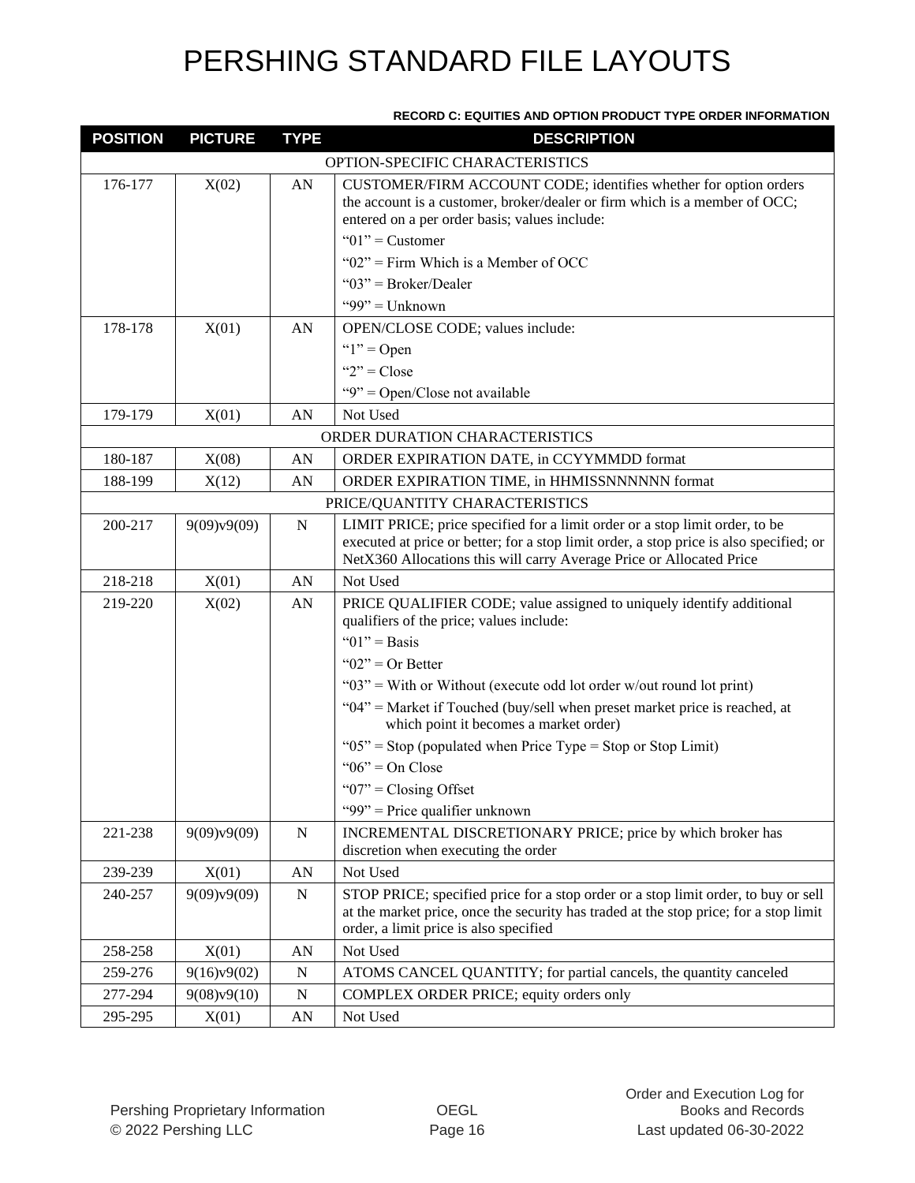# PERSHING STANDARD FILE LAYOUTS

**RECORD C: EQUITIES AND OPTION PRODUCT TYPE ORDER INFORMATION**

| POSITION | PICTURE | TYPE | DESCRIPTION |
|---|---|---|---|
| | | | OPTION-SPECIFIC CHARACTERISTICS |
| 176-177 | X(02) | AN | CUSTOMER/FIRM ACCOUNT CODE; identifies whether for option orders the account is a customer, broker/dealer or firm which is a member of OCC; entered on a per order basis; values include:<br>"01" = Customer<br>"02" = Firm Which is a Member of OCC<br>"03" = Broker/Dealer<br>"99" = Unknown |
| 178-178 | X(01) | AN | OPEN/CLOSE CODE; values include:<br>"1" = Open<br>"2" = Close<br>"9" = Open/Close not available |
| 179-179 | X(01) | AN | Not Used |
| | | | ORDER DURATION CHARACTERISTICS |
| 180-187 | X(08) | AN | ORDER EXPIRATION DATE, in CCYYMMDD format |
| 188-199 | X(12) | AN | ORDER EXPIRATION TIME, in HHMISSNNNNNN format |
| | | | PRICE/QUANTITY CHARACTERISTICS |
| 200-217 | 9(09)v9(09) | N | LIMIT PRICE; price specified for a limit order or a stop limit order, to be executed at price or better; for a stop limit order, a stop price is also specified; or NetX360 Allocations this will carry Average Price or Allocated Price |
| 218-218 | X(01) | AN | Not Used |
| 219-220 | X(02) | AN | PRICE QUALIFIER CODE; value assigned to uniquely identify additional qualifiers of the price; values include:<br>"01" = Basis<br>"02" = Or Better<br>"03" = With or Without (execute odd lot order w/out round lot print)<br>"04" = Market if Touched (buy/sell when preset market price is reached, at which point it becomes a market order)<br>"05" = Stop (populated when Price Type = Stop or Stop Limit)<br>"06" = On Close<br>"07" = Closing Offset<br>"99" = Price qualifier unknown |
| 221-238 | 9(09)v9(09) | N | INCREMENTAL DISCRETIONARY PRICE; price by which broker has discretion when executing the order |
| 239-239 | X(01) | AN | Not Used |
| 240-257 | 9(09)v9(09) | N | STOP PRICE; specified price for a stop order or a stop limit order, to buy or sell at the market price, once the security has traded at the stop price; for a stop limit order, a limit price is also specified |
| 258-258 | X(01) | AN | Not Used |
| 259-276 | 9(16)v9(02) | N | ATOMS CANCEL QUANTITY; for partial cancels, the quantity canceled |
| 277-294 | 9(08)v9(10) | N | COMPLEX ORDER PRICE; equity orders only |
| 295-295 | X(01) | AN | Not Used |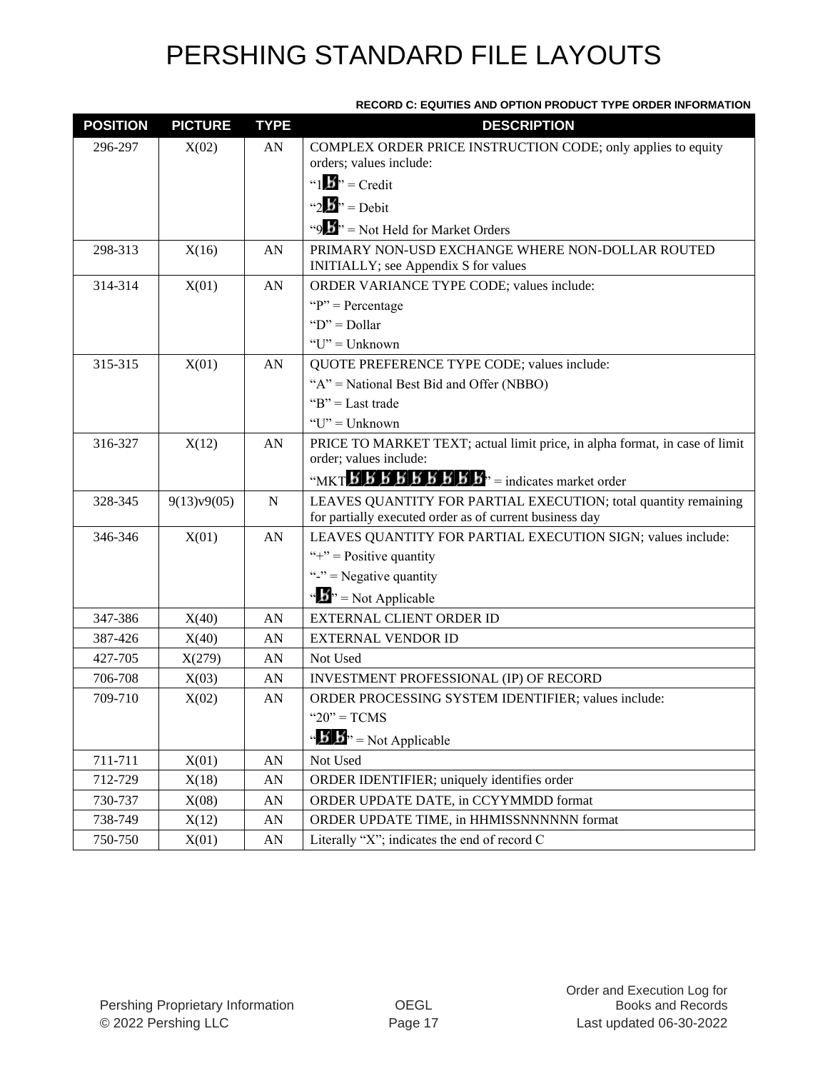# PERSHING STANDARD FILE LAYOUTS

**RECORD C: EQUITIES AND OPTION PRODUCT TYPE ORDER INFORMATION**

| POSITION | PICTURE | TYPE | DESCRIPTION |
|---|---|---|---|
| 296-297 | X(02) | AN | COMPLEX ORDER PRICE INSTRUCTION CODE; only applies to equity orders; values include:<br>"1ƀ" = Credit<br>"2ƀ" = Debit<br>"9ƀ" = Not Held for Market Orders |
| 298-313 | X(16) | AN | PRIMARY NON-USD EXCHANGE WHERE NON-DOLLAR ROUTED INITIALLY; see Appendix S for values |
| 314-314 | X(01) | AN | ORDER VARIANCE TYPE CODE; values include:<br>"P" = Percentage<br>"D" = Dollar<br>"U" = Unknown |
| 315-315 | X(01) | AN | QUOTE PREFERENCE TYPE CODE; values include:<br>"A" = National Best Bid and Offer (NBBO)<br>"B" = Last trade<br>"U" = Unknown |
| 316-327 | X(12) | AN | PRICE TO MARKET TEXT; actual limit price, in alpha format, in case of limit order; values include:<br>"MKTƀƀƀƀƀƀƀƀƀ" = indicates market order |
| 328-345 | 9(13)v9(05) | N | LEAVES QUANTITY FOR PARTIAL EXECUTION; total quantity remaining for partially executed order as of current business day |
| 346-346 | X(01) | AN | LEAVES QUANTITY FOR PARTIAL EXECUTION SIGN; values include:<br>"+" = Positive quantity<br>"-" = Negative quantity<br>"ƀ" = Not Applicable |
| 347-386 | X(40) | AN | EXTERNAL CLIENT ORDER ID |
| 387-426 | X(40) | AN | EXTERNAL VENDOR ID |
| 427-705 | X(279) | AN | Not Used |
| 706-708 | X(03) | AN | INVESTMENT PROFESSIONAL (IP) OF RECORD |
| 709-710 | X(02) | AN | ORDER PROCESSING SYSTEM IDENTIFIER; values include:<br>"20" = TCMS<br>"ƀƀ" = Not Applicable |
| 711-711 | X(01) | AN | Not Used |
| 712-729 | X(18) | AN | ORDER IDENTIFIER; uniquely identifies order |
| 730-737 | X(08) | AN | ORDER UPDATE DATE, in CCYYMMDD format |
| 738-749 | X(12) | AN | ORDER UPDATE TIME, in HHMISSNNNNNN format |
| 750-750 | X(01) | AN | Literally "X"; indicates the end of record C |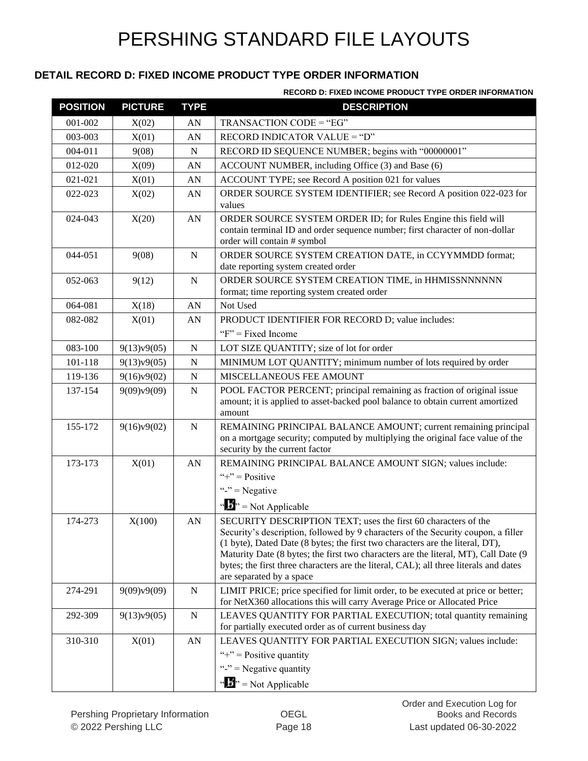# PERSHING STANDARD FILE LAYOUTS

## DETAIL RECORD D: FIXED INCOME PRODUCT TYPE ORDER INFORMATION

**RECORD D: FIXED INCOME PRODUCT TYPE ORDER INFORMATION**

| POSITION | PICTURE | TYPE | DESCRIPTION |
|---|---|---|---|
| 001-002 | X(02) | AN | TRANSACTION CODE = "EG" |
| 003-003 | X(01) | AN | RECORD INDICATOR VALUE = "D" |
| 004-011 | 9(08) | N | RECORD ID SEQUENCE NUMBER; begins with "00000001" |
| 012-020 | X(09) | AN | ACCOUNT NUMBER, including Office (3) and Base (6) |
| 021-021 | X(01) | AN | ACCOUNT TYPE; see Record A position 021 for values |
| 022-023 | X(02) | AN | ORDER SOURCE SYSTEM IDENTIFIER; see Record A position 022-023 for values |
| 024-043 | X(20) | AN | ORDER SOURCE SYSTEM ORDER ID; for Rules Engine this field will contain terminal ID and order sequence number; first character of non-dollar order will contain # symbol |
| 044-051 | 9(08) | N | ORDER SOURCE SYSTEM CREATION DATE, in CCYYMMDD format; date reporting system created order |
| 052-063 | 9(12) | N | ORDER SOURCE SYSTEM CREATION TIME, in HHMISSNNNNNN format; time reporting system created order |
| 064-081 | X(18) | AN | Not Used |
| 082-082 | X(01) | AN | PRODUCT IDENTIFIER FOR RECORD D; value includes:<br>"F" = Fixed Income |
| 083-100 | 9(13)v9(05) | N | LOT SIZE QUANTITY; size of lot for order |
| 101-118 | 9(13)v9(05) | N | MINIMUM LOT QUANTITY; minimum number of lots required by order |
| 119-136 | 9(16)v9(02) | N | MISCELLANEOUS FEE AMOUNT |
| 137-154 | 9(09)v9(09) | N | POOL FACTOR PERCENT; principal remaining as fraction of original issue amount; it is applied to asset-backed pool balance to obtain current amortized amount |
| 155-172 | 9(16)v9(02) | N | REMAINING PRINCIPAL BALANCE AMOUNT; current remaining principal on a mortgage security; computed by multiplying the original face value of the security by the current factor |
| 173-173 | X(01) | AN | REMAINING PRINCIPAL BALANCE AMOUNT SIGN; values include:<br>"+" = Positive<br>"-" = Negative<br>"b" = Not Applicable |
| 174-273 | X(100) | AN | SECURITY DESCRIPTION TEXT; uses the first 60 characters of the Security's description, followed by 9 characters of the Security coupon, a filler (1 byte), Dated Date (8 bytes; the first two characters are the literal, DT), Maturity Date (8 bytes; the first two characters are the literal, MT), Call Date (9 bytes; the first three characters are the literal, CAL); all three literals and dates are separated by a space |
| 274-291 | 9(09)v9(09) | N | LIMIT PRICE; price specified for limit order, to be executed at price or better; for NetX360 allocations this will carry Average Price or Allocated Price |
| 292-309 | 9(13)v9(05) | N | LEAVES QUANTITY FOR PARTIAL EXECUTION; total quantity remaining for partially executed order as of current business day |
| 310-310 | X(01) | AN | LEAVES QUANTITY FOR PARTIAL EXECUTION SIGN; values include:<br>"+" = Positive quantity<br>"-" = Negative quantity<br>"b" = Not Applicable |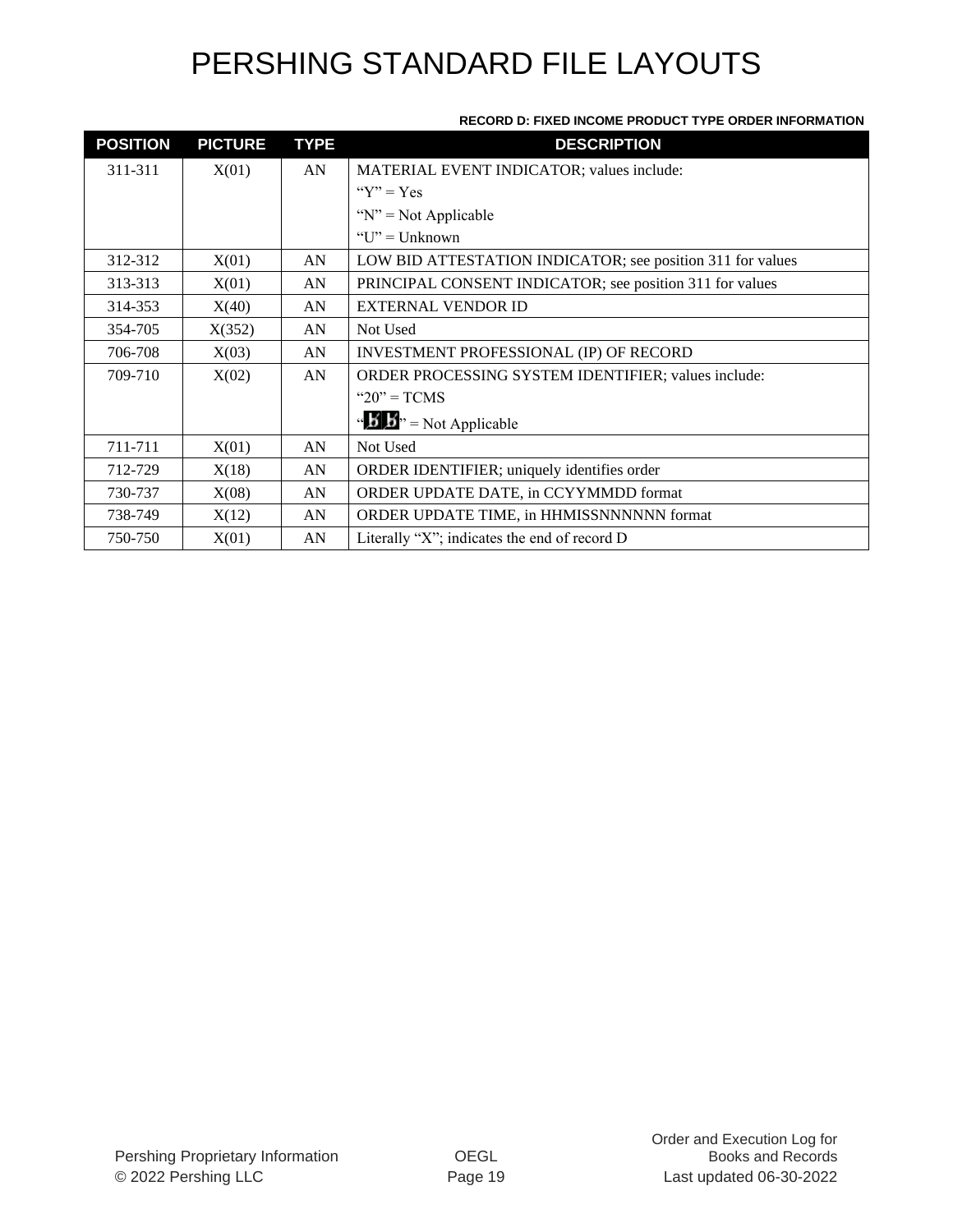# PERSHING STANDARD FILE LAYOUTS

**RECORD D: FIXED INCOME PRODUCT TYPE ORDER INFORMATION**

| POSITION | PICTURE | TYPE | DESCRIPTION |
|---|---|---|---|
| 311-311 | X(01) | AN | MATERIAL EVENT INDICATOR; values include:<br>"Y" = Yes<br>"N" = Not Applicable<br>"U" = Unknown |
| 312-312 | X(01) | AN | LOW BID ATTESTATION INDICATOR; see position 311 for values |
| 313-313 | X(01) | AN | PRINCIPAL CONSENT INDICATOR; see position 311 for values |
| 314-353 | X(40) | AN | EXTERNAL VENDOR ID |
| 354-705 | X(352) | AN | Not Used |
| 706-708 | X(03) | AN | INVESTMENT PROFESSIONAL (IP) OF RECORD |
| 709-710 | X(02) | AN | ORDER PROCESSING SYSTEM IDENTIFIER; values include:<br>"20" = TCMS<br>"ƀƀ" = Not Applicable |
| 711-711 | X(01) | AN | Not Used |
| 712-729 | X(18) | AN | ORDER IDENTIFIER; uniquely identifies order |
| 730-737 | X(08) | AN | ORDER UPDATE DATE, in CCYYMMDD format |
| 738-749 | X(12) | AN | ORDER UPDATE TIME, in HHMISSNNNNNN format |
| 750-750 | X(01) | AN | Literally "X"; indicates the end of record D |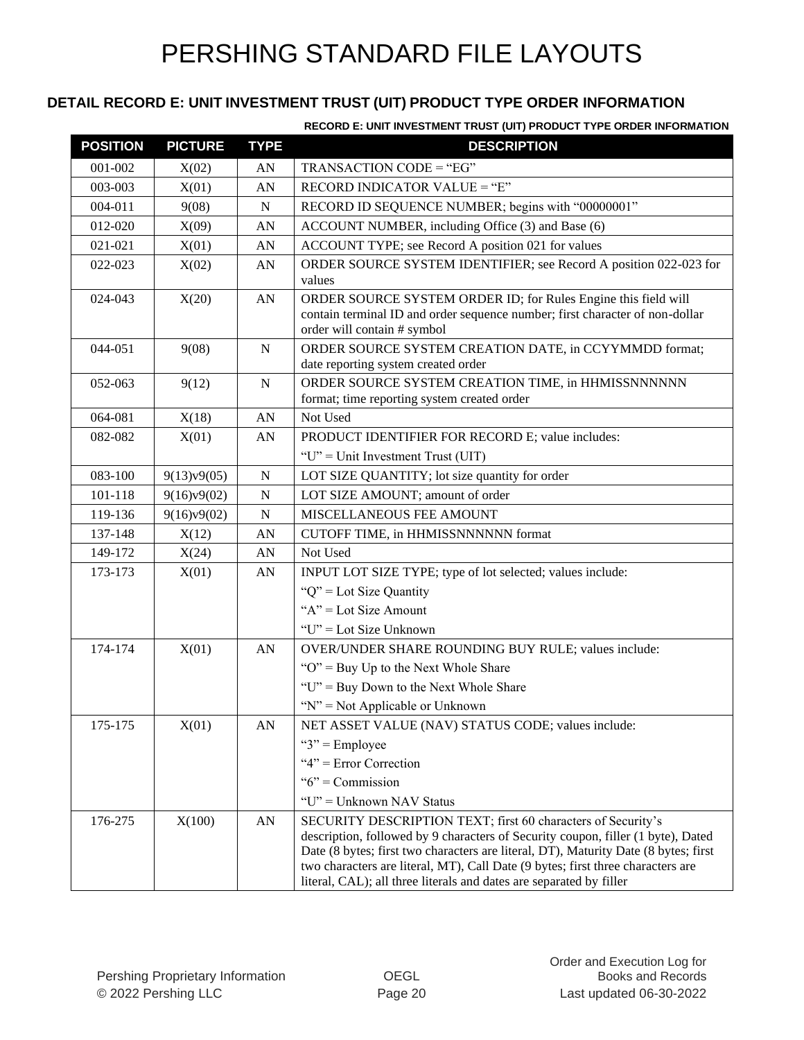# PERSHING STANDARD FILE LAYOUTS

## DETAIL RECORD E: UNIT INVESTMENT TRUST (UIT) PRODUCT TYPE ORDER INFORMATION

**RECORD E: UNIT INVESTMENT TRUST (UIT) PRODUCT TYPE ORDER INFORMATION**

| POSITION | PICTURE | TYPE | DESCRIPTION |
|---|---|---|---|
| 001-002 | X(02) | AN | TRANSACTION CODE = "EG" |
| 003-003 | X(01) | AN | RECORD INDICATOR VALUE = "E" |
| 004-011 | 9(08) | N | RECORD ID SEQUENCE NUMBER; begins with "00000001" |
| 012-020 | X(09) | AN | ACCOUNT NUMBER, including Office (3) and Base (6) |
| 021-021 | X(01) | AN | ACCOUNT TYPE; see Record A position 021 for values |
| 022-023 | X(02) | AN | ORDER SOURCE SYSTEM IDENTIFIER; see Record A position 022-023 for values |
| 024-043 | X(20) | AN | ORDER SOURCE SYSTEM ORDER ID; for Rules Engine this field will contain terminal ID and order sequence number; first character of non-dollar order will contain # symbol |
| 044-051 | 9(08) | N | ORDER SOURCE SYSTEM CREATION DATE, in CCYYMMDD format; date reporting system created order |
| 052-063 | 9(12) | N | ORDER SOURCE SYSTEM CREATION TIME, in HHMISSNNNNNN format; time reporting system created order |
| 064-081 | X(18) | AN | Not Used |
| 082-082 | X(01) | AN | PRODUCT IDENTIFIER FOR RECORD E; value includes:<br>"U" = Unit Investment Trust (UIT) |
| 083-100 | 9(13)v9(05) | N | LOT SIZE QUANTITY; lot size quantity for order |
| 101-118 | 9(16)v9(02) | N | LOT SIZE AMOUNT; amount of order |
| 119-136 | 9(16)v9(02) | N | MISCELLANEOUS FEE AMOUNT |
| 137-148 | X(12) | AN | CUTOFF TIME, in HHMISSNNNNNN format |
| 149-172 | X(24) | AN | Not Used |
| 173-173 | X(01) | AN | INPUT LOT SIZE TYPE; type of lot selected; values include:<br>"Q" = Lot Size Quantity<br>"A" = Lot Size Amount<br>"U" = Lot Size Unknown |
| 174-174 | X(01) | AN | OVER/UNDER SHARE ROUNDING BUY RULE; values include:<br>"O" = Buy Up to the Next Whole Share<br>"U" = Buy Down to the Next Whole Share<br>"N" = Not Applicable or Unknown |
| 175-175 | X(01) | AN | NET ASSET VALUE (NAV) STATUS CODE; values include:<br>"3" = Employee<br>"4" = Error Correction<br>"6" = Commission<br>"U" = Unknown NAV Status |
| 176-275 | X(100) | AN | SECURITY DESCRIPTION TEXT; first 60 characters of Security's description, followed by 9 characters of Security coupon, filler (1 byte), Dated Date (8 bytes; first two characters are literal, DT), Maturity Date (8 bytes; first two characters are literal, MT), Call Date (9 bytes; first three characters are literal, CAL); all three literals and dates are separated by filler |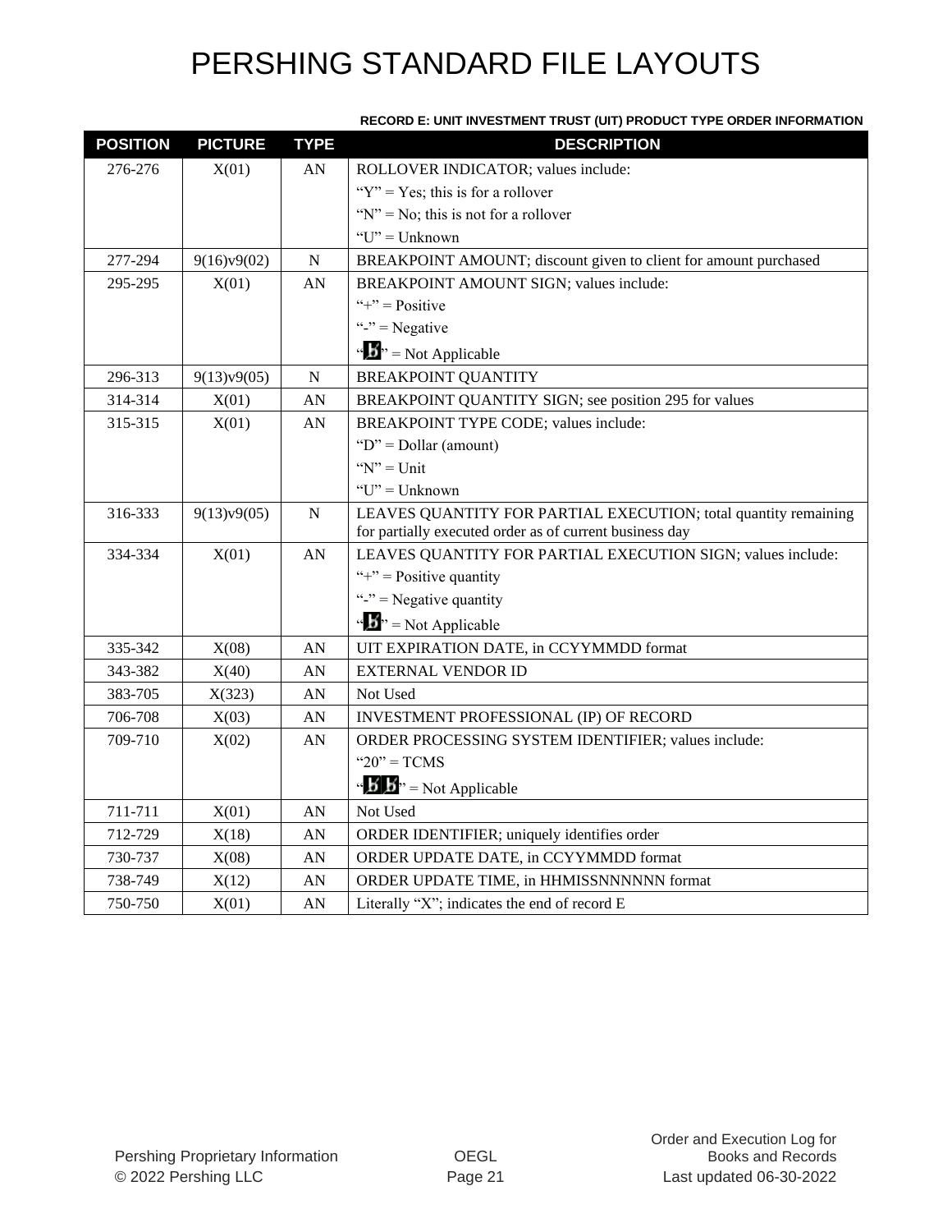# PERSHING STANDARD FILE LAYOUTS

**RECORD E: UNIT INVESTMENT TRUST (UIT) PRODUCT TYPE ORDER INFORMATION**

| POSITION | PICTURE | TYPE | DESCRIPTION |
|---|---|---|---|
| 276-276 | X(01) | AN | ROLLOVER INDICATOR; values include:<br>"Y" = Yes; this is for a rollover<br>"N" = No; this is not for a rollover<br>"U" = Unknown |
| 277-294 | 9(16)v9(02) | N | BREAKPOINT AMOUNT; discount given to client for amount purchased |
| 295-295 | X(01) | AN | BREAKPOINT AMOUNT SIGN; values include:<br>"+" = Positive<br>"-" = Negative<br>"ƀ" = Not Applicable |
| 296-313 | 9(13)v9(05) | N | BREAKPOINT QUANTITY |
| 314-314 | X(01) | AN | BREAKPOINT QUANTITY SIGN; see position 295 for values |
| 315-315 | X(01) | AN | BREAKPOINT TYPE CODE; values include:<br>"D" = Dollar (amount)<br>"N" = Unit<br>"U" = Unknown |
| 316-333 | 9(13)v9(05) | N | LEAVES QUANTITY FOR PARTIAL EXECUTION; total quantity remaining for partially executed order as of current business day |
| 334-334 | X(01) | AN | LEAVES QUANTITY FOR PARTIAL EXECUTION SIGN; values include:<br>"+" = Positive quantity<br>"-" = Negative quantity<br>"ƀ" = Not Applicable |
| 335-342 | X(08) | AN | UIT EXPIRATION DATE, in CCYYMMDD format |
| 343-382 | X(40) | AN | EXTERNAL VENDOR ID |
| 383-705 | X(323) | AN | Not Used |
| 706-708 | X(03) | AN | INVESTMENT PROFESSIONAL (IP) OF RECORD |
| 709-710 | X(02) | AN | ORDER PROCESSING SYSTEM IDENTIFIER; values include:<br>"20" = TCMS<br>"ƀƀ" = Not Applicable |
| 711-711 | X(01) | AN | Not Used |
| 712-729 | X(18) | AN | ORDER IDENTIFIER; uniquely identifies order |
| 730-737 | X(08) | AN | ORDER UPDATE DATE, in CCYYMMDD format |
| 738-749 | X(12) | AN | ORDER UPDATE TIME, in HHMISSNNNNNN format |
| 750-750 | X(01) | AN | Literally "X"; indicates the end of record E |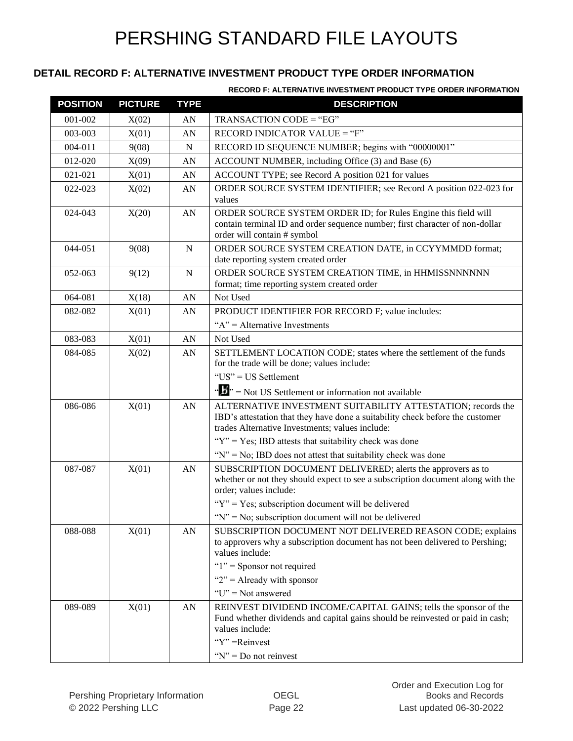# PERSHING STANDARD FILE LAYOUTS

## DETAIL RECORD F: ALTERNATIVE INVESTMENT PRODUCT TYPE ORDER INFORMATION

**RECORD F: ALTERNATIVE INVESTMENT PRODUCT TYPE ORDER INFORMATION**

| POSITION | PICTURE | TYPE | DESCRIPTION |
|---|---|---|---|
| 001-002 | X(02) | AN | TRANSACTION CODE = "EG" |
| 003-003 | X(01) | AN | RECORD INDICATOR VALUE = "F" |
| 004-011 | 9(08) | N | RECORD ID SEQUENCE NUMBER; begins with "00000001" |
| 012-020 | X(09) | AN | ACCOUNT NUMBER, including Office (3) and Base (6) |
| 021-021 | X(01) | AN | ACCOUNT TYPE; see Record A position 021 for values |
| 022-023 | X(02) | AN | ORDER SOURCE SYSTEM IDENTIFIER; see Record A position 022-023 for values |
| 024-043 | X(20) | AN | ORDER SOURCE SYSTEM ORDER ID; for Rules Engine this field will contain terminal ID and order sequence number; first character of non-dollar order will contain # symbol |
| 044-051 | 9(08) | N | ORDER SOURCE SYSTEM CREATION DATE, in CCYYMMDD format; date reporting system created order |
| 052-063 | 9(12) | N | ORDER SOURCE SYSTEM CREATION TIME, in HHMISSNNNNNN format; time reporting system created order |
| 064-081 | X(18) | AN | Not Used |
| 082-082 | X(01) | AN | PRODUCT IDENTIFIER FOR RECORD F; value includes:<br>"A" = Alternative Investments |
| 083-083 | X(01) | AN | Not Used |
| 084-085 | X(02) | AN | SETTLEMENT LOCATION CODE; states where the settlement of the funds for the trade will be done; values include:<br>"US" = US Settlement<br>"b" = Not US Settlement or information not available |
| 086-086 | X(01) | AN | ALTERNATIVE INVESTMENT SUITABILITY ATTESTATION; records the IBD's attestation that they have done a suitability check before the customer trades Alternative Investments; values include:<br>"Y" = Yes; IBD attests that suitability check was done<br>"N" = No; IBD does not attest that suitability check was done |
| 087-087 | X(01) | AN | SUBSCRIPTION DOCUMENT DELIVERED; alerts the approvers as to whether or not they should expect to see a subscription document along with the order; values include:<br>"Y" = Yes; subscription document will be delivered<br>"N" = No; subscription document will not be delivered |
| 088-088 | X(01) | AN | SUBSCRIPTION DOCUMENT NOT DELIVERED REASON CODE; explains to approvers why a subscription document has not been delivered to Pershing; values include:<br>"1" = Sponsor not required<br>"2" = Already with sponsor<br>"U" = Not answered |
| 089-089 | X(01) | AN | REINVEST DIVIDEND INCOME/CAPITAL GAINS; tells the sponsor of the Fund whether dividends and capital gains should be reinvested or paid in cash; values include:<br>"Y" =Reinvest<br>"N" = Do not reinvest |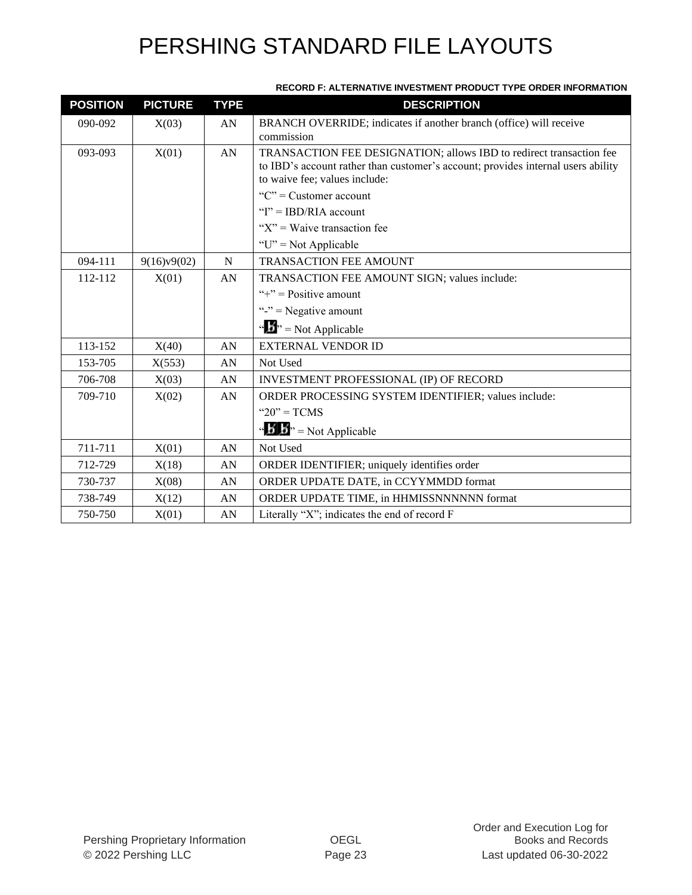# PERSHING STANDARD FILE LAYOUTS

**RECORD F: ALTERNATIVE INVESTMENT PRODUCT TYPE ORDER INFORMATION**

| POSITION | PICTURE | TYPE | DESCRIPTION |
|---|---|---|---|
| 090-092 | X(03) | AN | BRANCH OVERRIDE; indicates if another branch (office) will receive commission |
| 093-093 | X(01) | AN | TRANSACTION FEE DESIGNATION; allows IBD to redirect transaction fee to IBD's account rather than customer's account; provides internal users ability to waive fee; values include:<br>"C" = Customer account<br>"I" = IBD/RIA account<br>"X" = Waive transaction fee<br>"U" = Not Applicable |
| 094-111 | 9(16)v9(02) | N | TRANSACTION FEE AMOUNT |
| 112-112 | X(01) | AN | TRANSACTION FEE AMOUNT SIGN; values include:<br>"+" = Positive amount<br>"-" = Negative amount<br>"ƀ" = Not Applicable |
| 113-152 | X(40) | AN | EXTERNAL VENDOR ID |
| 153-705 | X(553) | AN | Not Used |
| 706-708 | X(03) | AN | INVESTMENT PROFESSIONAL (IP) OF RECORD |
| 709-710 | X(02) | AN | ORDER PROCESSING SYSTEM IDENTIFIER; values include:<br>"20" = TCMS<br>"ƀƀ" = Not Applicable |
| 711-711 | X(01) | AN | Not Used |
| 712-729 | X(18) | AN | ORDER IDENTIFIER; uniquely identifies order |
| 730-737 | X(08) | AN | ORDER UPDATE DATE, in CCYYMMDD format |
| 738-749 | X(12) | AN | ORDER UPDATE TIME, in HHMISSNNNNNN format |
| 750-750 | X(01) | AN | Literally "X"; indicates the end of record F |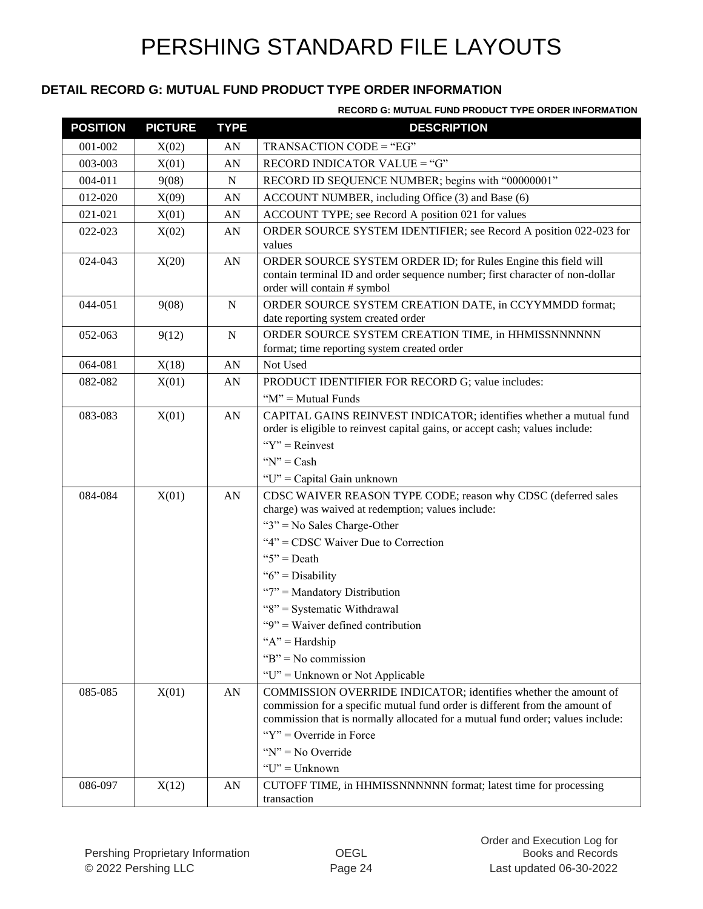# PERSHING STANDARD FILE LAYOUTS

## DETAIL RECORD G: MUTUAL FUND PRODUCT TYPE ORDER INFORMATION

**RECORD G: MUTUAL FUND PRODUCT TYPE ORDER INFORMATION**

| POSITION | PICTURE | TYPE | DESCRIPTION |
|---|---|---|---|
| 001-002 | X(02) | AN | TRANSACTION CODE = "EG" |
| 003-003 | X(01) | AN | RECORD INDICATOR VALUE = "G" |
| 004-011 | 9(08) | N | RECORD ID SEQUENCE NUMBER; begins with "00000001" |
| 012-020 | X(09) | AN | ACCOUNT NUMBER, including Office (3) and Base (6) |
| 021-021 | X(01) | AN | ACCOUNT TYPE; see Record A position 021 for values |
| 022-023 | X(02) | AN | ORDER SOURCE SYSTEM IDENTIFIER; see Record A position 022-023 for values |
| 024-043 | X(20) | AN | ORDER SOURCE SYSTEM ORDER ID; for Rules Engine this field will contain terminal ID and order sequence number; first character of non-dollar order will contain # symbol |
| 044-051 | 9(08) | N | ORDER SOURCE SYSTEM CREATION DATE, in CCYYMMDD format; date reporting system created order |
| 052-063 | 9(12) | N | ORDER SOURCE SYSTEM CREATION TIME, in HHMISSNNNNNN format; time reporting system created order |
| 064-081 | X(18) | AN | Not Used |
| 082-082 | X(01) | AN | PRODUCT IDENTIFIER FOR RECORD G; value includes:<br>"M" = Mutual Funds |
| 083-083 | X(01) | AN | CAPITAL GAINS REINVEST INDICATOR; identifies whether a mutual fund order is eligible to reinvest capital gains, or accept cash; values include:<br>"Y" = Reinvest<br>"N" = Cash<br>"U" = Capital Gain unknown |
| 084-084 | X(01) | AN | CDSC WAIVER REASON TYPE CODE; reason why CDSC (deferred sales charge) was waived at redemption; values include:<br>"3" = No Sales Charge-Other<br>"4" = CDSC Waiver Due to Correction<br>"5" = Death<br>"6" = Disability<br>"7" = Mandatory Distribution<br>"8" = Systematic Withdrawal<br>"9" = Waiver defined contribution<br>"A" = Hardship<br>"B" = No commission<br>"U" = Unknown or Not Applicable |
| 085-085 | X(01) | AN | COMMISSION OVERRIDE INDICATOR; identifies whether the amount of commission for a specific mutual fund order is different from the amount of commission that is normally allocated for a mutual fund order; values include:<br>"Y" = Override in Force<br>"N" = No Override<br>"U" = Unknown |
| 086-097 | X(12) | AN | CUTOFF TIME, in HHMISSNNNNNN format; latest time for processing transaction |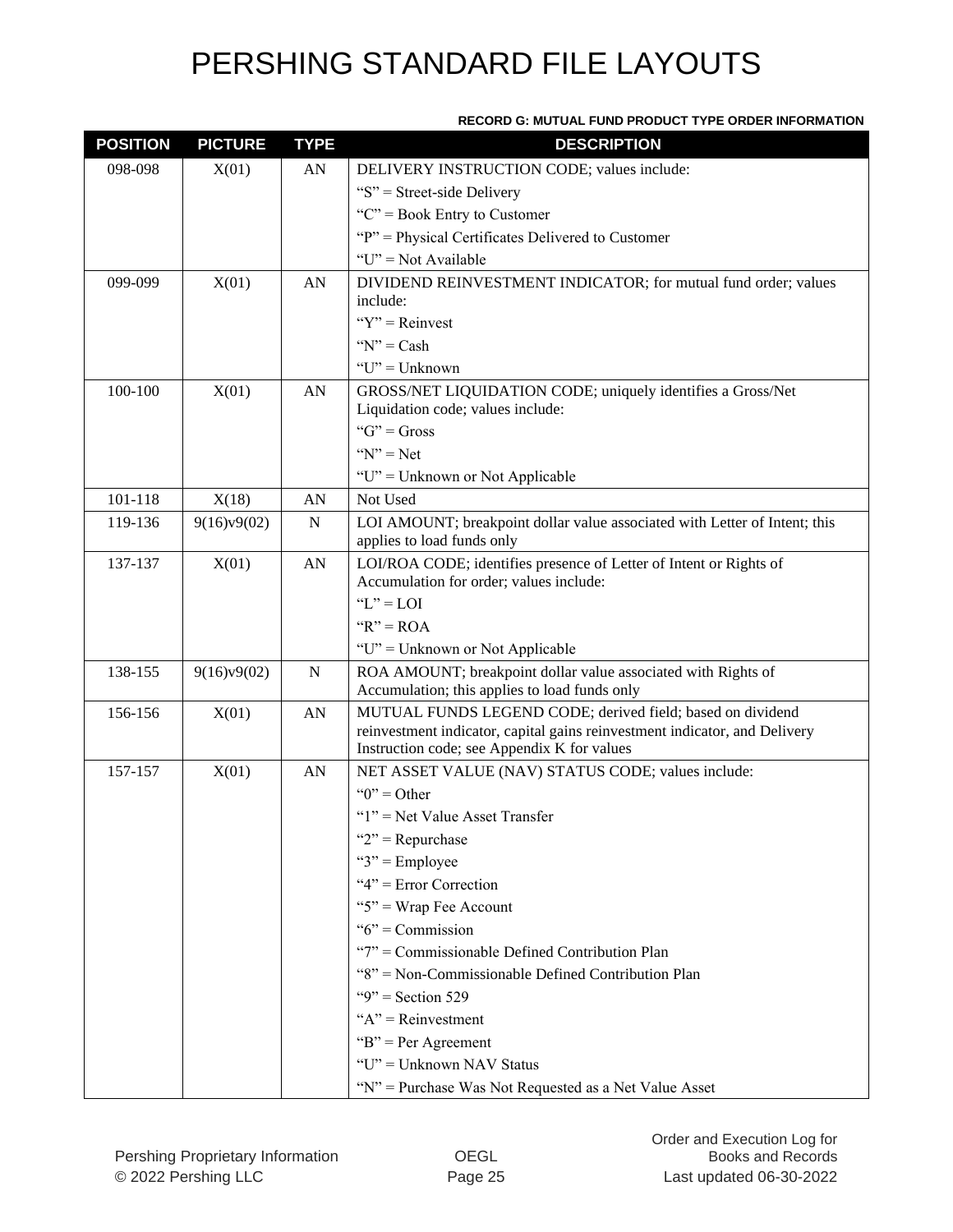# PERSHING STANDARD FILE LAYOUTS

**RECORD G: MUTUAL FUND PRODUCT TYPE ORDER INFORMATION**

| POSITION | PICTURE | TYPE | DESCRIPTION |
|---|---|---|---|
| 098-098 | X(01) | AN | DELIVERY INSTRUCTION CODE; values include:<br>"S" = Street-side Delivery<br>"C" = Book Entry to Customer<br>"P" = Physical Certificates Delivered to Customer<br>"U" = Not Available |
| 099-099 | X(01) | AN | DIVIDEND REINVESTMENT INDICATOR; for mutual fund order; values include:<br>"Y" = Reinvest<br>"N" = Cash<br>"U" = Unknown |
| 100-100 | X(01) | AN | GROSS/NET LIQUIDATION CODE; uniquely identifies a Gross/Net Liquidation code; values include:<br>"G" = Gross<br>"N" = Net<br>"U" = Unknown or Not Applicable |
| 101-118 | X(18) | AN | Not Used |
| 119-136 | 9(16)v9(02) | N | LOI AMOUNT; breakpoint dollar value associated with Letter of Intent; this applies to load funds only |
| 137-137 | X(01) | AN | LOI/ROA CODE; identifies presence of Letter of Intent or Rights of Accumulation for order; values include:<br>"L" = LOI<br>"R" = ROA<br>"U" = Unknown or Not Applicable |
| 138-155 | 9(16)v9(02) | N | ROA AMOUNT; breakpoint dollar value associated with Rights of Accumulation; this applies to load funds only |
| 156-156 | X(01) | AN | MUTUAL FUNDS LEGEND CODE; derived field; based on dividend reinvestment indicator, capital gains reinvestment indicator, and Delivery Instruction code; see Appendix K for values |
| 157-157 | X(01) | AN | NET ASSET VALUE (NAV) STATUS CODE; values include:<br>"0" = Other<br>"1" = Net Value Asset Transfer<br>"2" = Repurchase<br>"3" = Employee<br>"4" = Error Correction<br>"5" = Wrap Fee Account<br>"6" = Commission<br>"7" = Commissionable Defined Contribution Plan<br>"8" = Non-Commissionable Defined Contribution Plan<br>"9" = Section 529<br>"A" = Reinvestment<br>"B" = Per Agreement<br>"U" = Unknown NAV Status<br>"N" = Purchase Was Not Requested as a Net Value Asset |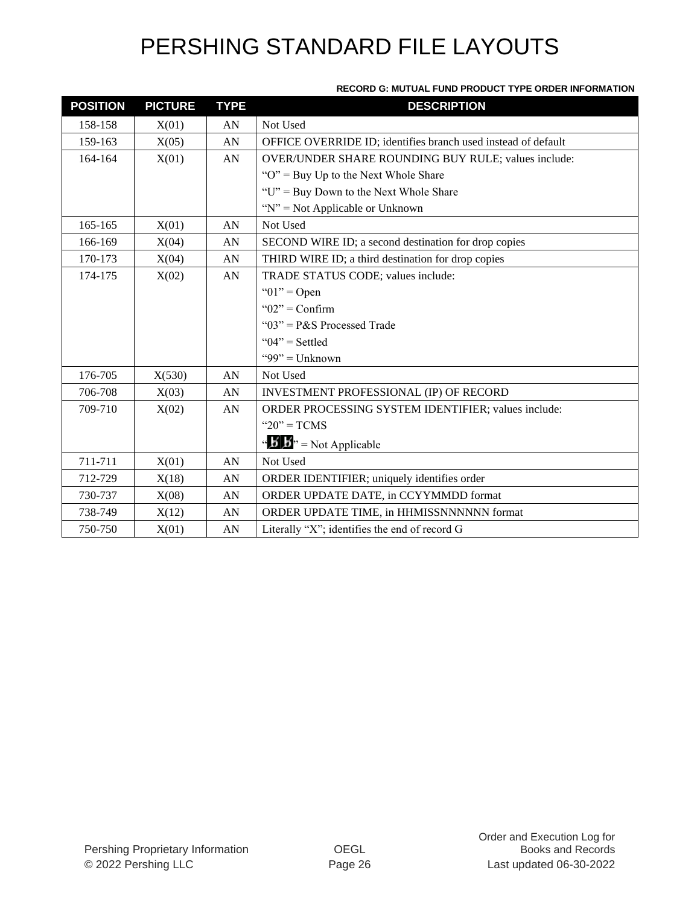# PERSHING STANDARD FILE LAYOUTS

**RECORD G: MUTUAL FUND PRODUCT TYPE ORDER INFORMATION**

| POSITION | PICTURE | TYPE | DESCRIPTION |
|---|---|---|---|
| 158-158 | X(01) | AN | Not Used |
| 159-163 | X(05) | AN | OFFICE OVERRIDE ID; identifies branch used instead of default |
| 164-164 | X(01) | AN | OVER/UNDER SHARE ROUNDING BUY RULE; values include:<br>"O" = Buy Up to the Next Whole Share<br>"U" = Buy Down to the Next Whole Share<br>"N" = Not Applicable or Unknown |
| 165-165 | X(01) | AN | Not Used |
| 166-169 | X(04) | AN | SECOND WIRE ID; a second destination for drop copies |
| 170-173 | X(04) | AN | THIRD WIRE ID; a third destination for drop copies |
| 174-175 | X(02) | AN | TRADE STATUS CODE; values include:<br>"01" = Open<br>"02" = Confirm<br>"03" = P&S Processed Trade<br>"04" = Settled<br>"99" = Unknown |
| 176-705 | X(530) | AN | Not Used |
| 706-708 | X(03) | AN | INVESTMENT PROFESSIONAL (IP) OF RECORD |
| 709-710 | X(02) | AN | ORDER PROCESSING SYSTEM IDENTIFIER; values include:<br>"20" = TCMS<br>"bb" = Not Applicable |
| 711-711 | X(01) | AN | Not Used |
| 712-729 | X(18) | AN | ORDER IDENTIFIER; uniquely identifies order |
| 730-737 | X(08) | AN | ORDER UPDATE DATE, in CCYYMMDD format |
| 738-749 | X(12) | AN | ORDER UPDATE TIME, in HHMISSNNNNNN format |
| 750-750 | X(01) | AN | Literally "X"; identifies the end of record G |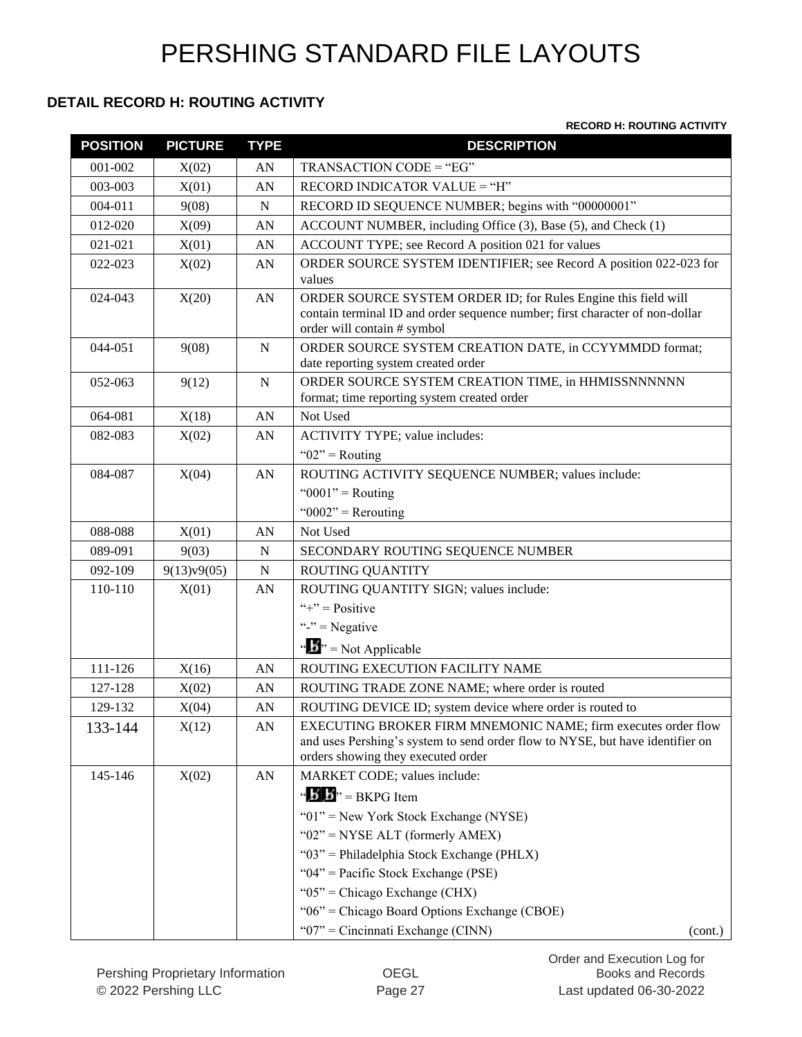# PERSHING STANDARD FILE LAYOUTS

### DETAIL RECORD H: ROUTING ACTIVITY

**RECORD H: ROUTING ACTIVITY**

| POSITION | PICTURE | TYPE | DESCRIPTION |
|---|---|---|---|
| 001-002 | X(02) | AN | TRANSACTION CODE = "EG" |
| 003-003 | X(01) | AN | RECORD INDICATOR VALUE = "H" |
| 004-011 | 9(08) | N | RECORD ID SEQUENCE NUMBER; begins with "00000001" |
| 012-020 | X(09) | AN | ACCOUNT NUMBER, including Office (3), Base (5), and Check (1) |
| 021-021 | X(01) | AN | ACCOUNT TYPE; see Record A position 021 for values |
| 022-023 | X(02) | AN | ORDER SOURCE SYSTEM IDENTIFIER; see Record A position 022-023 for values |
| 024-043 | X(20) | AN | ORDER SOURCE SYSTEM ORDER ID; for Rules Engine this field will contain terminal ID and order sequence number; first character of non-dollar order will contain # symbol |
| 044-051 | 9(08) | N | ORDER SOURCE SYSTEM CREATION DATE, in CCYYMMDD format; date reporting system created order |
| 052-063 | 9(12) | N | ORDER SOURCE SYSTEM CREATION TIME, in HHMISSNNNNNN format; time reporting system created order |
| 064-081 | X(18) | AN | Not Used |
| 082-083 | X(02) | AN | ACTIVITY TYPE; value includes:<br>"02" = Routing |
| 084-087 | X(04) | AN | ROUTING ACTIVITY SEQUENCE NUMBER; values include:<br>"0001" = Routing<br>"0002" = Rerouting |
| 088-088 | X(01) | AN | Not Used |
| 089-091 | 9(03) | N | SECONDARY ROUTING SEQUENCE NUMBER |
| 092-109 | 9(13)v9(05) | N | ROUTING QUANTITY |
| 110-110 | X(01) | AN | ROUTING QUANTITY SIGN; values include:<br>"+" = Positive<br>"-" = Negative<br>"b̸" = Not Applicable |
| 111-126 | X(16) | AN | ROUTING EXECUTION FACILITY NAME |
| 127-128 | X(02) | AN | ROUTING TRADE ZONE NAME; where order is routed |
| 129-132 | X(04) | AN | ROUTING DEVICE ID; system device where order is routed to |
| 133-144 | X(12) | AN | EXECUTING BROKER FIRM MNEMONIC NAME; firm executes order flow and uses Pershing's system to send order flow to NYSE, but have identifier on orders showing they executed order |
| 145-146 | X(02) | AN | MARKET CODE; values include:<br>"b̸b̸" = BKPG Item<br>"01" = New York Stock Exchange (NYSE)<br>"02" = NYSE ALT (formerly AMEX)<br>"03" = Philadelphia Stock Exchange (PHLX)<br>"04" = Pacific Stock Exchange (PSE)<br>"05" = Chicago Exchange (CHX)<br>"06" = Chicago Board Options Exchange (CBOE)<br>"07" = Cincinnati Exchange (CINN) (cont.) |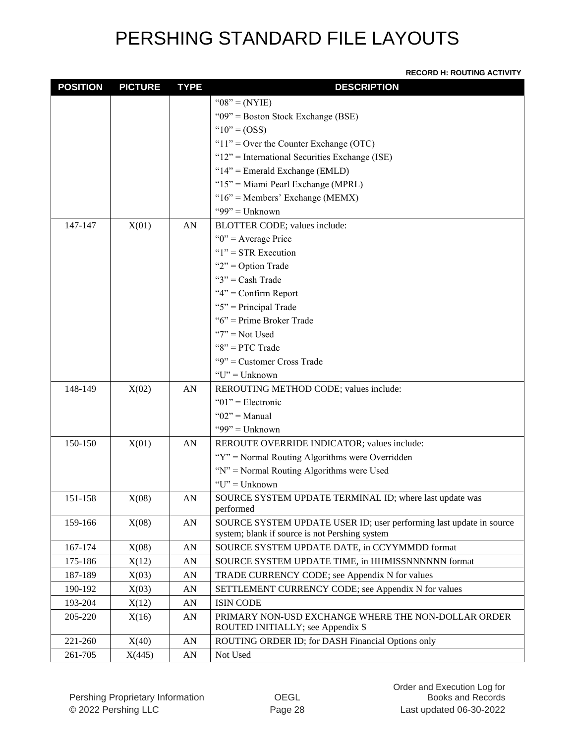# PERSHING STANDARD FILE LAYOUTS

**RECORD H: ROUTING ACTIVITY**

| POSITION | PICTURE | TYPE | DESCRIPTION |
|---|---|---|---|
| | | | "08" = (NYIE)<br>"09" = Boston Stock Exchange (BSE)<br>"10" = (OSS)<br>"11" = Over the Counter Exchange (OTC)<br>"12" = International Securities Exchange (ISE)<br>"14" = Emerald Exchange (EMLD)<br>"15" = Miami Pearl Exchange (MPRL)<br>"16" = Members' Exchange (MEMX)<br>"99" = Unknown |
| 147-147 | X(01) | AN | BLOTTER CODE; values include:<br>"0" = Average Price<br>"1" = STR Execution<br>"2" = Option Trade<br>"3" = Cash Trade<br>"4" = Confirm Report<br>"5" = Principal Trade<br>"6" = Prime Broker Trade<br>"7" = Not Used<br>"8" = PTC Trade<br>"9" = Customer Cross Trade<br>"U" = Unknown |
| 148-149 | X(02) | AN | REROUTING METHOD CODE; values include:<br>"01" = Electronic<br>"02" = Manual<br>"99" = Unknown |
| 150-150 | X(01) | AN | REROUTE OVERRIDE INDICATOR; values include:<br>"Y" = Normal Routing Algorithms were Overridden<br>"N" = Normal Routing Algorithms were Used<br>"U" = Unknown |
| 151-158 | X(08) | AN | SOURCE SYSTEM UPDATE TERMINAL ID; where last update was performed |
| 159-166 | X(08) | AN | SOURCE SYSTEM UPDATE USER ID; user performing last update in source system; blank if source is not Pershing system |
| 167-174 | X(08) | AN | SOURCE SYSTEM UPDATE DATE, in CCYYMMDD format |
| 175-186 | X(12) | AN | SOURCE SYSTEM UPDATE TIME, in HHMISSNNNNNN format |
| 187-189 | X(03) | AN | TRADE CURRENCY CODE; see Appendix N for values |
| 190-192 | X(03) | AN | SETTLEMENT CURRENCY CODE; see Appendix N for values |
| 193-204 | X(12) | AN | ISIN CODE |
| 205-220 | X(16) | AN | PRIMARY NON-USD EXCHANGE WHERE THE NON-DOLLAR ORDER ROUTED INITIALLY; see Appendix S |
| 221-260 | X(40) | AN | ROUTING ORDER ID; for DASH Financial Options only |
| 261-705 | X(445) | AN | Not Used |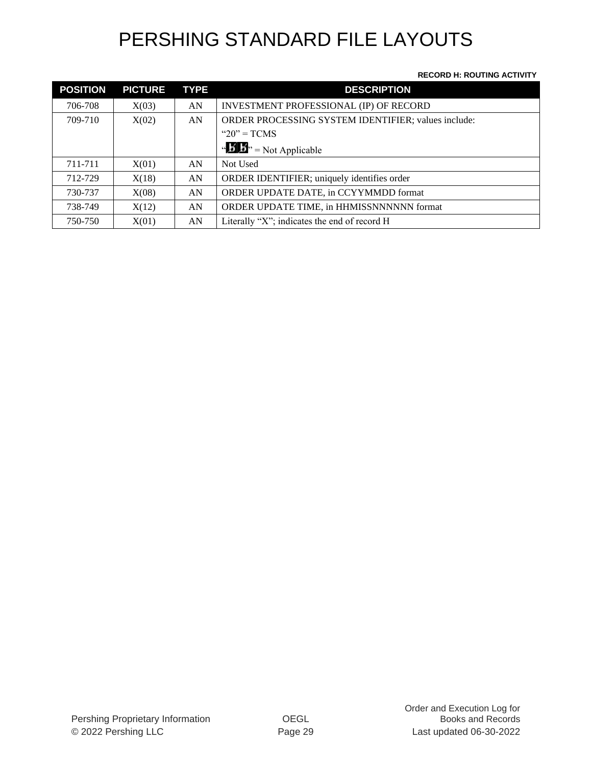# PERSHING STANDARD FILE LAYOUTS

**RECORD H: ROUTING ACTIVITY**

| POSITION | PICTURE | TYPE | DESCRIPTION |
|---|---|---|---|
| 706-708 | X(03) | AN | INVESTMENT PROFESSIONAL (IP) OF RECORD |
| 709-710 | X(02) | AN | ORDER PROCESSING SYSTEM IDENTIFIER; values include:<br>“20” = TCMS<br>“bb” = Not Applicable |
| 711-711 | X(01) | AN | Not Used |
| 712-729 | X(18) | AN | ORDER IDENTIFIER; uniquely identifies order |
| 730-737 | X(08) | AN | ORDER UPDATE DATE, in CCYYMMDD format |
| 738-749 | X(12) | AN | ORDER UPDATE TIME, in HHMISSNNNNNN format |
| 750-750 | X(01) | AN | Literally “X”; indicates the end of record H |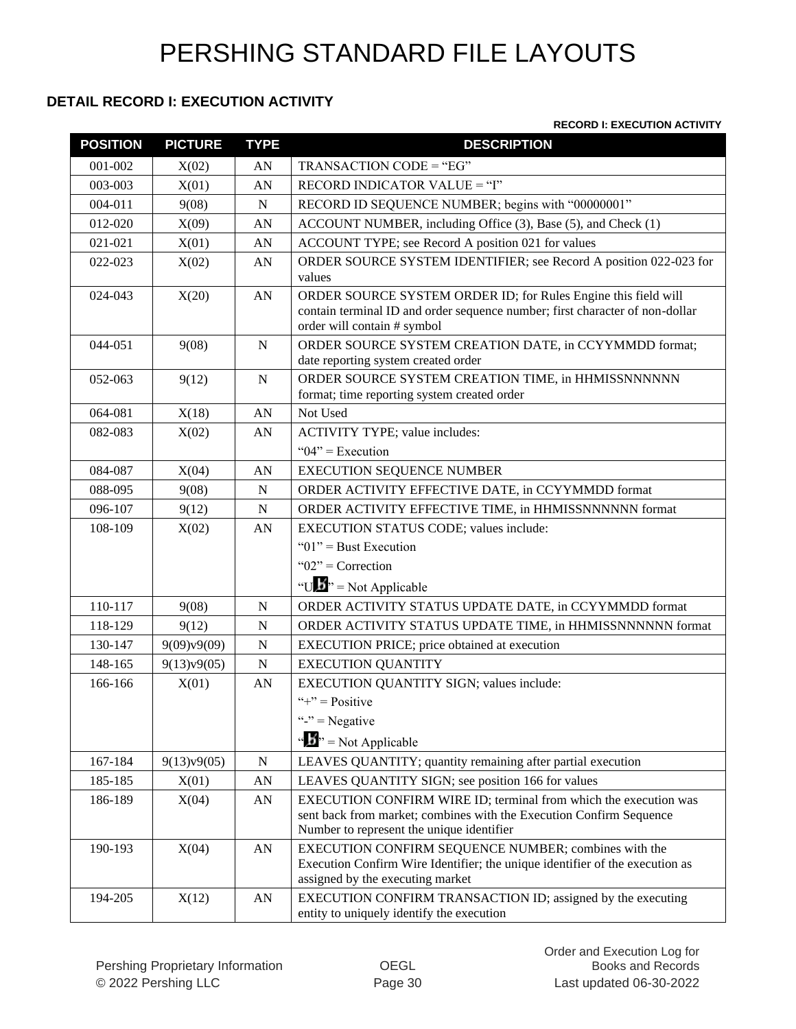# PERSHING STANDARD FILE LAYOUTS

## DETAIL RECORD I: EXECUTION ACTIVITY

**RECORD I: EXECUTION ACTIVITY**

| POSITION | PICTURE | TYPE | DESCRIPTION |
|---|---|---|---|
| 001-002 | X(02) | AN | TRANSACTION CODE = "EG" |
| 003-003 | X(01) | AN | RECORD INDICATOR VALUE = "I" |
| 004-011 | 9(08) | N | RECORD ID SEQUENCE NUMBER; begins with "00000001" |
| 012-020 | X(09) | AN | ACCOUNT NUMBER, including Office (3), Base (5), and Check (1) |
| 021-021 | X(01) | AN | ACCOUNT TYPE; see Record A position 021 for values |
| 022-023 | X(02) | AN | ORDER SOURCE SYSTEM IDENTIFIER; see Record A position 022-023 for values |
| 024-043 | X(20) | AN | ORDER SOURCE SYSTEM ORDER ID; for Rules Engine this field will contain terminal ID and order sequence number; first character of non-dollar order will contain # symbol |
| 044-051 | 9(08) | N | ORDER SOURCE SYSTEM CREATION DATE, in CCYYMMDD format; date reporting system created order |
| 052-063 | 9(12) | N | ORDER SOURCE SYSTEM CREATION TIME, in HHMISSNNNNNN format; time reporting system created order |
| 064-081 | X(18) | AN | Not Used |
| 082-083 | X(02) | AN | ACTIVITY TYPE; value includes:<br>"04" = Execution |
| 084-087 | X(04) | AN | EXECUTION SEQUENCE NUMBER |
| 088-095 | 9(08) | N | ORDER ACTIVITY EFFECTIVE DATE, in CCYYMMDD format |
| 096-107 | 9(12) | N | ORDER ACTIVITY EFFECTIVE TIME, in HHMISSNNNNNN format |
| 108-109 | X(02) | AN | EXECUTION STATUS CODE; values include:<br>"01" = Bust Execution<br>"02" = Correction<br>"U[blank]" = Not Applicable |
| 110-117 | 9(08) | N | ORDER ACTIVITY STATUS UPDATE DATE, in CCYYMMDD format |
| 118-129 | 9(12) | N | ORDER ACTIVITY STATUS UPDATE TIME, in HHMISSNNNNNN format |
| 130-147 | 9(09)v9(09) | N | EXECUTION PRICE; price obtained at execution |
| 148-165 | 9(13)v9(05) | N | EXECUTION QUANTITY |
| 166-166 | X(01) | AN | EXECUTION QUANTITY SIGN; values include:<br>"+" = Positive<br>"-" = Negative<br>"[blank]" = Not Applicable |
| 167-184 | 9(13)v9(05) | N | LEAVES QUANTITY; quantity remaining after partial execution |
| 185-185 | X(01) | AN | LEAVES QUANTITY SIGN; see position 166 for values |
| 186-189 | X(04) | AN | EXECUTION CONFIRM WIRE ID; terminal from which the execution was sent back from market; combines with the Execution Confirm Sequence Number to represent the unique identifier |
| 190-193 | X(04) | AN | EXECUTION CONFIRM SEQUENCE NUMBER; combines with the Execution Confirm Wire Identifier; the unique identifier of the execution as assigned by the executing market |
| 194-205 | X(12) | AN | EXECUTION CONFIRM TRANSACTION ID; assigned by the executing entity to uniquely identify the execution |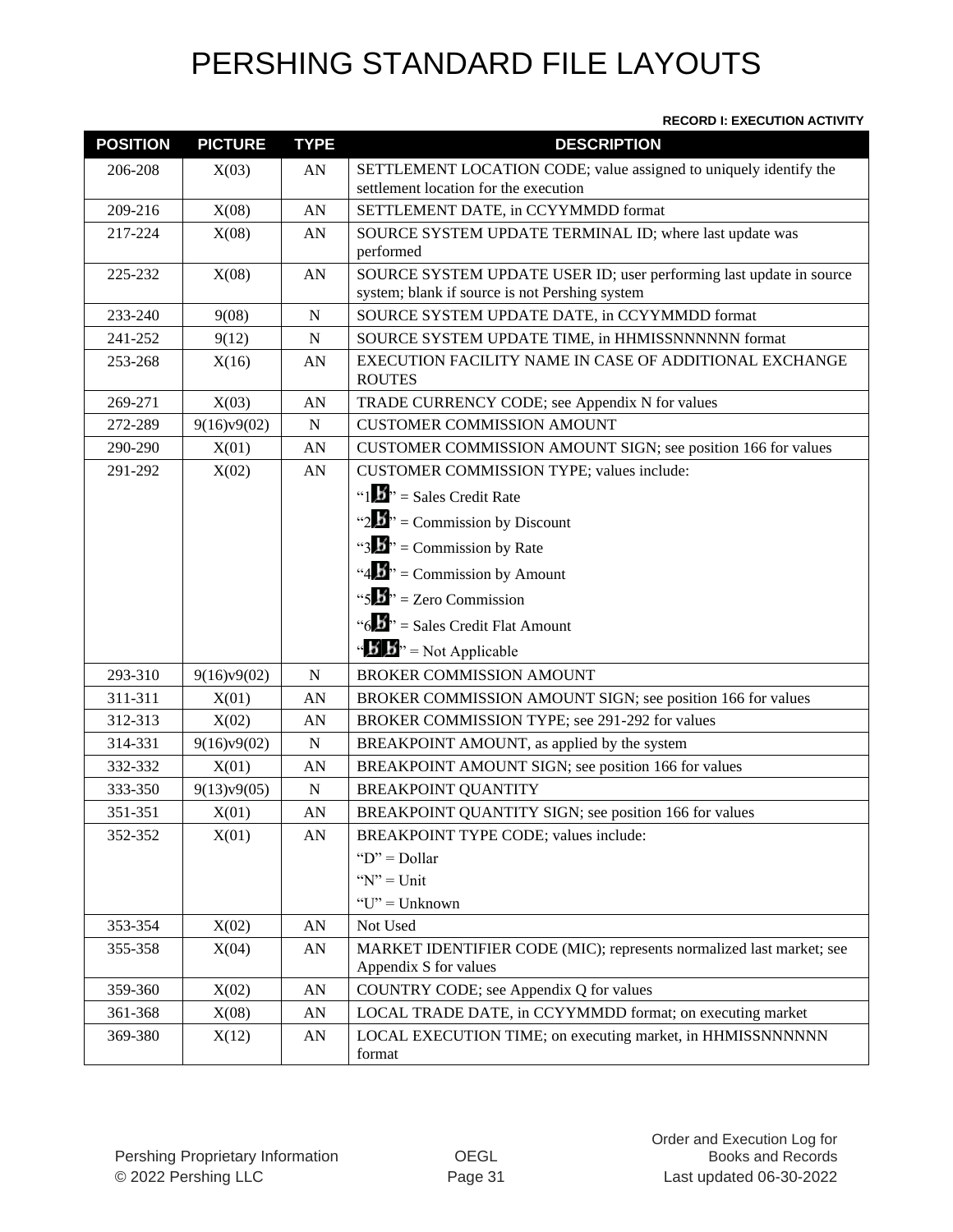# PERSHING STANDARD FILE LAYOUTS

**RECORD I: EXECUTION ACTIVITY**

| POSITION | PICTURE | TYPE | DESCRIPTION |
|---|---|---|---|
| 206-208 | X(03) | AN | SETTLEMENT LOCATION CODE; value assigned to uniquely identify the settlement location for the execution |
| 209-216 | X(08) | AN | SETTLEMENT DATE, in CCYYMMDD format |
| 217-224 | X(08) | AN | SOURCE SYSTEM UPDATE TERMINAL ID; where last update was performed |
| 225-232 | X(08) | AN | SOURCE SYSTEM UPDATE USER ID; user performing last update in source system; blank if source is not Pershing system |
| 233-240 | 9(08) | N | SOURCE SYSTEM UPDATE DATE, in CCYYMMDD format |
| 241-252 | 9(12) | N | SOURCE SYSTEM UPDATE TIME, in HHMISSNNNNNN format |
| 253-268 | X(16) | AN | EXECUTION FACILITY NAME IN CASE OF ADDITIONAL EXCHANGE ROUTES |
| 269-271 | X(03) | AN | TRADE CURRENCY CODE; see Appendix N for values |
| 272-289 | 9(16)v9(02) | N | CUSTOMER COMMISSION AMOUNT |
| 290-290 | X(01) | AN | CUSTOMER COMMISSION AMOUNT SIGN; see position 166 for values |
| 291-292 | X(02) | AN | CUSTOMER COMMISSION TYPE; values include:<br>"1b" = Sales Credit Rate<br>"2b" = Commission by Discount<br>"3b" = Commission by Rate<br>"4b" = Commission by Amount<br>"5b" = Zero Commission<br>"6b" = Sales Credit Flat Amount<br>"bb" = Not Applicable |
| 293-310 | 9(16)v9(02) | N | BROKER COMMISSION AMOUNT |
| 311-311 | X(01) | AN | BROKER COMMISSION AMOUNT SIGN; see position 166 for values |
| 312-313 | X(02) | AN | BROKER COMMISSION TYPE; see 291-292 for values |
| 314-331 | 9(16)v9(02) | N | BREAKPOINT AMOUNT, as applied by the system |
| 332-332 | X(01) | AN | BREAKPOINT AMOUNT SIGN; see position 166 for values |
| 333-350 | 9(13)v9(05) | N | BREAKPOINT QUANTITY |
| 351-351 | X(01) | AN | BREAKPOINT QUANTITY SIGN; see position 166 for values |
| 352-352 | X(01) | AN | BREAKPOINT TYPE CODE; values include:<br>"D" = Dollar<br>"N" = Unit<br>"U" = Unknown |
| 353-354 | X(02) | AN | Not Used |
| 355-358 | X(04) | AN | MARKET IDENTIFIER CODE (MIC); represents normalized last market; see Appendix S for values |
| 359-360 | X(02) | AN | COUNTRY CODE; see Appendix Q for values |
| 361-368 | X(08) | AN | LOCAL TRADE DATE, in CCYYMMDD format; on executing market |
| 369-380 | X(12) | AN | LOCAL EXECUTION TIME; on executing market, in HHMISSNNNNNN format |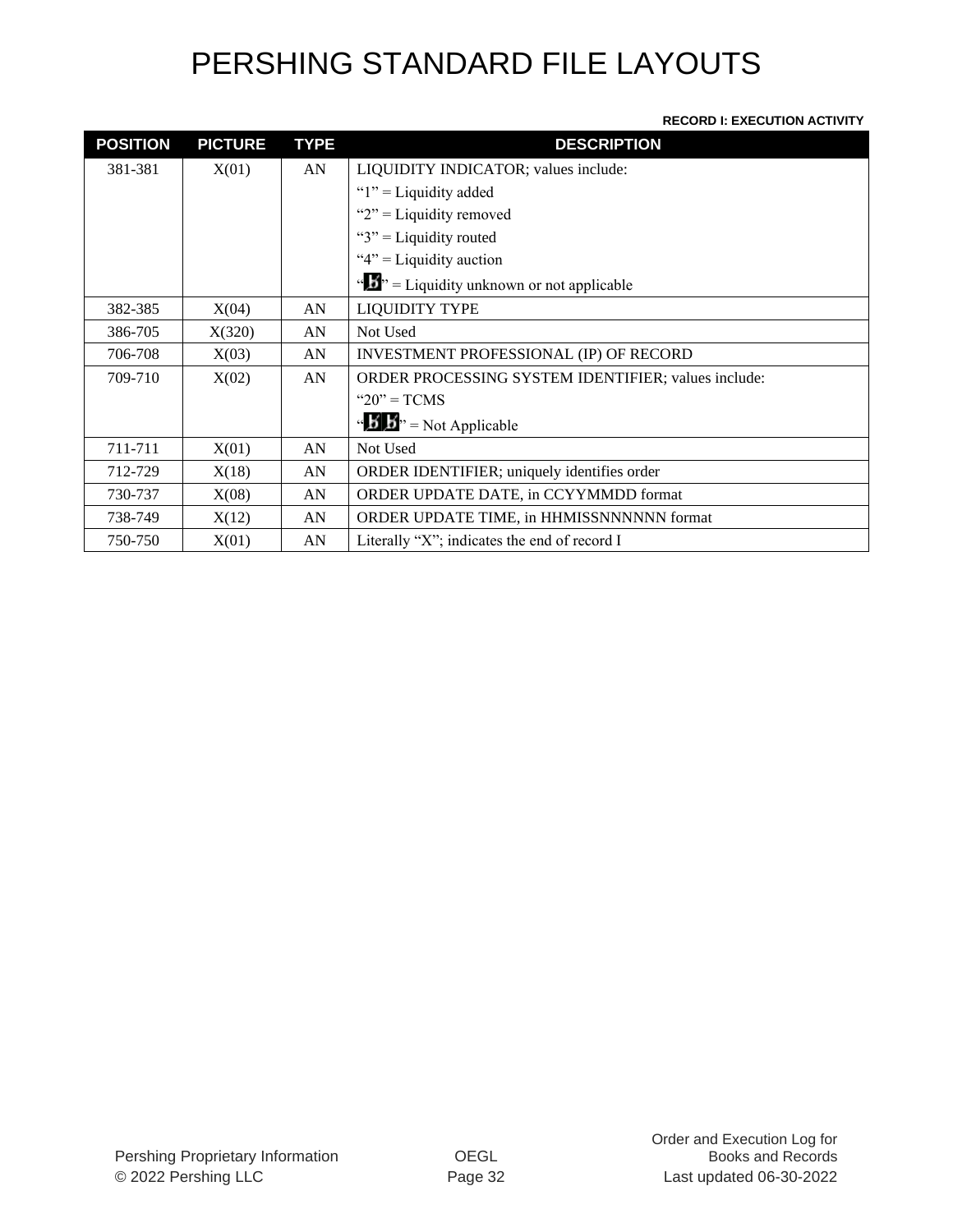# PERSHING STANDARD FILE LAYOUTS

**RECORD I: EXECUTION ACTIVITY**

| POSITION | PICTURE | TYPE | DESCRIPTION |
|---|---|---|---|
| 381-381 | X(01) | AN | LIQUIDITY INDICATOR; values include:<br>"1" = Liquidity added<br>"2" = Liquidity removed<br>"3" = Liquidity routed<br>"4" = Liquidity auction<br>"ƀ" = Liquidity unknown or not applicable |
| 382-385 | X(04) | AN | LIQUIDITY TYPE |
| 386-705 | X(320) | AN | Not Used |
| 706-708 | X(03) | AN | INVESTMENT PROFESSIONAL (IP) OF RECORD |
| 709-710 | X(02) | AN | ORDER PROCESSING SYSTEM IDENTIFIER; values include:<br>"20" = TCMS<br>"ƀƀ" = Not Applicable |
| 711-711 | X(01) | AN | Not Used |
| 712-729 | X(18) | AN | ORDER IDENTIFIER; uniquely identifies order |
| 730-737 | X(08) | AN | ORDER UPDATE DATE, in CCYYMMDD format |
| 738-749 | X(12) | AN | ORDER UPDATE TIME, in HHMISSNNNNNN format |
| 750-750 | X(01) | AN | Literally "X"; indicates the end of record I |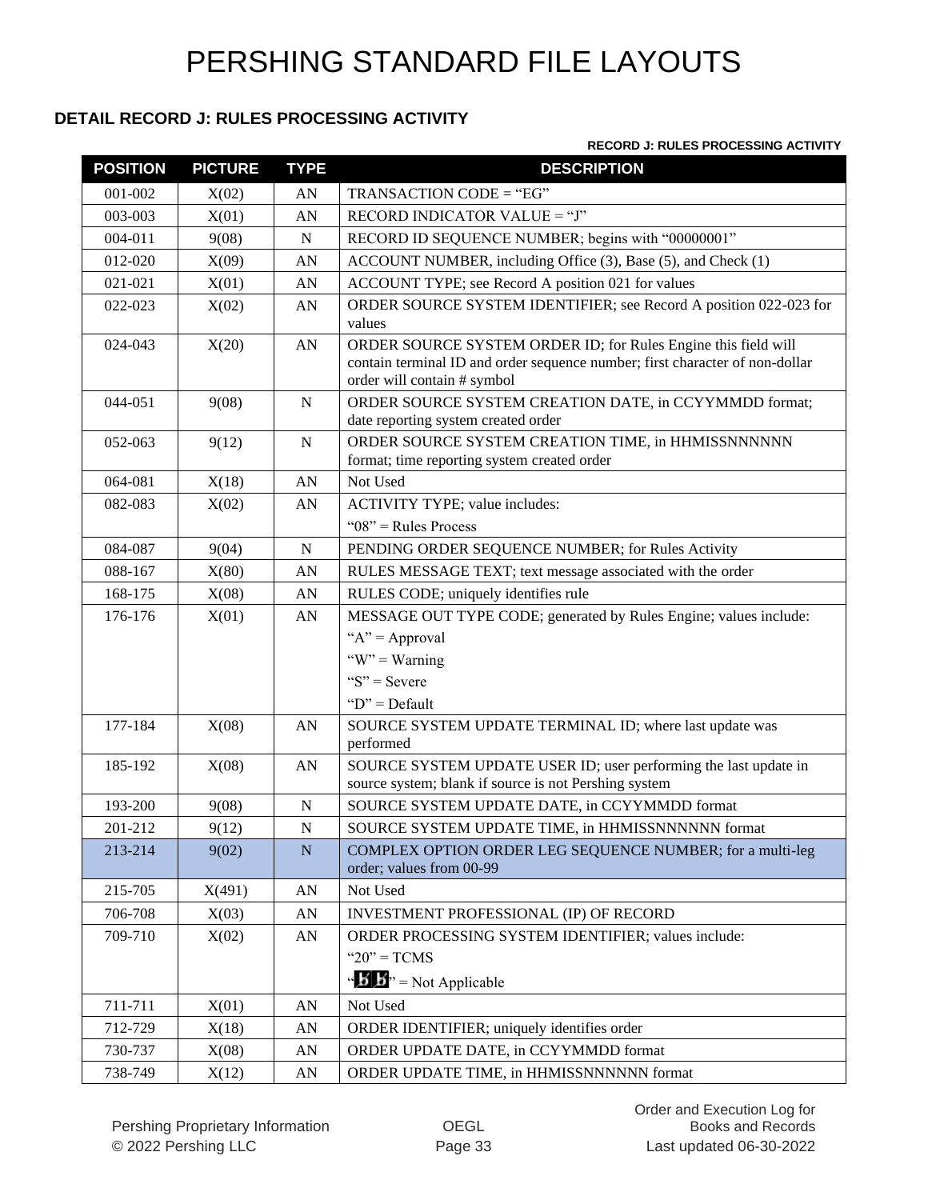# PERSHING STANDARD FILE LAYOUTS

## DETAIL RECORD J: RULES PROCESSING ACTIVITY

**RECORD J: RULES PROCESSING ACTIVITY**

| POSITION | PICTURE | TYPE | DESCRIPTION |
|---|---|---|---|
| 001-002 | X(02) | AN | TRANSACTION CODE = "EG" |
| 003-003 | X(01) | AN | RECORD INDICATOR VALUE = "J" |
| 004-011 | 9(08) | N | RECORD ID SEQUENCE NUMBER; begins with "00000001" |
| 012-020 | X(09) | AN | ACCOUNT NUMBER, including Office (3), Base (5), and Check (1) |
| 021-021 | X(01) | AN | ACCOUNT TYPE; see Record A position 021 for values |
| 022-023 | X(02) | AN | ORDER SOURCE SYSTEM IDENTIFIER; see Record A position 022-023 for values |
| 024-043 | X(20) | AN | ORDER SOURCE SYSTEM ORDER ID; for Rules Engine this field will contain terminal ID and order sequence number; first character of non-dollar order will contain # symbol |
| 044-051 | 9(08) | N | ORDER SOURCE SYSTEM CREATION DATE, in CCYYMMDD format; date reporting system created order |
| 052-063 | 9(12) | N | ORDER SOURCE SYSTEM CREATION TIME, in HHMISSNNNNNN format; time reporting system created order |
| 064-081 | X(18) | AN | Not Used |
| 082-083 | X(02) | AN | ACTIVITY TYPE; value includes:<br>"08" = Rules Process |
| 084-087 | 9(04) | N | PENDING ORDER SEQUENCE NUMBER; for Rules Activity |
| 088-167 | X(80) | AN | RULES MESSAGE TEXT; text message associated with the order |
| 168-175 | X(08) | AN | RULES CODE; uniquely identifies rule |
| 176-176 | X(01) | AN | MESSAGE OUT TYPE CODE; generated by Rules Engine; values include:<br>"A" = Approval<br>"W" = Warning<br>"S" = Severe<br>"D" = Default |
| 177-184 | X(08) | AN | SOURCE SYSTEM UPDATE TERMINAL ID; where last update was performed |
| 185-192 | X(08) | AN | SOURCE SYSTEM UPDATE USER ID; user performing the last update in source system; blank if source is not Pershing system |
| 193-200 | 9(08) | N | SOURCE SYSTEM UPDATE DATE, in CCYYMMDD format |
| 201-212 | 9(12) | N | SOURCE SYSTEM UPDATE TIME, in HHMISSNNNNNN format |
| 213-214 | 9(02) | N | COMPLEX OPTION ORDER LEG SEQUENCE NUMBER; for a multi-leg order; values from 00-99 |
| 215-705 | X(491) | AN | Not Used |
| 706-708 | X(03) | AN | INVESTMENT PROFESSIONAL (IP) OF RECORD |
| 709-710 | X(02) | AN | ORDER PROCESSING SYSTEM IDENTIFIER; values include:<br>"20" = TCMS<br>"bb" = Not Applicable |
| 711-711 | X(01) | AN | Not Used |
| 712-729 | X(18) | AN | ORDER IDENTIFIER; uniquely identifies order |
| 730-737 | X(08) | AN | ORDER UPDATE DATE, in CCYYMMDD format |
| 738-749 | X(12) | AN | ORDER UPDATE TIME, in HHMISSNNNNNN format |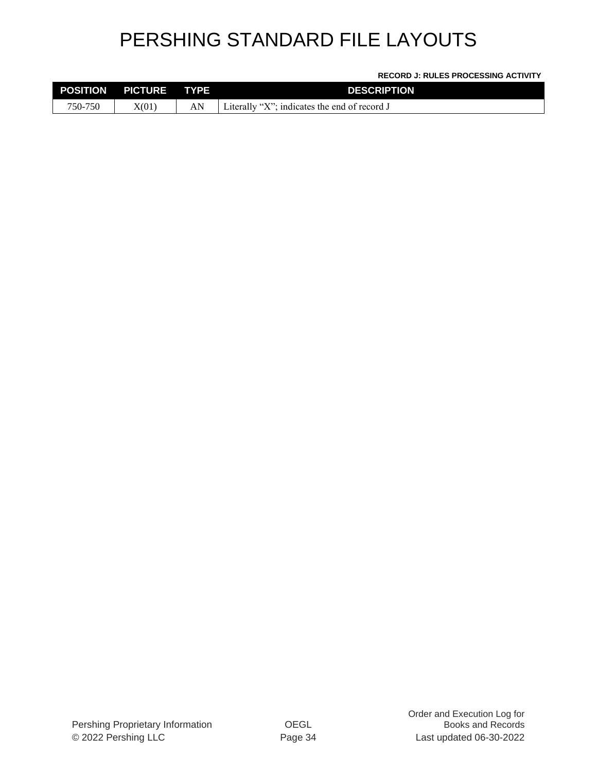**RECORD J: RULES PROCESSING ACTIVITY**

| POSITION | PICTURE | TYPE | DESCRIPTION |
| --- | --- | --- | --- |
| 750-750 | X(01) | AN | Literally “X”; indicates the end of record J |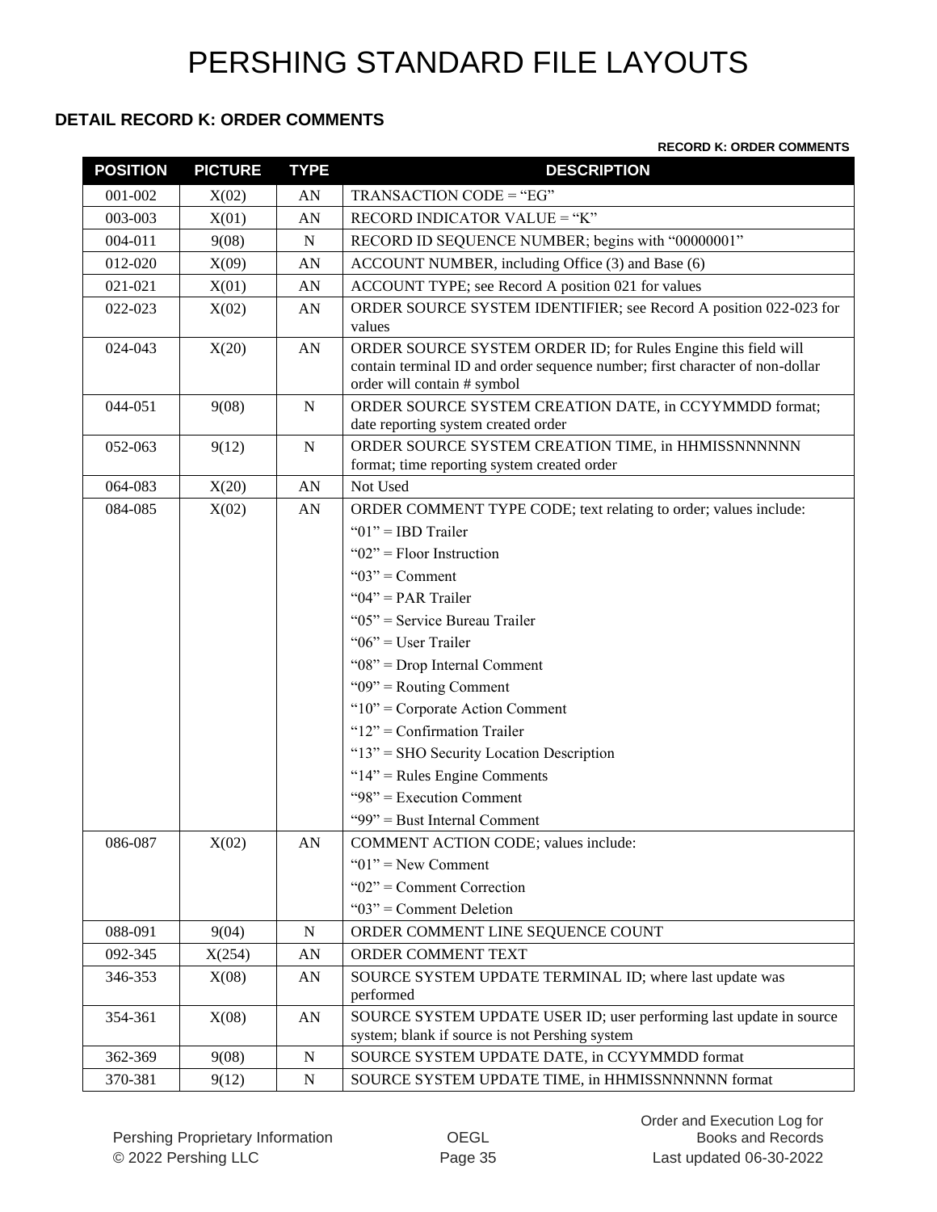# PERSHING STANDARD FILE LAYOUTS

### DETAIL RECORD K: ORDER COMMENTS

**RECORD K: ORDER COMMENTS**

| POSITION | PICTURE | TYPE | DESCRIPTION |
|---|---|---|---|
| 001-002 | X(02) | AN | TRANSACTION CODE = "EG" |
| 003-003 | X(01) | AN | RECORD INDICATOR VALUE = "K" |
| 004-011 | 9(08) | N | RECORD ID SEQUENCE NUMBER; begins with "00000001" |
| 012-020 | X(09) | AN | ACCOUNT NUMBER, including Office (3) and Base (6) |
| 021-021 | X(01) | AN | ACCOUNT TYPE; see Record A position 021 for values |
| 022-023 | X(02) | AN | ORDER SOURCE SYSTEM IDENTIFIER; see Record A position 022-023 for values |
| 024-043 | X(20) | AN | ORDER SOURCE SYSTEM ORDER ID; for Rules Engine this field will contain terminal ID and order sequence number; first character of non-dollar order will contain # symbol |
| 044-051 | 9(08) | N | ORDER SOURCE SYSTEM CREATION DATE, in CCYYMMDD format; date reporting system created order |
| 052-063 | 9(12) | N | ORDER SOURCE SYSTEM CREATION TIME, in HHMISSNNNNNN format; time reporting system created order |
| 064-083 | X(20) | AN | Not Used |
| 084-085 | X(02) | AN | ORDER COMMENT TYPE CODE; text relating to order; values include:<br>"01" = IBD Trailer<br>"02" = Floor Instruction<br>"03" = Comment<br>"04" = PAR Trailer<br>"05" = Service Bureau Trailer<br>"06" = User Trailer<br>"08" = Drop Internal Comment<br>"09" = Routing Comment<br>"10" = Corporate Action Comment<br>"12" = Confirmation Trailer<br>"13" = SHO Security Location Description<br>"14" = Rules Engine Comments<br>"98" = Execution Comment<br>"99" = Bust Internal Comment |
| 086-087 | X(02) | AN | COMMENT ACTION CODE; values include:<br>"01" = New Comment<br>"02" = Comment Correction<br>"03" = Comment Deletion |
| 088-091 | 9(04) | N | ORDER COMMENT LINE SEQUENCE COUNT |
| 092-345 | X(254) | AN | ORDER COMMENT TEXT |
| 346-353 | X(08) | AN | SOURCE SYSTEM UPDATE TERMINAL ID; where last update was performed |
| 354-361 | X(08) | AN | SOURCE SYSTEM UPDATE USER ID; user performing last update in source system; blank if source is not Pershing system |
| 362-369 | 9(08) | N | SOURCE SYSTEM UPDATE DATE, in CCYYMMDD format |
| 370-381 | 9(12) | N | SOURCE SYSTEM UPDATE TIME, in HHMISSNNNNNN format |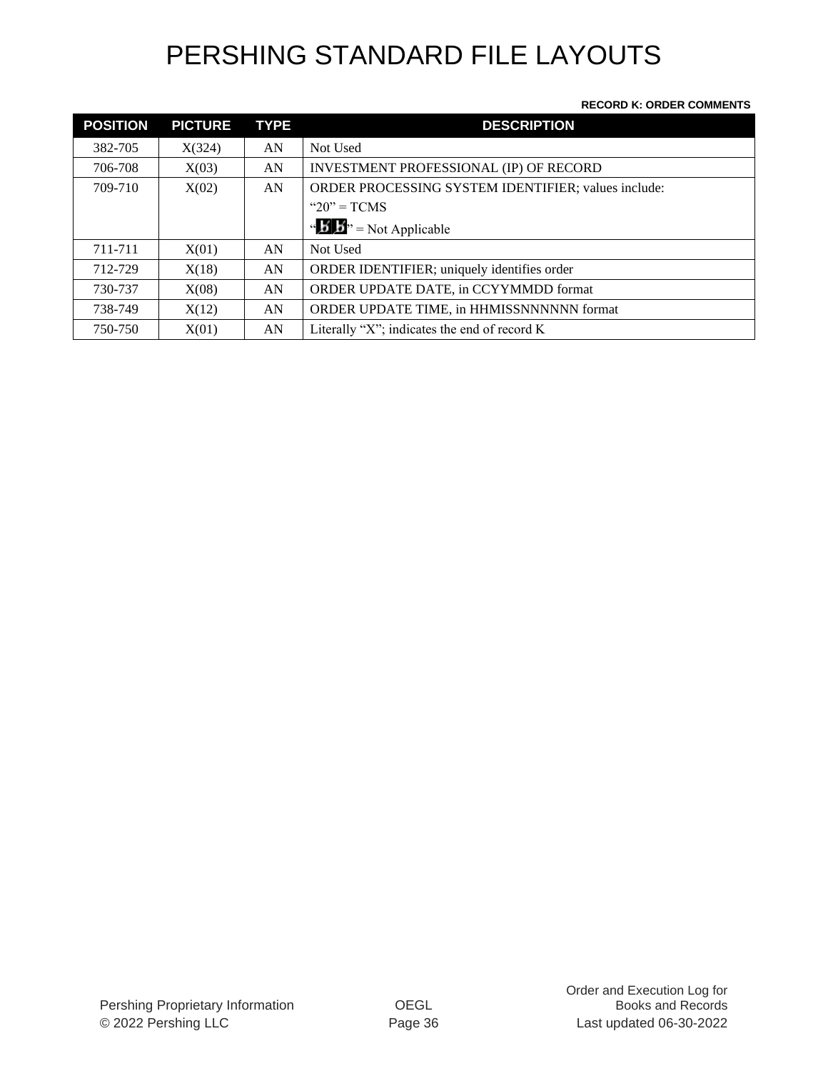# PERSHING STANDARD FILE LAYOUTS

**RECORD K: ORDER COMMENTS**

| POSITION | PICTURE | TYPE | DESCRIPTION |
|---|---|---|---|
| 382-705 | X(324) | AN | Not Used |
| 706-708 | X(03) | AN | INVESTMENT PROFESSIONAL (IP) OF RECORD |
| 709-710 | X(02) | AN | ORDER PROCESSING SYSTEM IDENTIFIER; values include:<br>“20” = TCMS<br>“ƀƀ” = Not Applicable |
| 711-711 | X(01) | AN | Not Used |
| 712-729 | X(18) | AN | ORDER IDENTIFIER; uniquely identifies order |
| 730-737 | X(08) | AN | ORDER UPDATE DATE, in CCYYMMDD format |
| 738-749 | X(12) | AN | ORDER UPDATE TIME, in HHMISSNNNNNN format |
| 750-750 | X(01) | AN | Literally “X”; indicates the end of record K |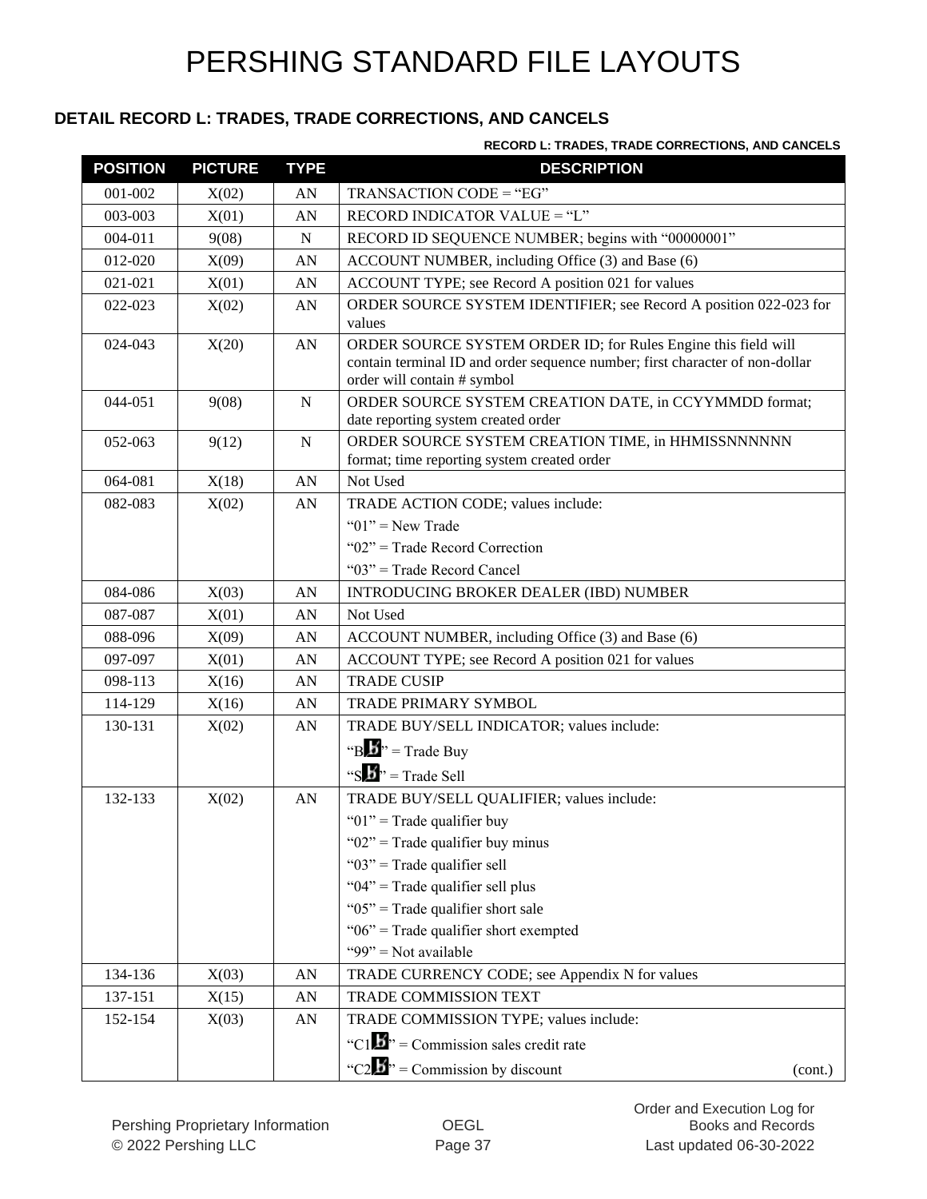# PERSHING STANDARD FILE LAYOUTS

### DETAIL RECORD L: TRADES, TRADE CORRECTIONS, AND CANCELS

**RECORD L: TRADES, TRADE CORRECTIONS, AND CANCELS**

| POSITION | PICTURE | TYPE | DESCRIPTION |
|---|---|---|---|
| 001-002 | X(02) | AN | TRANSACTION CODE = “EG” |
| 003-003 | X(01) | AN | RECORD INDICATOR VALUE = “L” |
| 004-011 | 9(08) | N | RECORD ID SEQUENCE NUMBER; begins with “00000001” |
| 012-020 | X(09) | AN | ACCOUNT NUMBER, including Office (3) and Base (6) |
| 021-021 | X(01) | AN | ACCOUNT TYPE; see Record A position 021 for values |
| 022-023 | X(02) | AN | ORDER SOURCE SYSTEM IDENTIFIER; see Record A position 022-023 for values |
| 024-043 | X(20) | AN | ORDER SOURCE SYSTEM ORDER ID; for Rules Engine this field will contain terminal ID and order sequence number; first character of non-dollar order will contain # symbol |
| 044-051 | 9(08) | N | ORDER SOURCE SYSTEM CREATION DATE, in CCYYMMDD format; date reporting system created order |
| 052-063 | 9(12) | N | ORDER SOURCE SYSTEM CREATION TIME, in HHMISSNNNNNN format; time reporting system created order |
| 064-081 | X(18) | AN | Not Used |
| 082-083 | X(02) | AN | TRADE ACTION CODE; values include:<br>“01” = New Trade<br>“02” = Trade Record Correction<br>“03” = Trade Record Cancel |
| 084-086 | X(03) | AN | INTRODUCING BROKER DEALER (IBD) NUMBER |
| 087-087 | X(01) | AN | Not Used |
| 088-096 | X(09) | AN | ACCOUNT NUMBER, including Office (3) and Base (6) |
| 097-097 | X(01) | AN | ACCOUNT TYPE; see Record A position 021 for values |
| 098-113 | X(16) | AN | TRADE CUSIP |
| 114-129 | X(16) | AN | TRADE PRIMARY SYMBOL |
| 130-131 | X(02) | AN | TRADE BUY/SELL INDICATOR; values include:<br>“B ” = Trade Buy<br>“S ” = Trade Sell |
| 132-133 | X(02) | AN | TRADE BUY/SELL QUALIFIER; values include:<br>“01” = Trade qualifier buy<br>“02” = Trade qualifier buy minus<br>“03” = Trade qualifier sell<br>“04” = Trade qualifier sell plus<br>“05” = Trade qualifier short sale<br>“06” = Trade qualifier short exempted<br>“99” = Not available |
| 134-136 | X(03) | AN | TRADE CURRENCY CODE; see Appendix N for values |
| 137-151 | X(15) | AN | TRADE COMMISSION TEXT |
| 152-154 | X(03) | AN | TRADE COMMISSION TYPE; values include:<br>“C1 ” = Commission sales credit rate<br>“C2 ” = Commission by discount (cont.) |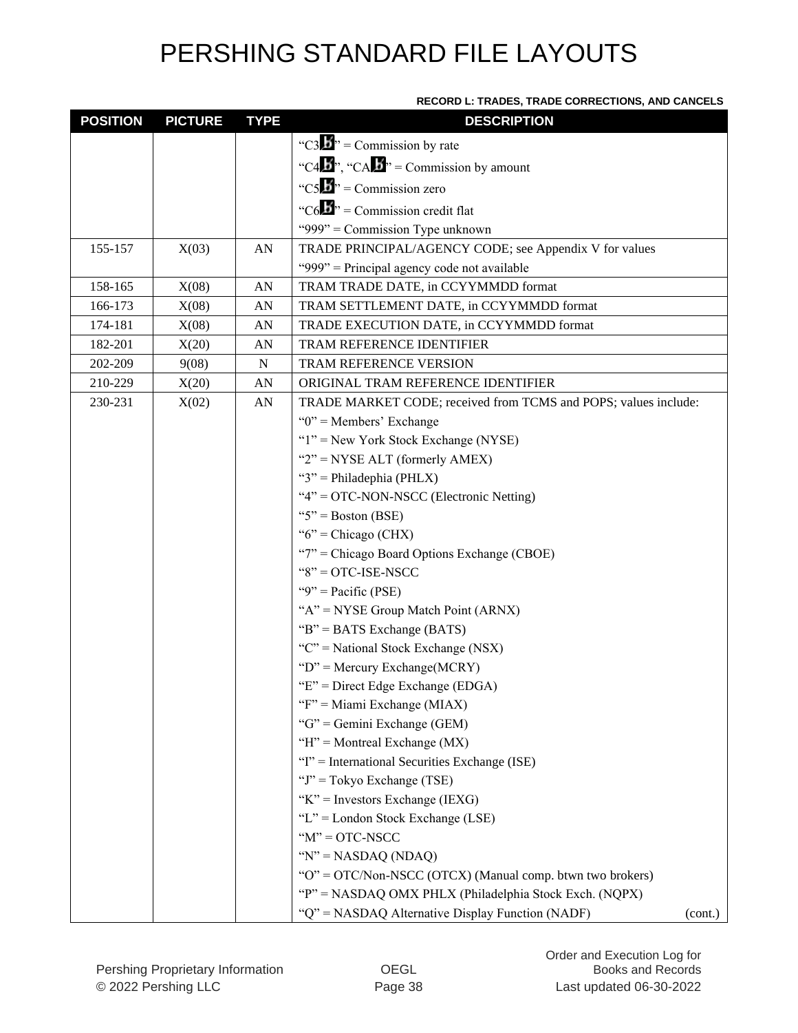# PERSHING STANDARD FILE LAYOUTS

**RECORD L: TRADES, TRADE CORRECTIONS, AND CANCELS**

| POSITION | PICTURE | TYPE | DESCRIPTION |
|---|---|---|---|
| | | | "C3ƀ" = Commission by rate<br>"C4ƀ", "CAƀ" = Commission by amount<br>"C5ƀ" = Commission zero<br>"C6ƀ" = Commission credit flat<br>"999" = Commission Type unknown |
| 155-157 | X(03) | AN | TRADE PRINCIPAL/AGENCY CODE; see Appendix V for values<br>"999" = Principal agency code not available |
| 158-165 | X(08) | AN | TRAM TRADE DATE, in CCYYMMDD format |
| 166-173 | X(08) | AN | TRAM SETTLEMENT DATE, in CCYYMMDD format |
| 174-181 | X(08) | AN | TRADE EXECUTION DATE, in CCYYMMDD format |
| 182-201 | X(20) | AN | TRAM REFERENCE IDENTIFIER |
| 202-209 | 9(08) | N | TRAM REFERENCE VERSION |
| 210-229 | X(20) | AN | ORIGINAL TRAM REFERENCE IDENTIFIER |
| 230-231 | X(02) | AN | TRADE MARKET CODE; received from TCMS and POPS; values include:<br>"0" = Members' Exchange<br>"1" = New York Stock Exchange (NYSE)<br>"2" = NYSE ALT (formerly AMEX)<br>"3" = Philadephia (PHLX)<br>"4" = OTC-NON-NSCC (Electronic Netting)<br>"5" = Boston (BSE)<br>"6" = Chicago (CHX)<br>"7" = Chicago Board Options Exchange (CBOE)<br>"8" = OTC-ISE-NSCC<br>"9" = Pacific (PSE)<br>"A" = NYSE Group Match Point (ARNX)<br>"B" = BATS Exchange (BATS)<br>"C" = National Stock Exchange (NSX)<br>"D" = Mercury Exchange(MCRY)<br>"E" = Direct Edge Exchange (EDGA)<br>"F" = Miami Exchange (MIAX)<br>"G" = Gemini Exchange (GEM)<br>"H" = Montreal Exchange (MX)<br>"I" = International Securities Exchange (ISE)<br>"J" = Tokyo Exchange (TSE)<br>"K" = Investors Exchange (IEXG)<br>"L" = London Stock Exchange (LSE)<br>"M" = OTC-NSCC<br>"N" = NASDAQ (NDAQ)<br>"O" = OTC/Non-NSCC (OTCX) (Manual comp. btwn two brokers)<br>"P" = NASDAQ OMX PHLX (Philadelphia Stock Exch. (NQPX)<br>"Q" = NASDAQ Alternative Display Function (NADF) (cont.) |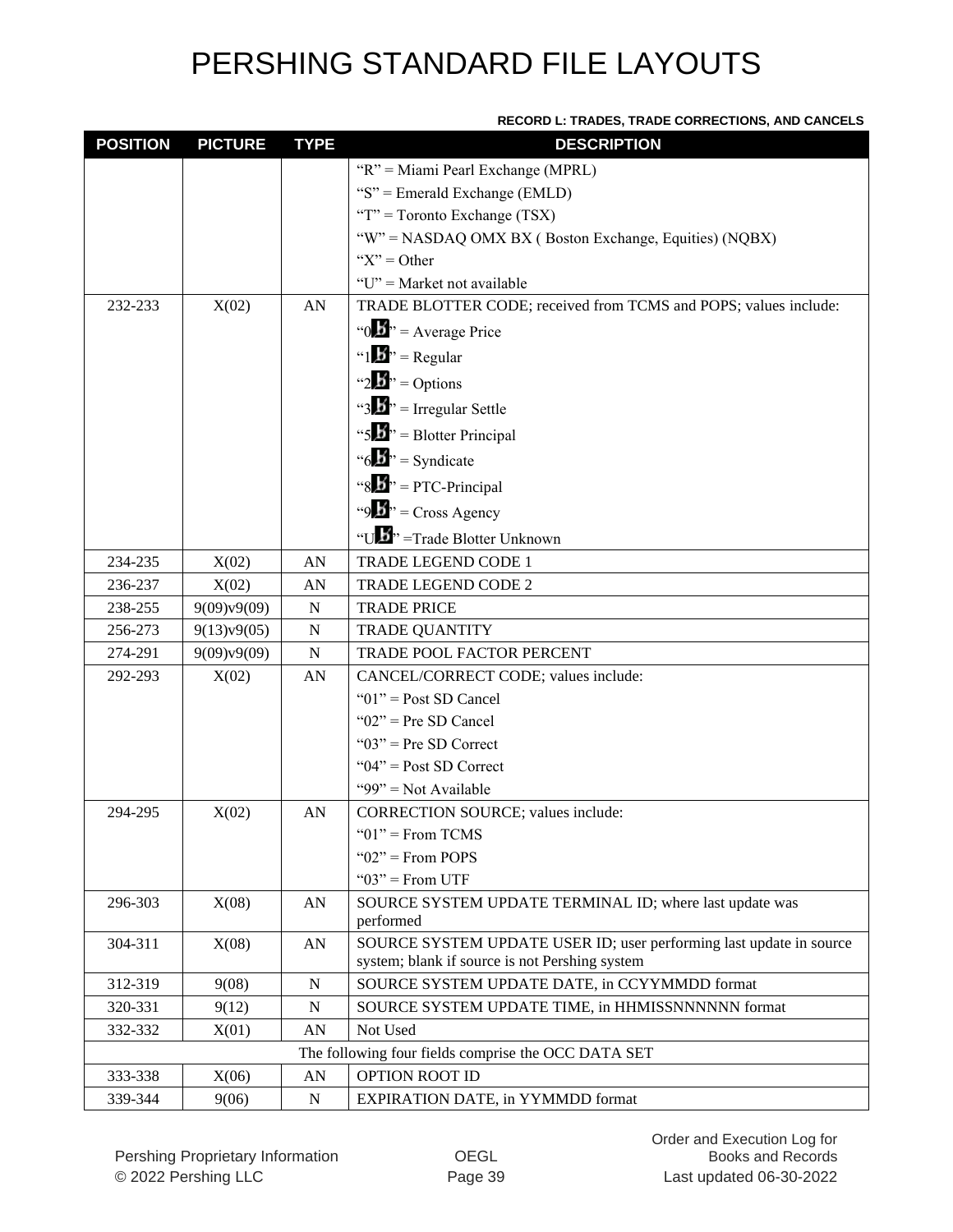**RECORD L: TRADES, TRADE CORRECTIONS, AND CANCELS**

| POSITION | PICTURE | TYPE | DESCRIPTION |
|---|---|---|---|
| | | | "R" = Miami Pearl Exchange (MPRL)<br>"S" = Emerald Exchange (EMLD)<br>"T" = Toronto Exchange (TSX)<br>"W" = NASDAQ OMX BX ( Boston Exchange, Equities) (NQBX)<br>"X" = Other<br>"U" = Market not available |
| 232-233 | X(02) | AN | TRADE BLOTTER CODE; received from TCMS and POPS; values include:<br>"0b" = Average Price<br>"1b" = Regular<br>"2b" = Options<br>"3b" = Irregular Settle<br>"5b" = Blotter Principal<br>"6b" = Syndicate<br>"8b" = PTC-Principal<br>"9b" = Cross Agency<br>"Ub" =Trade Blotter Unknown |
| 234-235 | X(02) | AN | TRADE LEGEND CODE 1 |
| 236-237 | X(02) | AN | TRADE LEGEND CODE 2 |
| 238-255 | 9(09)v9(09) | N | TRADE PRICE |
| 256-273 | 9(13)v9(05) | N | TRADE QUANTITY |
| 274-291 | 9(09)v9(09) | N | TRADE POOL FACTOR PERCENT |
| 292-293 | X(02) | AN | CANCEL/CORRECT CODE; values include:<br>"01" = Post SD Cancel<br>"02" = Pre SD Cancel<br>"03" = Pre SD Correct<br>"04" = Post SD Correct<br>"99" = Not Available |
| 294-295 | X(02) | AN | CORRECTION SOURCE; values include:<br>"01" = From TCMS<br>"02" = From POPS<br>"03" = From UTF |
| 296-303 | X(08) | AN | SOURCE SYSTEM UPDATE TERMINAL ID; where last update was performed |
| 304-311 | X(08) | AN | SOURCE SYSTEM UPDATE USER ID; user performing last update in source system; blank if source is not Pershing system |
| 312-319 | 9(08) | N | SOURCE SYSTEM UPDATE DATE, in CCYYMMDD format |
| 320-331 | 9(12) | N | SOURCE SYSTEM UPDATE TIME, in HHMISSNNNNNN format |
| 332-332 | X(01) | AN | Not Used |
| The following four fields comprise the OCC DATA SET | | | |
| 333-338 | X(06) | AN | OPTION ROOT ID |
| 339-344 | 9(06) | N | EXPIRATION DATE, in YYMMDD format |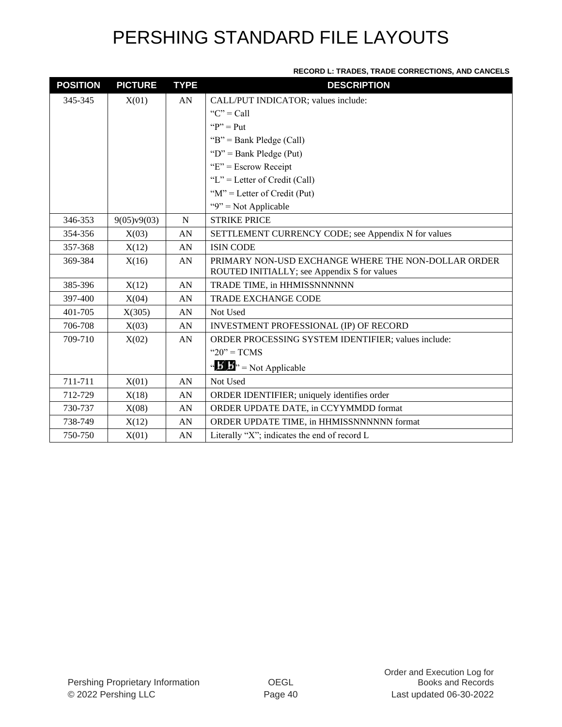# PERSHING STANDARD FILE LAYOUTS

**RECORD L: TRADES, TRADE CORRECTIONS, AND CANCELS**

| POSITION | PICTURE | TYPE | DESCRIPTION |
|---|---|---|---|
| 345-345 | X(01) | AN | CALL/PUT INDICATOR; values include:<br>"C" = Call<br>"P" = Put<br>"B" = Bank Pledge (Call)<br>"D" = Bank Pledge (Put)<br>"E" = Escrow Receipt<br>"L" = Letter of Credit (Call)<br>"M" = Letter of Credit (Put)<br>"9" = Not Applicable |
| 346-353 | 9(05)v9(03) | N | STRIKE PRICE |
| 354-356 | X(03) | AN | SETTLEMENT CURRENCY CODE; see Appendix N for values |
| 357-368 | X(12) | AN | ISIN CODE |
| 369-384 | X(16) | AN | PRIMARY NON-USD EXCHANGE WHERE THE NON-DOLLAR ORDER ROUTED INITIALLY; see Appendix S for values |
| 385-396 | X(12) | AN | TRADE TIME, in HHMISSNNNNNN |
| 397-400 | X(04) | AN | TRADE EXCHANGE CODE |
| 401-705 | X(305) | AN | Not Used |
| 706-708 | X(03) | AN | INVESTMENT PROFESSIONAL (IP) OF RECORD |
| 709-710 | X(02) | AN | ORDER PROCESSING SYSTEM IDENTIFIER; values include:<br>"20" = TCMS<br>"ƀƀ" = Not Applicable |
| 711-711 | X(01) | AN | Not Used |
| 712-729 | X(18) | AN | ORDER IDENTIFIER; uniquely identifies order |
| 730-737 | X(08) | AN | ORDER UPDATE DATE, in CCYYMMDD format |
| 738-749 | X(12) | AN | ORDER UPDATE TIME, in HHMISSNNNNNN format |
| 750-750 | X(01) | AN | Literally "X"; indicates the end of record L |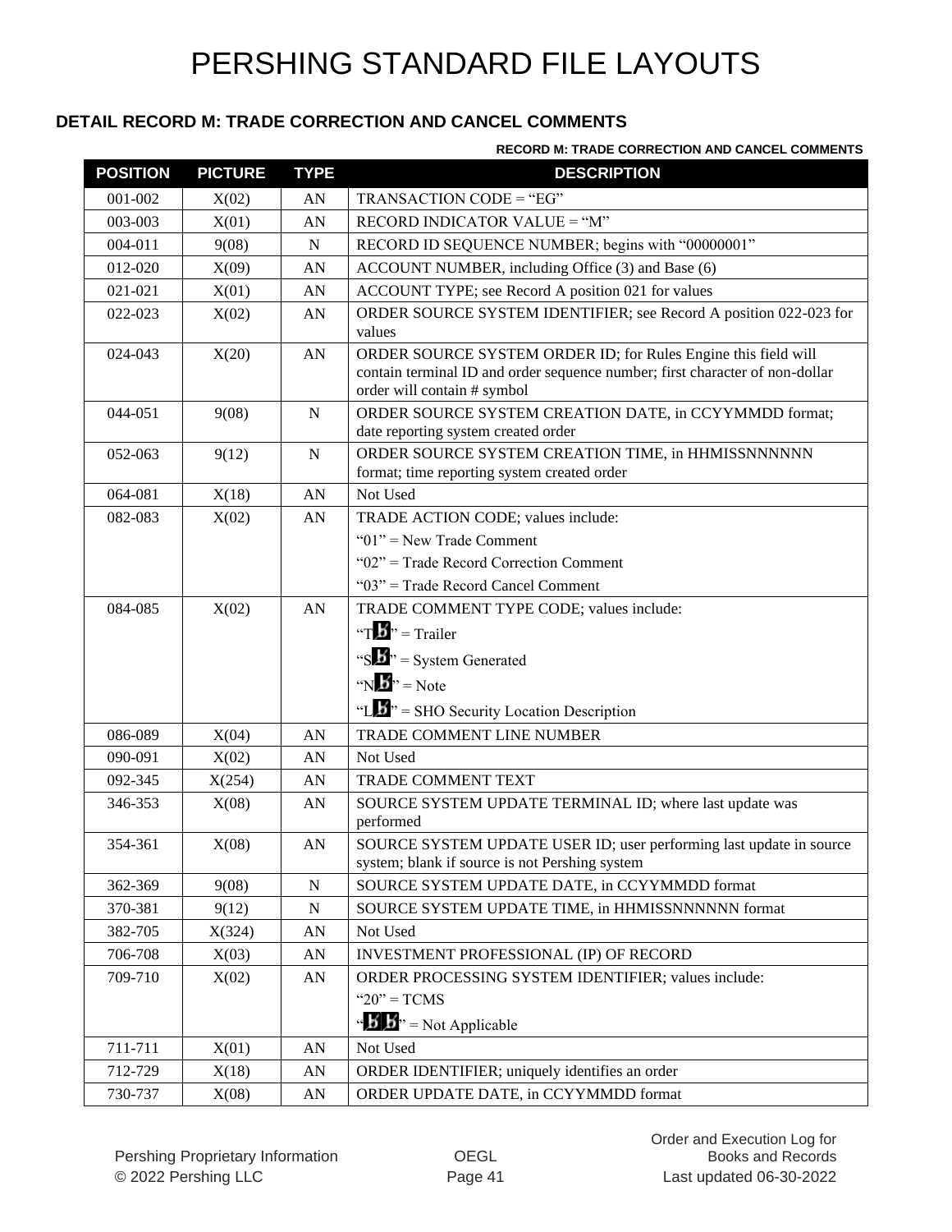# PERSHING STANDARD FILE LAYOUTS

## DETAIL RECORD M: TRADE CORRECTION AND CANCEL COMMENTS

**RECORD M: TRADE CORRECTION AND CANCEL COMMENTS**

| POSITION | PICTURE | TYPE | DESCRIPTION |
|---|---|---|---|
| 001-002 | X(02) | AN | TRANSACTION CODE = "EG" |
| 003-003 | X(01) | AN | RECORD INDICATOR VALUE = "M" |
| 004-011 | 9(08) | N | RECORD ID SEQUENCE NUMBER; begins with "00000001" |
| 012-020 | X(09) | AN | ACCOUNT NUMBER, including Office (3) and Base (6) |
| 021-021 | X(01) | AN | ACCOUNT TYPE; see Record A position 021 for values |
| 022-023 | X(02) | AN | ORDER SOURCE SYSTEM IDENTIFIER; see Record A position 022-023 for values |
| 024-043 | X(20) | AN | ORDER SOURCE SYSTEM ORDER ID; for Rules Engine this field will contain terminal ID and order sequence number; first character of non-dollar order will contain # symbol |
| 044-051 | 9(08) | N | ORDER SOURCE SYSTEM CREATION DATE, in CCYYMMDD format; date reporting system created order |
| 052-063 | 9(12) | N | ORDER SOURCE SYSTEM CREATION TIME, in HHMISSNNNNNN format; time reporting system created order |
| 064-081 | X(18) | AN | Not Used |
| 082-083 | X(02) | AN | TRADE ACTION CODE; values include:<br>"01" = New Trade Comment<br>"02" = Trade Record Correction Comment<br>"03" = Trade Record Cancel Comment |
| 084-085 | X(02) | AN | TRADE COMMENT TYPE CODE; values include:<br>"Tƀ" = Trailer<br>"Sƀ" = System Generated<br>"Nƀ" = Note<br>"Lƀ" = SHO Security Location Description |
| 086-089 | X(04) | AN | TRADE COMMENT LINE NUMBER |
| 090-091 | X(02) | AN | Not Used |
| 092-345 | X(254) | AN | TRADE COMMENT TEXT |
| 346-353 | X(08) | AN | SOURCE SYSTEM UPDATE TERMINAL ID; where last update was performed |
| 354-361 | X(08) | AN | SOURCE SYSTEM UPDATE USER ID; user performing last update in source system; blank if source is not Pershing system |
| 362-369 | 9(08) | N | SOURCE SYSTEM UPDATE DATE, in CCYYMMDD format |
| 370-381 | 9(12) | N | SOURCE SYSTEM UPDATE TIME, in HHMISSNNNNNN format |
| 382-705 | X(324) | AN | Not Used |
| 706-708 | X(03) | AN | INVESTMENT PROFESSIONAL (IP) OF RECORD |
| 709-710 | X(02) | AN | ORDER PROCESSING SYSTEM IDENTIFIER; values include:<br>"20" = TCMS<br>"ƀƀ" = Not Applicable |
| 711-711 | X(01) | AN | Not Used |
| 712-729 | X(18) | AN | ORDER IDENTIFIER; uniquely identifies an order |
| 730-737 | X(08) | AN | ORDER UPDATE DATE, in CCYYMMDD format |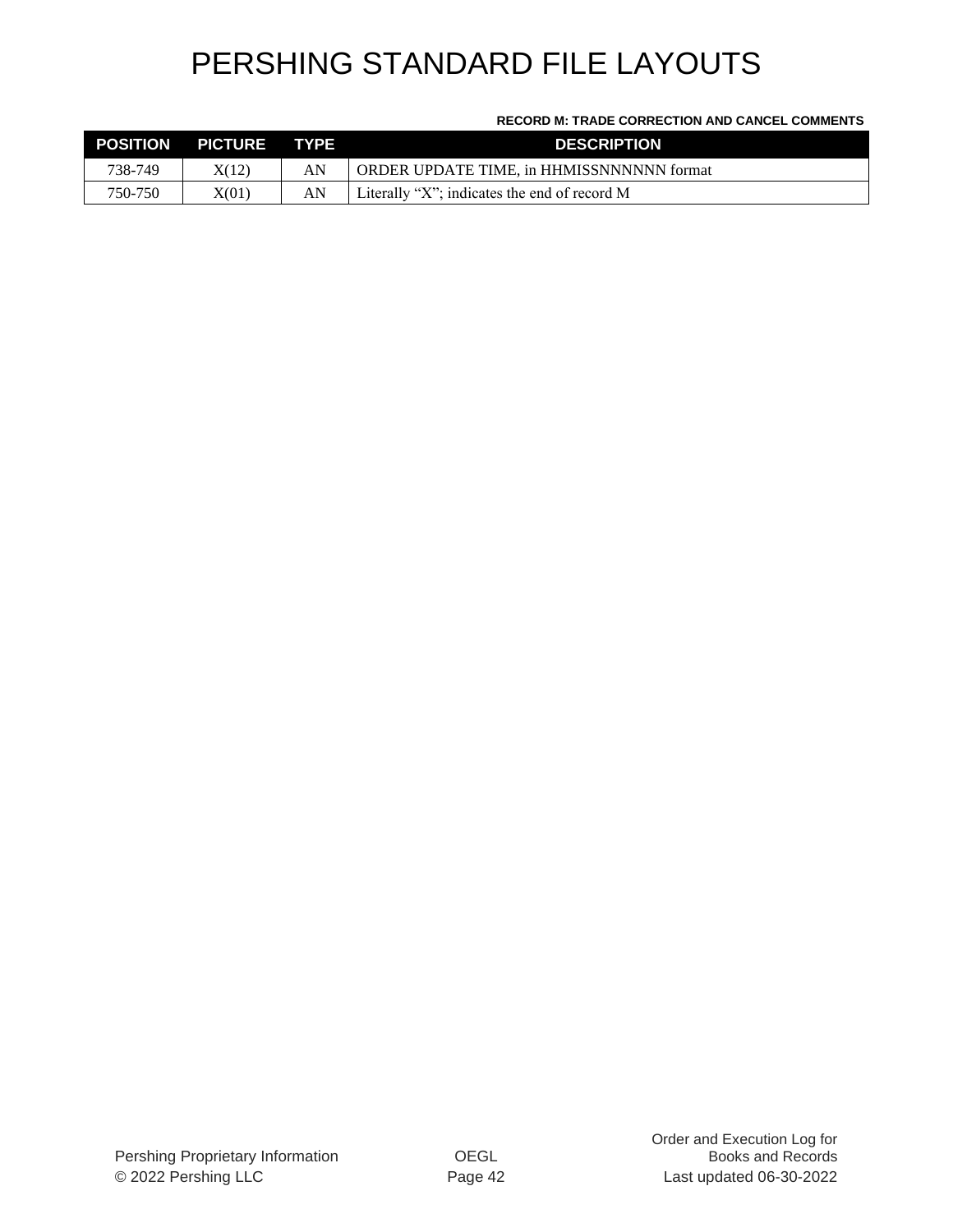**RECORD M: TRADE CORRECTION AND CANCEL COMMENTS**

| POSITION | PICTURE | TYPE | DESCRIPTION |
|---|---|---|---|
| 738-749 | X(12) | AN | ORDER UPDATE TIME, in HHMISSNNNNNN format |
| 750-750 | X(01) | AN | Literally "X"; indicates the end of record M |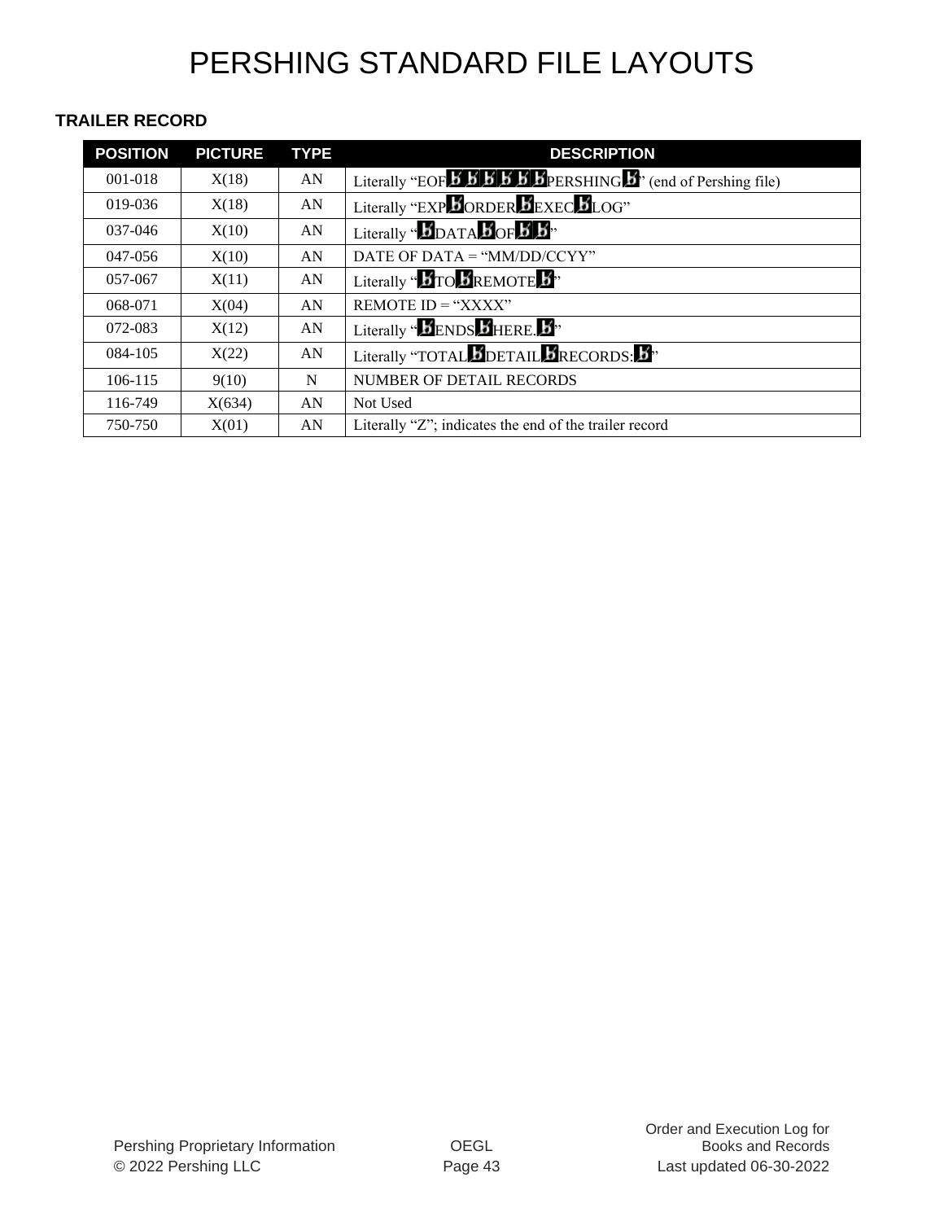# PERSHING STANDARD FILE LAYOUTS

### TRAILER RECORD

| POSITION | PICTURE | TYPE | DESCRIPTION |
|---|---|---|---|
| 001-018 | X(18) | AN | Literally “EOFƀƀƀƀƀPERSHINGƀ” (end of Pershing file) |
| 019-036 | X(18) | AN | Literally “EXPƀORDERƀEXECƀLOG” |
| 037-046 | X(10) | AN | Literally “ƀDATAƀOFƀƀ” |
| 047-056 | X(10) | AN | DATE OF DATA = “MM/DD/CCYY” |
| 057-067 | X(11) | AN | Literally “ƀTOƀREMOTEƀ” |
| 068-071 | X(04) | AN | REMOTE ID = “XXXX” |
| 072-083 | X(12) | AN | Literally “ƀENDSƀHERE.ƀ” |
| 084-105 | X(22) | AN | Literally “TOTALƀDETAILƀRECORDS:ƀ” |
| 106-115 | 9(10) | N | NUMBER OF DETAIL RECORDS |
| 116-749 | X(634) | AN | Not Used |
| 750-750 | X(01) | AN | Literally “Z”; indicates the end of the trailer record |